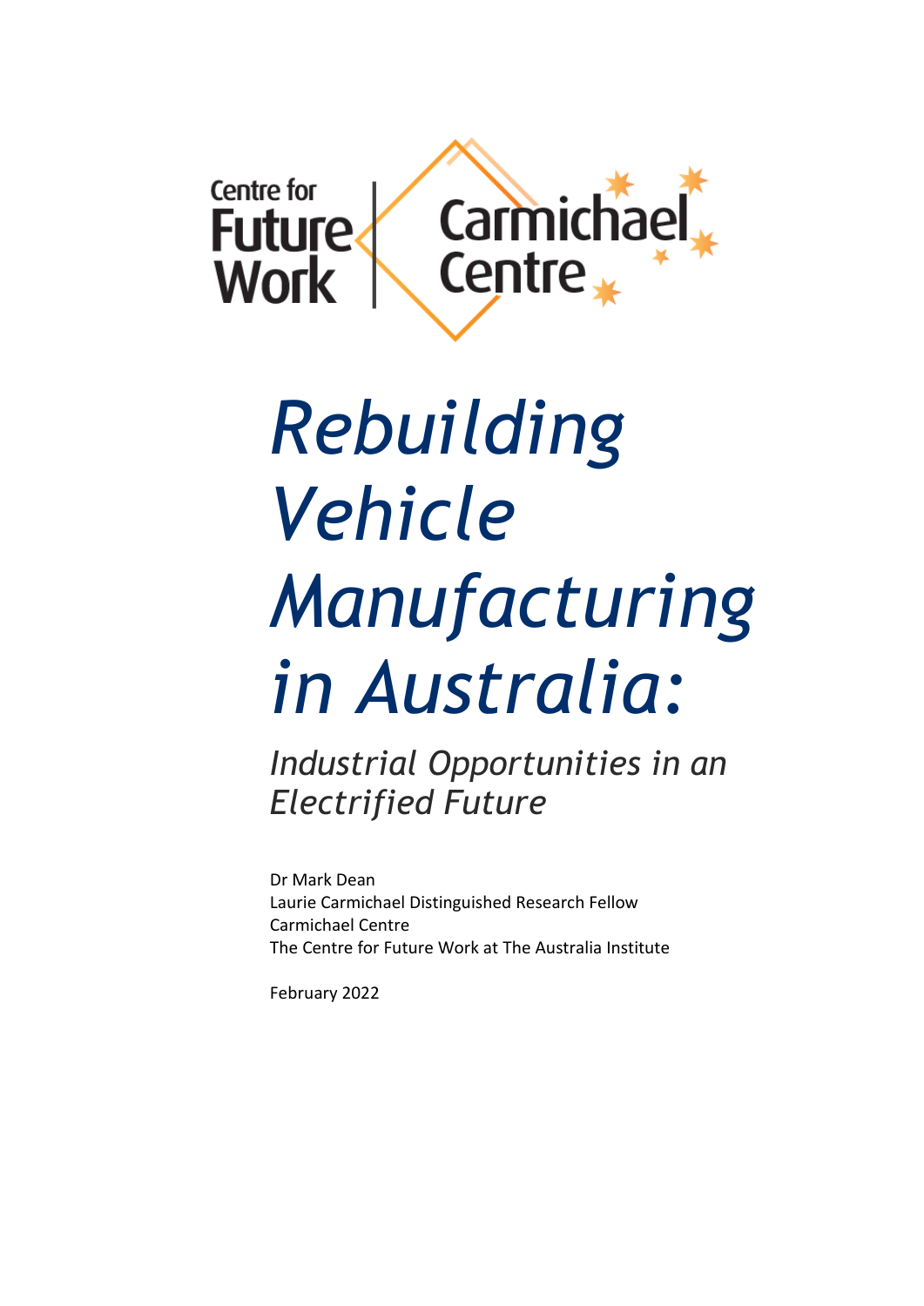Centre for Future Work | Carmichael Centre

# *Rebuilding Vehicle Manufacturing in Australia:*

## *Industrial Opportunities in an Electrified Future*

Dr Mark Dean
Laurie Carmichael Distinguished Research Fellow
Carmichael Centre
The Centre for Future Work at The Australia Institute

February 2022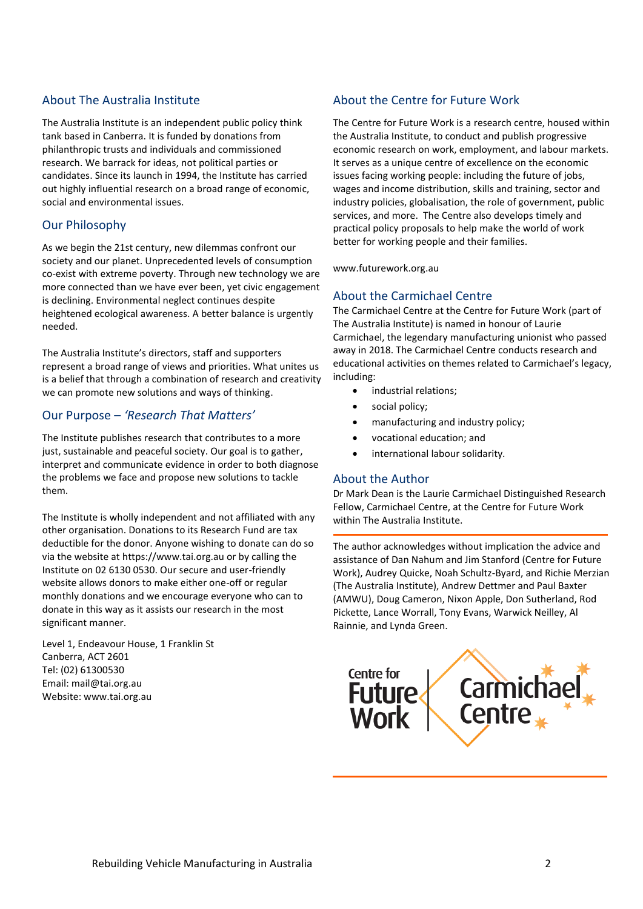## About The Australia Institute

The Australia Institute is an independent public policy think tank based in Canberra. It is funded by donations from philanthropic trusts and individuals and commissioned research. We barrack for ideas, not political parties or candidates. Since its launch in 1994, the Institute has carried out highly influential research on a broad range of economic, social and environmental issues.

## Our Philosophy

As we begin the 21st century, new dilemmas confront our society and our planet. Unprecedented levels of consumption co-exist with extreme poverty. Through new technology we are more connected than we have ever been, yet civic engagement is declining. Environmental neglect continues despite heightened ecological awareness. A better balance is urgently needed.

The Australia Institute's directors, staff and supporters represent a broad range of views and priorities. What unites us is a belief that through a combination of research and creativity we can promote new solutions and ways of thinking.

## Our Purpose – *'Research That Matters'*

The Institute publishes research that contributes to a more just, sustainable and peaceful society. Our goal is to gather, interpret and communicate evidence in order to both diagnose the problems we face and propose new solutions to tackle them.

The Institute is wholly independent and not affiliated with any other organisation. Donations to its Research Fund are tax deductible for the donor. Anyone wishing to donate can do so via the website at https://www.tai.org.au or by calling the Institute on 02 6130 0530. Our secure and user-friendly website allows donors to make either one-off or regular monthly donations and we encourage everyone who can to donate in this way as it assists our research in the most significant manner.

Level 1, Endeavour House, 1 Franklin St
Canberra, ACT 2601
Tel: (02) 61300530
Email: mail@tai.org.au
Website: www.tai.org.au

## About the Centre for Future Work

The Centre for Future Work is a research centre, housed within the Australia Institute, to conduct and publish progressive economic research on work, employment, and labour markets. It serves as a unique centre of excellence on the economic issues facing working people: including the future of jobs, wages and income distribution, skills and training, sector and industry policies, globalisation, the role of government, public services, and more. The Centre also develops timely and practical policy proposals to help make the world of work better for working people and their families.

www.futurework.org.au

## About the Carmichael Centre

The Carmichael Centre at the Centre for Future Work (part of The Australia Institute) is named in honour of Laurie Carmichael, the legendary manufacturing unionist who passed away in 2018. The Carmichael Centre conducts research and educational activities on themes related to Carmichael's legacy, including:

- industrial relations;
- social policy;
- manufacturing and industry policy;
- vocational education; and
- international labour solidarity.

## About the Author

Dr Mark Dean is the Laurie Carmichael Distinguished Research Fellow, Carmichael Centre, at the Centre for Future Work within The Australia Institute.

The author acknowledges without implication the advice and assistance of Dan Nahum and Jim Stanford (Centre for Future Work), Audrey Quicke, Noah Schultz-Byard, and Richie Merzian (The Australia Institute), Andrew Dettmer and Paul Baxter (AMWU), Doug Cameron, Nixon Apple, Don Sutherland, Rod Pickette, Lance Worrall, Tony Evans, Warwick Neilley, Al Rainnie, and Lynda Green.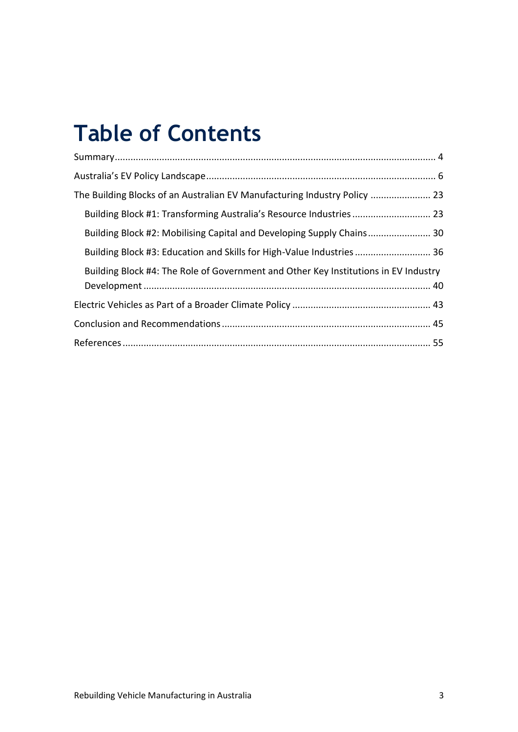# Table of Contents

Summary ........................................................................................................................ 4

Australia's EV Policy Landscape ...................................................................................... 6

The Building Blocks of an Australian EV Manufacturing Industry Policy ...................... 23

- Building Block #1: Transforming Australia's Resource Industries ............................. 23
- Building Block #2: Mobilising Capital and Developing Supply Chains ....................... 30
- Building Block #3: Education and Skills for High-Value Industries ............................ 36
- Building Block #4: The Role of Government and Other Key Institutions in EV Industry Development ........................................................................................................... 40

Electric Vehicles as Part of a Broader Climate Policy .................................................... 43

Conclusion and Recommendations .............................................................................. 45

References ................................................................................................................... 55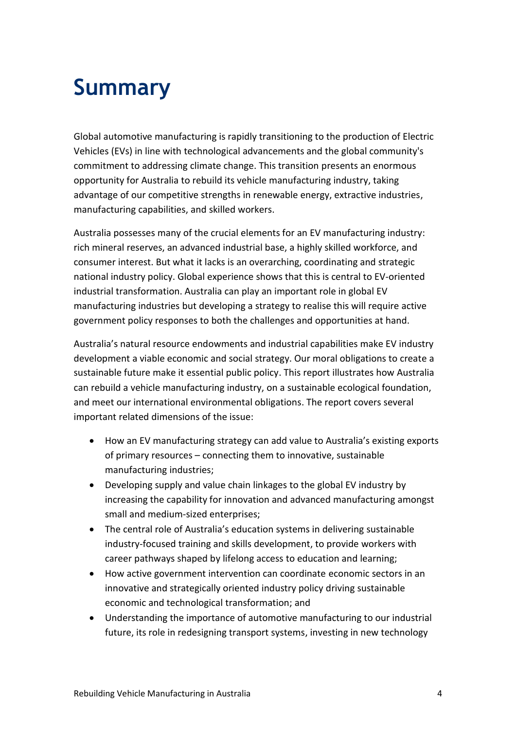# Summary

Global automotive manufacturing is rapidly transitioning to the production of Electric Vehicles (EVs) in line with technological advancements and the global community's commitment to addressing climate change. This transition presents an enormous opportunity for Australia to rebuild its vehicle manufacturing industry, taking advantage of our competitive strengths in renewable energy, extractive industries, manufacturing capabilities, and skilled workers.

Australia possesses many of the crucial elements for an EV manufacturing industry: rich mineral reserves, an advanced industrial base, a highly skilled workforce, and consumer interest. But what it lacks is an overarching, coordinating and strategic national industry policy. Global experience shows that this is central to EV-oriented industrial transformation. Australia can play an important role in global EV manufacturing industries but developing a strategy to realise this will require active government policy responses to both the challenges and opportunities at hand.

Australia's natural resource endowments and industrial capabilities make EV industry development a viable economic and social strategy. Our moral obligations to create a sustainable future make it essential public policy. This report illustrates how Australia can rebuild a vehicle manufacturing industry, on a sustainable ecological foundation, and meet our international environmental obligations. The report covers several important related dimensions of the issue:

- How an EV manufacturing strategy can add value to Australia's existing exports of primary resources – connecting them to innovative, sustainable manufacturing industries;
- Developing supply and value chain linkages to the global EV industry by increasing the capability for innovation and advanced manufacturing amongst small and medium-sized enterprises;
- The central role of Australia's education systems in delivering sustainable industry-focused training and skills development, to provide workers with career pathways shaped by lifelong access to education and learning;
- How active government intervention can coordinate economic sectors in an innovative and strategically oriented industry policy driving sustainable economic and technological transformation; and
- Understanding the importance of automotive manufacturing to our industrial future, its role in redesigning transport systems, investing in new technology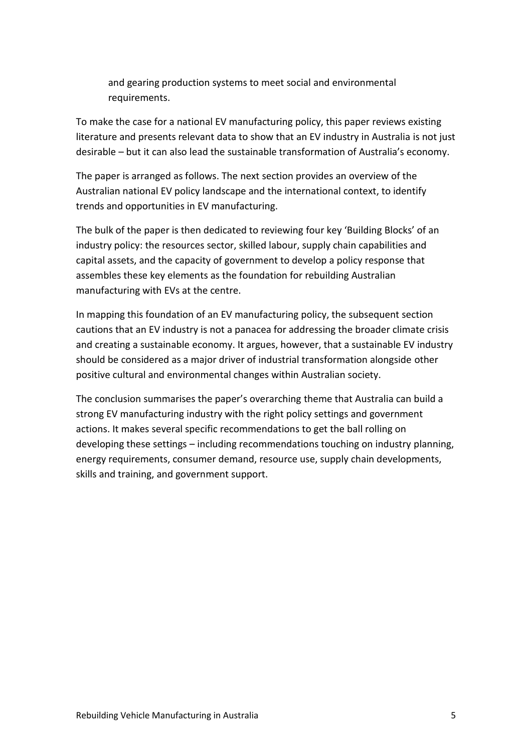and gearing production systems to meet social and environmental requirements.

To make the case for a national EV manufacturing policy, this paper reviews existing literature and presents relevant data to show that an EV industry in Australia is not just desirable – but it can also lead the sustainable transformation of Australia's economy.

The paper is arranged as follows. The next section provides an overview of the Australian national EV policy landscape and the international context, to identify trends and opportunities in EV manufacturing.

The bulk of the paper is then dedicated to reviewing four key 'Building Blocks' of an industry policy: the resources sector, skilled labour, supply chain capabilities and capital assets, and the capacity of government to develop a policy response that assembles these key elements as the foundation for rebuilding Australian manufacturing with EVs at the centre.

In mapping this foundation of an EV manufacturing policy, the subsequent section cautions that an EV industry is not a panacea for addressing the broader climate crisis and creating a sustainable economy. It argues, however, that a sustainable EV industry should be considered as a major driver of industrial transformation alongside other positive cultural and environmental changes within Australian society.

The conclusion summarises the paper's overarching theme that Australia can build a strong EV manufacturing industry with the right policy settings and government actions. It makes several specific recommendations to get the ball rolling on developing these settings – including recommendations touching on industry planning, energy requirements, consumer demand, resource use, supply chain developments, skills and training, and government support.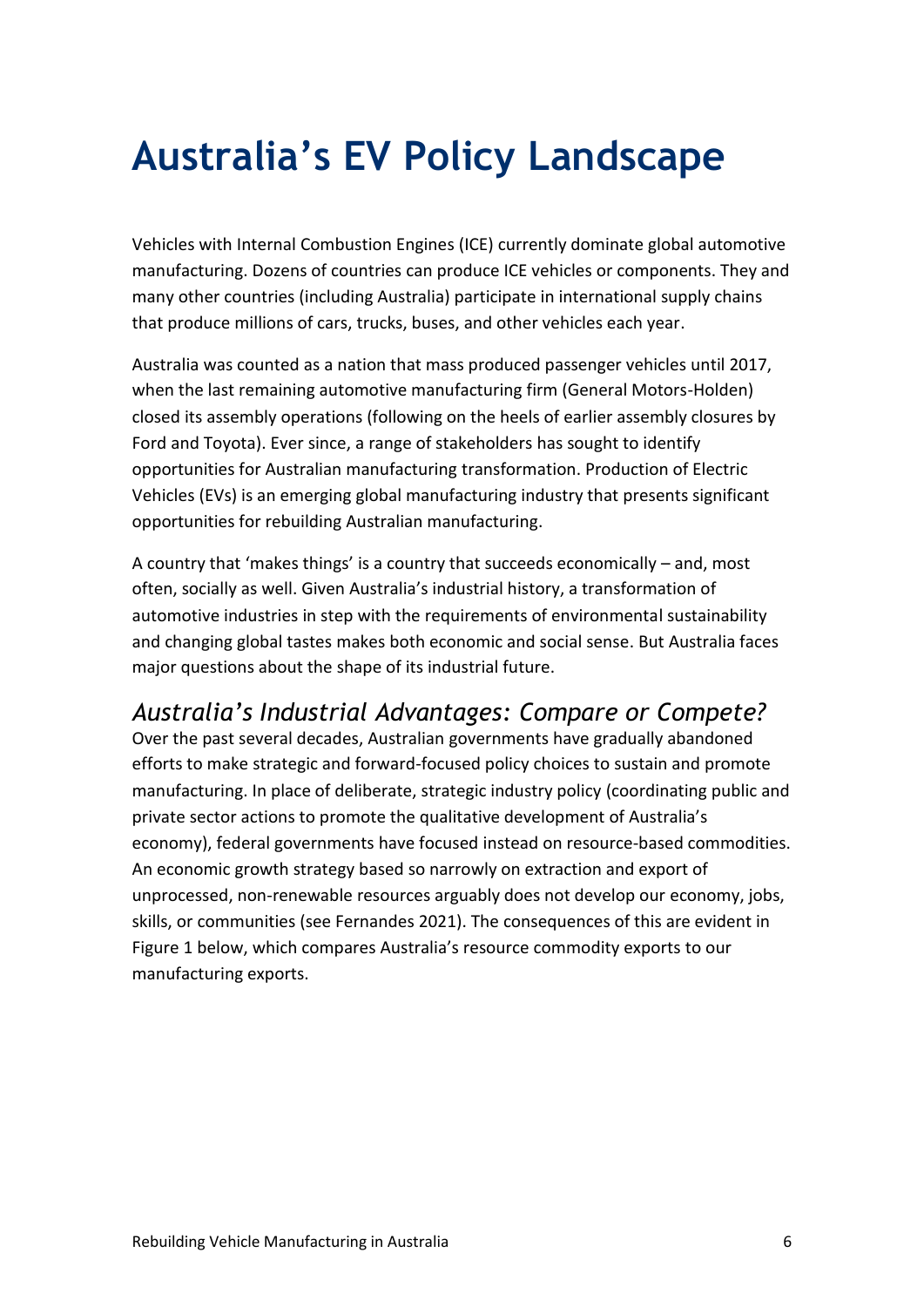# Australia's EV Policy Landscape

Vehicles with Internal Combustion Engines (ICE) currently dominate global automotive manufacturing. Dozens of countries can produce ICE vehicles or components. They and many other countries (including Australia) participate in international supply chains that produce millions of cars, trucks, buses, and other vehicles each year.

Australia was counted as a nation that mass produced passenger vehicles until 2017, when the last remaining automotive manufacturing firm (General Motors-Holden) closed its assembly operations (following on the heels of earlier assembly closures by Ford and Toyota). Ever since, a range of stakeholders has sought to identify opportunities for Australian manufacturing transformation. Production of Electric Vehicles (EVs) is an emerging global manufacturing industry that presents significant opportunities for rebuilding Australian manufacturing.

A country that 'makes things' is a country that succeeds economically – and, most often, socially as well. Given Australia's industrial history, a transformation of automotive industries in step with the requirements of environmental sustainability and changing global tastes makes both economic and social sense. But Australia faces major questions about the shape of its industrial future.

## *Australia's Industrial Advantages: Compare or Compete?*

Over the past several decades, Australian governments have gradually abandoned efforts to make strategic and forward-focused policy choices to sustain and promote manufacturing. In place of deliberate, strategic industry policy (coordinating public and private sector actions to promote the qualitative development of Australia's economy), federal governments have focused instead on resource-based commodities. An economic growth strategy based so narrowly on extraction and export of unprocessed, non-renewable resources arguably does not develop our economy, jobs, skills, or communities (see Fernandes 2021). The consequences of this are evident in Figure 1 below, which compares Australia's resource commodity exports to our manufacturing exports.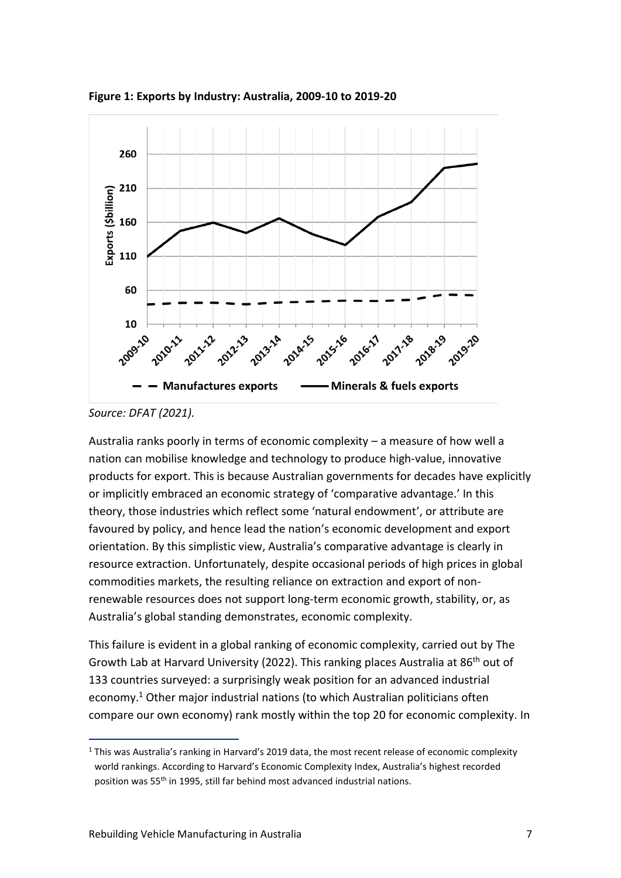**Figure 1: Exports by Industry: Australia, 2009-10 to 2019-20**

*Source: DFAT (2021).*

Australia ranks poorly in terms of economic complexity – a measure of how well a nation can mobilise knowledge and technology to produce high-value, innovative products for export. This is because Australian governments for decades have explicitly or implicitly embraced an economic strategy of 'comparative advantage.' In this theory, those industries which reflect some 'natural endowment', or attribute are favoured by policy, and hence lead the nation's economic development and export orientation. By this simplistic view, Australia's comparative advantage is clearly in resource extraction. Unfortunately, despite occasional periods of high prices in global commodities markets, the resulting reliance on extraction and export of non-renewable resources does not support long-term economic growth, stability, or, as Australia's global standing demonstrates, economic complexity.

This failure is evident in a global ranking of economic complexity, carried out by The Growth Lab at Harvard University (2022). This ranking places Australia at 86th out of 133 countries surveyed: a surprisingly weak position for an advanced industrial economy.[1] Other major industrial nations (to which Australian politicians often compare our own economy) rank mostly within the top 20 for economic complexity. In

[1] This was Australia's ranking in Harvard's 2019 data, the most recent release of economic complexity world rankings. According to Harvard's Economic Complexity Index, Australia's highest recorded position was 55th in 1995, still far behind most advanced industrial nations.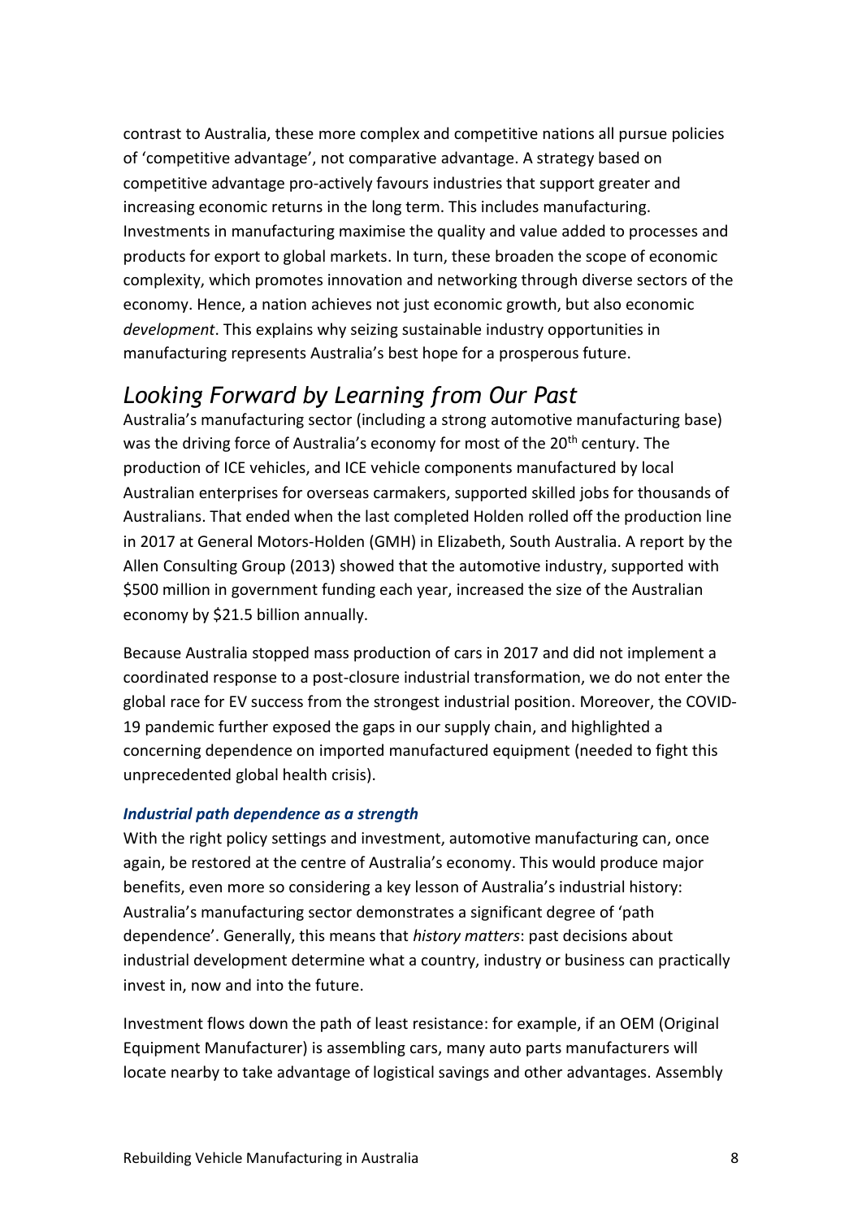contrast to Australia, these more complex and competitive nations all pursue policies of 'competitive advantage', not comparative advantage. A strategy based on competitive advantage pro-actively favours industries that support greater and increasing economic returns in the long term. This includes manufacturing. Investments in manufacturing maximise the quality and value added to processes and products for export to global markets. In turn, these broaden the scope of economic complexity, which promotes innovation and networking through diverse sectors of the economy. Hence, a nation achieves not just economic growth, but also economic *development*. This explains why seizing sustainable industry opportunities in manufacturing represents Australia's best hope for a prosperous future.

## *Looking Forward by Learning from Our Past*

Australia's manufacturing sector (including a strong automotive manufacturing base) was the driving force of Australia's economy for most of the 20th century. The production of ICE vehicles, and ICE vehicle components manufactured by local Australian enterprises for overseas carmakers, supported skilled jobs for thousands of Australians. That ended when the last completed Holden rolled off the production line in 2017 at General Motors-Holden (GMH) in Elizabeth, South Australia. A report by the Allen Consulting Group (2013) showed that the automotive industry, supported with $500 million in government funding each year, increased the size of the Australian economy by $21.5 billion annually.

Because Australia stopped mass production of cars in 2017 and did not implement a coordinated response to a post-closure industrial transformation, we do not enter the global race for EV success from the strongest industrial position. Moreover, the COVID-19 pandemic further exposed the gaps in our supply chain, and highlighted a concerning dependence on imported manufactured equipment (needed to fight this unprecedented global health crisis).

### *Industrial path dependence as a strength*

With the right policy settings and investment, automotive manufacturing can, once again, be restored at the centre of Australia's economy. This would produce major benefits, even more so considering a key lesson of Australia's industrial history: Australia's manufacturing sector demonstrates a significant degree of 'path dependence'. Generally, this means that *history matters*: past decisions about industrial development determine what a country, industry or business can practically invest in, now and into the future.

Investment flows down the path of least resistance: for example, if an OEM (Original Equipment Manufacturer) is assembling cars, many auto parts manufacturers will locate nearby to take advantage of logistical savings and other advantages. Assembly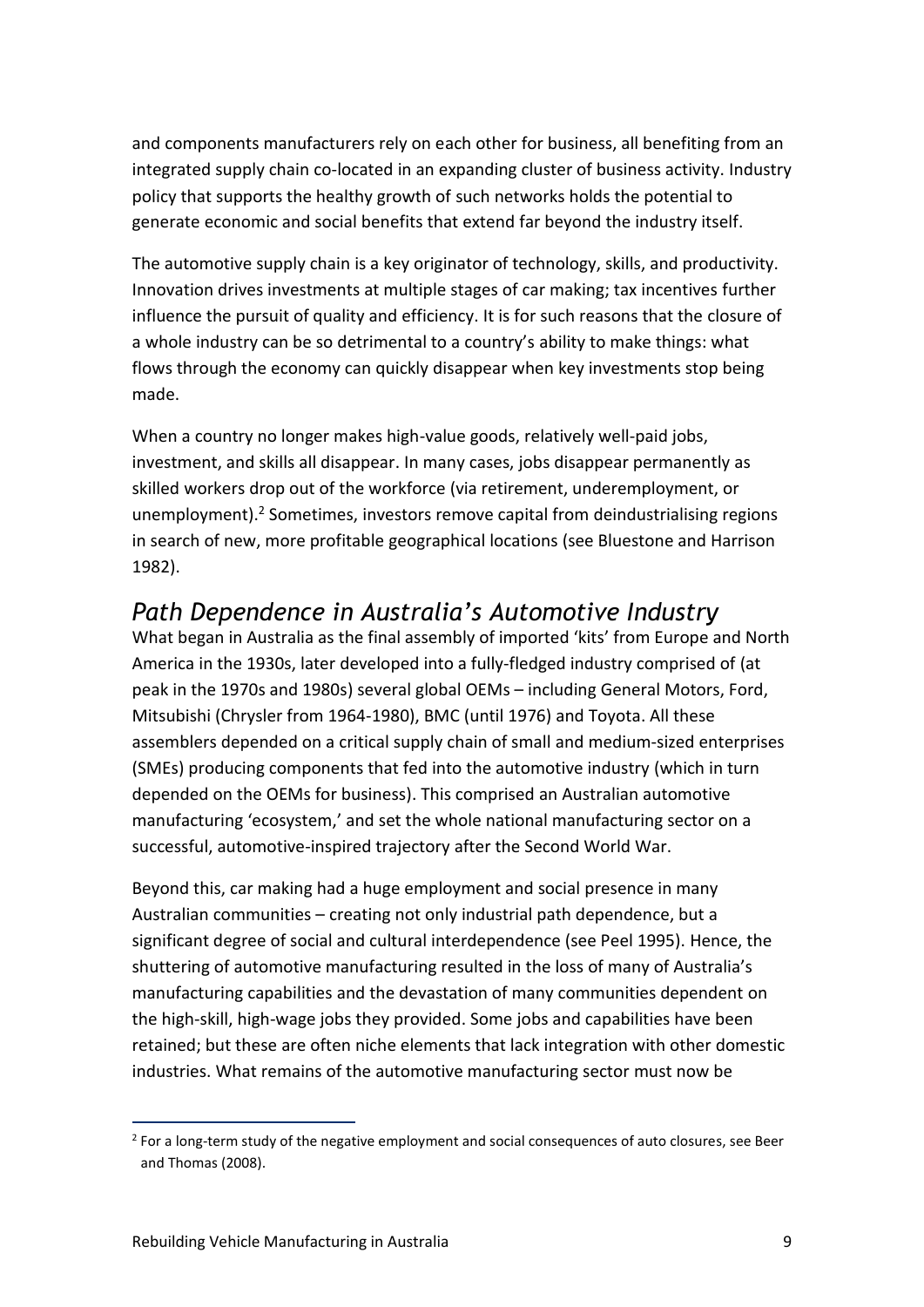and components manufacturers rely on each other for business, all benefiting from an integrated supply chain co-located in an expanding cluster of business activity. Industry policy that supports the healthy growth of such networks holds the potential to generate economic and social benefits that extend far beyond the industry itself.

The automotive supply chain is a key originator of technology, skills, and productivity. Innovation drives investments at multiple stages of car making; tax incentives further influence the pursuit of quality and efficiency. It is for such reasons that the closure of a whole industry can be so detrimental to a country's ability to make things: what flows through the economy can quickly disappear when key investments stop being made.

When a country no longer makes high-value goods, relatively well-paid jobs, investment, and skills all disappear. In many cases, jobs disappear permanently as skilled workers drop out of the workforce (via retirement, underemployment, or unemployment).[2] Sometimes, investors remove capital from deindustrialising regions in search of new, more profitable geographical locations (see Bluestone and Harrison 1982).

## *Path Dependence in Australia's Automotive Industry*

What began in Australia as the final assembly of imported 'kits' from Europe and North America in the 1930s, later developed into a fully-fledged industry comprised of (at peak in the 1970s and 1980s) several global OEMs – including General Motors, Ford, Mitsubishi (Chrysler from 1964-1980), BMC (until 1976) and Toyota. All these assemblers depended on a critical supply chain of small and medium-sized enterprises (SMEs) producing components that fed into the automotive industry (which in turn depended on the OEMs for business). This comprised an Australian automotive manufacturing 'ecosystem,' and set the whole national manufacturing sector on a successful, automotive-inspired trajectory after the Second World War.

Beyond this, car making had a huge employment and social presence in many Australian communities – creating not only industrial path dependence, but a significant degree of social and cultural interdependence (see Peel 1995). Hence, the shuttering of automotive manufacturing resulted in the loss of many of Australia's manufacturing capabilities and the devastation of many communities dependent on the high-skill, high-wage jobs they provided. Some jobs and capabilities have been retained; but these are often niche elements that lack integration with other domestic industries. What remains of the automotive manufacturing sector must now be

[2] For a long-term study of the negative employment and social consequences of auto closures, see Beer and Thomas (2008).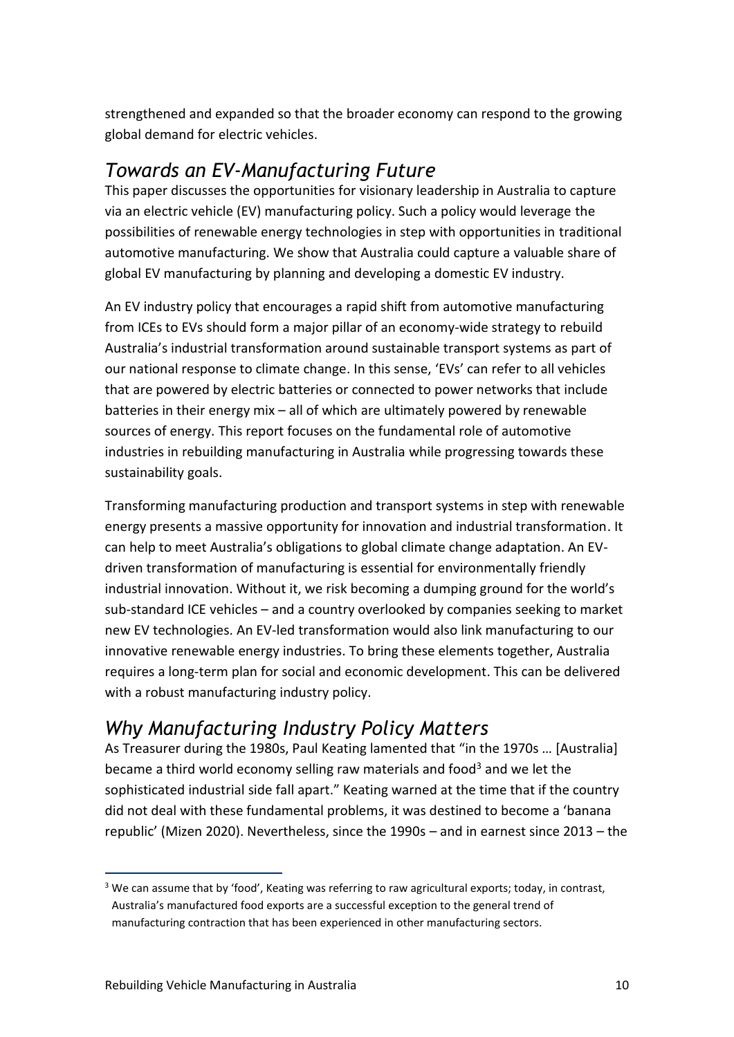strengthened and expanded so that the broader economy can respond to the growing global demand for electric vehicles.

## *Towards an EV-Manufacturing Future*

This paper discusses the opportunities for visionary leadership in Australia to capture via an electric vehicle (EV) manufacturing policy. Such a policy would leverage the possibilities of renewable energy technologies in step with opportunities in traditional automotive manufacturing. We show that Australia could capture a valuable share of global EV manufacturing by planning and developing a domestic EV industry.

An EV industry policy that encourages a rapid shift from automotive manufacturing from ICEs to EVs should form a major pillar of an economy-wide strategy to rebuild Australia's industrial transformation around sustainable transport systems as part of our national response to climate change. In this sense, 'EVs' can refer to all vehicles that are powered by electric batteries or connected to power networks that include batteries in their energy mix – all of which are ultimately powered by renewable sources of energy. This report focuses on the fundamental role of automotive industries in rebuilding manufacturing in Australia while progressing towards these sustainability goals.

Transforming manufacturing production and transport systems in step with renewable energy presents a massive opportunity for innovation and industrial transformation. It can help to meet Australia's obligations to global climate change adaptation. An EV-driven transformation of manufacturing is essential for environmentally friendly industrial innovation. Without it, we risk becoming a dumping ground for the world's sub-standard ICE vehicles – and a country overlooked by companies seeking to market new EV technologies. An EV-led transformation would also link manufacturing to our innovative renewable energy industries. To bring these elements together, Australia requires a long-term plan for social and economic development. This can be delivered with a robust manufacturing industry policy.

## *Why Manufacturing Industry Policy Matters*

As Treasurer during the 1980s, Paul Keating lamented that "in the 1970s … [Australia] became a third world economy selling raw materials and food[3] and we let the sophisticated industrial side fall apart." Keating warned at the time that if the country did not deal with these fundamental problems, it was destined to become a 'banana republic' (Mizen 2020). Nevertheless, since the 1990s – and in earnest since 2013 – the

---

[3] We can assume that by 'food', Keating was referring to raw agricultural exports; today, in contrast, Australia's manufactured food exports are a successful exception to the general trend of manufacturing contraction that has been experienced in other manufacturing sectors.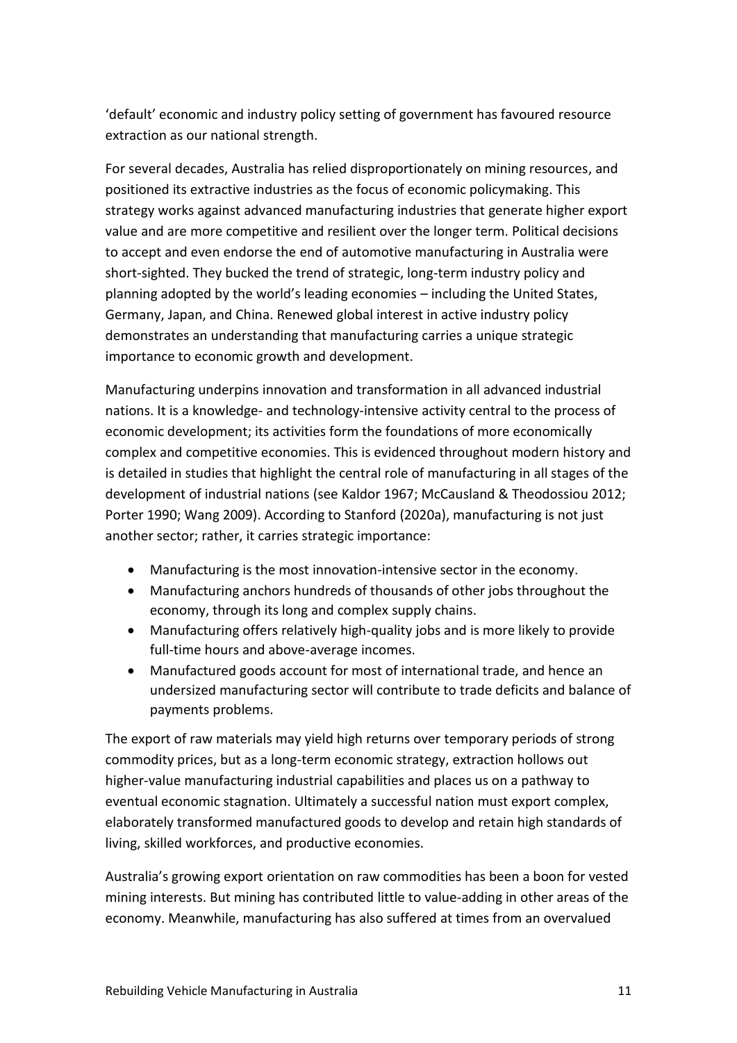'default' economic and industry policy setting of government has favoured resource extraction as our national strength.

For several decades, Australia has relied disproportionately on mining resources, and positioned its extractive industries as the focus of economic policymaking. This strategy works against advanced manufacturing industries that generate higher export value and are more competitive and resilient over the longer term. Political decisions to accept and even endorse the end of automotive manufacturing in Australia were short-sighted. They bucked the trend of strategic, long-term industry policy and planning adopted by the world's leading economies – including the United States, Germany, Japan, and China. Renewed global interest in active industry policy demonstrates an understanding that manufacturing carries a unique strategic importance to economic growth and development.

Manufacturing underpins innovation and transformation in all advanced industrial nations. It is a knowledge- and technology-intensive activity central to the process of economic development; its activities form the foundations of more economically complex and competitive economies. This is evidenced throughout modern history and is detailed in studies that highlight the central role of manufacturing in all stages of the development of industrial nations (see Kaldor 1967; McCausland & Theodossiou 2012; Porter 1990; Wang 2009). According to Stanford (2020a), manufacturing is not just another sector; rather, it carries strategic importance:

- Manufacturing is the most innovation-intensive sector in the economy.
- Manufacturing anchors hundreds of thousands of other jobs throughout the economy, through its long and complex supply chains.
- Manufacturing offers relatively high-quality jobs and is more likely to provide full-time hours and above-average incomes.
- Manufactured goods account for most of international trade, and hence an undersized manufacturing sector will contribute to trade deficits and balance of payments problems.

The export of raw materials may yield high returns over temporary periods of strong commodity prices, but as a long-term economic strategy, extraction hollows out higher-value manufacturing industrial capabilities and places us on a pathway to eventual economic stagnation. Ultimately a successful nation must export complex, elaborately transformed manufactured goods to develop and retain high standards of living, skilled workforces, and productive economies.

Australia's growing export orientation on raw commodities has been a boon for vested mining interests. But mining has contributed little to value-adding in other areas of the economy. Meanwhile, manufacturing has also suffered at times from an overvalued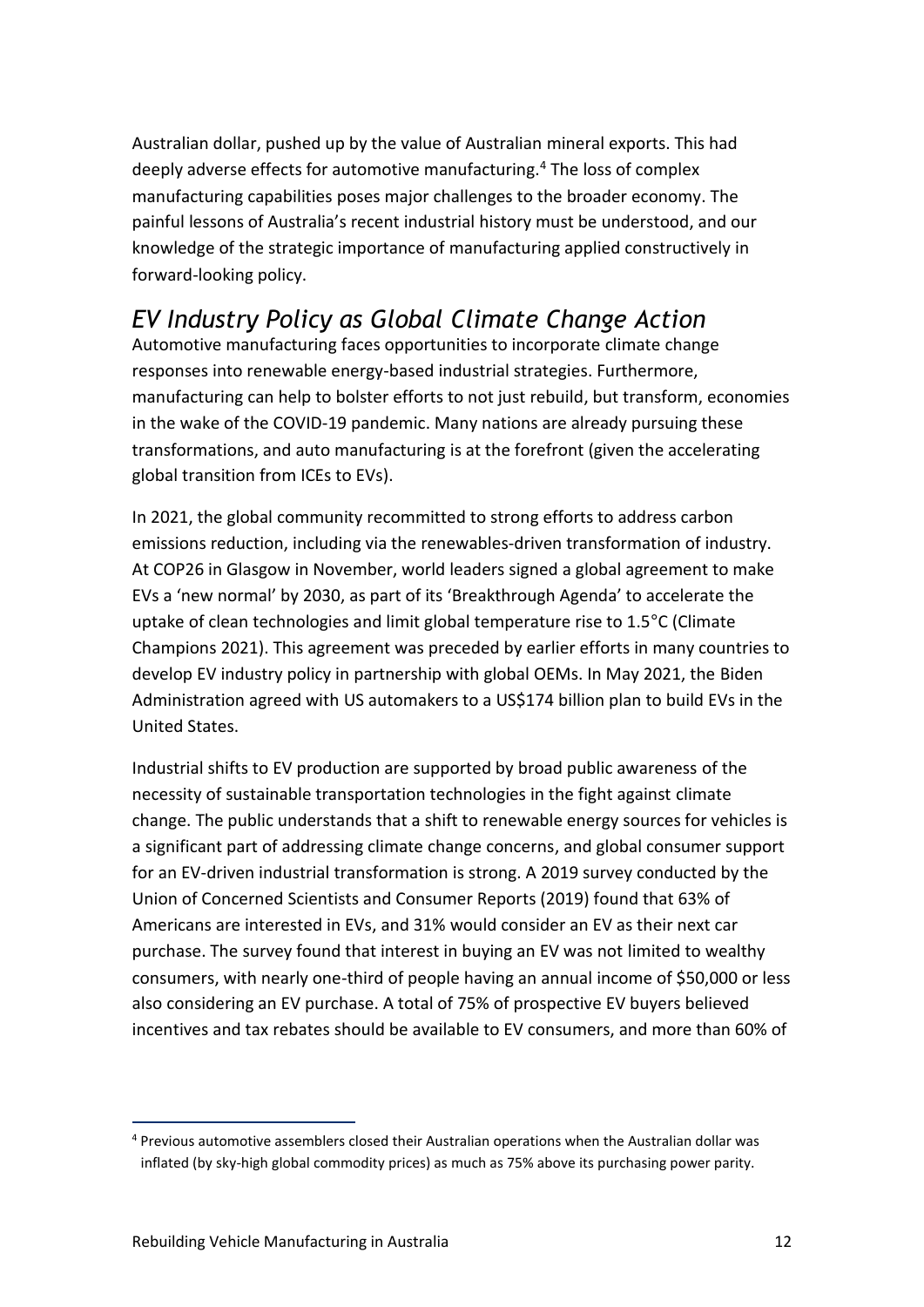Australian dollar, pushed up by the value of Australian mineral exports. This had deeply adverse effects for automotive manufacturing.[4] The loss of complex manufacturing capabilities poses major challenges to the broader economy. The painful lessons of Australia's recent industrial history must be understood, and our knowledge of the strategic importance of manufacturing applied constructively in forward-looking policy.

## *EV Industry Policy as Global Climate Change Action*

Automotive manufacturing faces opportunities to incorporate climate change responses into renewable energy-based industrial strategies. Furthermore, manufacturing can help to bolster efforts to not just rebuild, but transform, economies in the wake of the COVID-19 pandemic. Many nations are already pursuing these transformations, and auto manufacturing is at the forefront (given the accelerating global transition from ICEs to EVs).

In 2021, the global community recommitted to strong efforts to address carbon emissions reduction, including via the renewables-driven transformation of industry. At COP26 in Glasgow in November, world leaders signed a global agreement to make EVs a 'new normal' by 2030, as part of its 'Breakthrough Agenda' to accelerate the uptake of clean technologies and limit global temperature rise to 1.5°C (Climate Champions 2021). This agreement was preceded by earlier efforts in many countries to develop EV industry policy in partnership with global OEMs. In May 2021, the Biden Administration agreed with US automakers to a US$174 billion plan to build EVs in the United States.

Industrial shifts to EV production are supported by broad public awareness of the necessity of sustainable transportation technologies in the fight against climate change. The public understands that a shift to renewable energy sources for vehicles is a significant part of addressing climate change concerns, and global consumer support for an EV-driven industrial transformation is strong. A 2019 survey conducted by the Union of Concerned Scientists and Consumer Reports (2019) found that 63% of Americans are interested in EVs, and 31% would consider an EV as their next car purchase. The survey found that interest in buying an EV was not limited to wealthy consumers, with nearly one-third of people having an annual income of $50,000 or less also considering an EV purchase. A total of 75% of prospective EV buyers believed incentives and tax rebates should be available to EV consumers, and more than 60% of

[4] Previous automotive assemblers closed their Australian operations when the Australian dollar was inflated (by sky-high global commodity prices) as much as 75% above its purchasing power parity.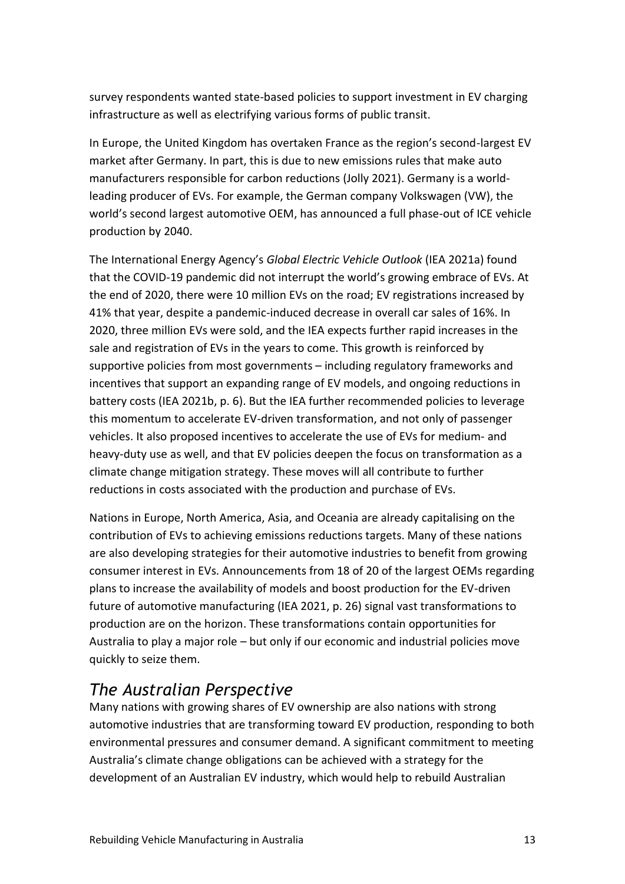survey respondents wanted state-based policies to support investment in EV charging infrastructure as well as electrifying various forms of public transit.

In Europe, the United Kingdom has overtaken France as the region's second-largest EV market after Germany. In part, this is due to new emissions rules that make auto manufacturers responsible for carbon reductions (Jolly 2021). Germany is a world-leading producer of EVs. For example, the German company Volkswagen (VW), the world's second largest automotive OEM, has announced a full phase-out of ICE vehicle production by 2040.

The International Energy Agency's *Global Electric Vehicle Outlook* (IEA 2021a) found that the COVID-19 pandemic did not interrupt the world's growing embrace of EVs. At the end of 2020, there were 10 million EVs on the road; EV registrations increased by 41% that year, despite a pandemic-induced decrease in overall car sales of 16%. In 2020, three million EVs were sold, and the IEA expects further rapid increases in the sale and registration of EVs in the years to come. This growth is reinforced by supportive policies from most governments – including regulatory frameworks and incentives that support an expanding range of EV models, and ongoing reductions in battery costs (IEA 2021b, p. 6). But the IEA further recommended policies to leverage this momentum to accelerate EV-driven transformation, and not only of passenger vehicles. It also proposed incentives to accelerate the use of EVs for medium- and heavy-duty use as well, and that EV policies deepen the focus on transformation as a climate change mitigation strategy. These moves will all contribute to further reductions in costs associated with the production and purchase of EVs.

Nations in Europe, North America, Asia, and Oceania are already capitalising on the contribution of EVs to achieving emissions reductions targets. Many of these nations are also developing strategies for their automotive industries to benefit from growing consumer interest in EVs. Announcements from 18 of 20 of the largest OEMs regarding plans to increase the availability of models and boost production for the EV-driven future of automotive manufacturing (IEA 2021, p. 26) signal vast transformations to production are on the horizon. These transformations contain opportunities for Australia to play a major role – but only if our economic and industrial policies move quickly to seize them.

## *The Australian Perspective*

Many nations with growing shares of EV ownership are also nations with strong automotive industries that are transforming toward EV production, responding to both environmental pressures and consumer demand. A significant commitment to meeting Australia's climate change obligations can be achieved with a strategy for the development of an Australian EV industry, which would help to rebuild Australian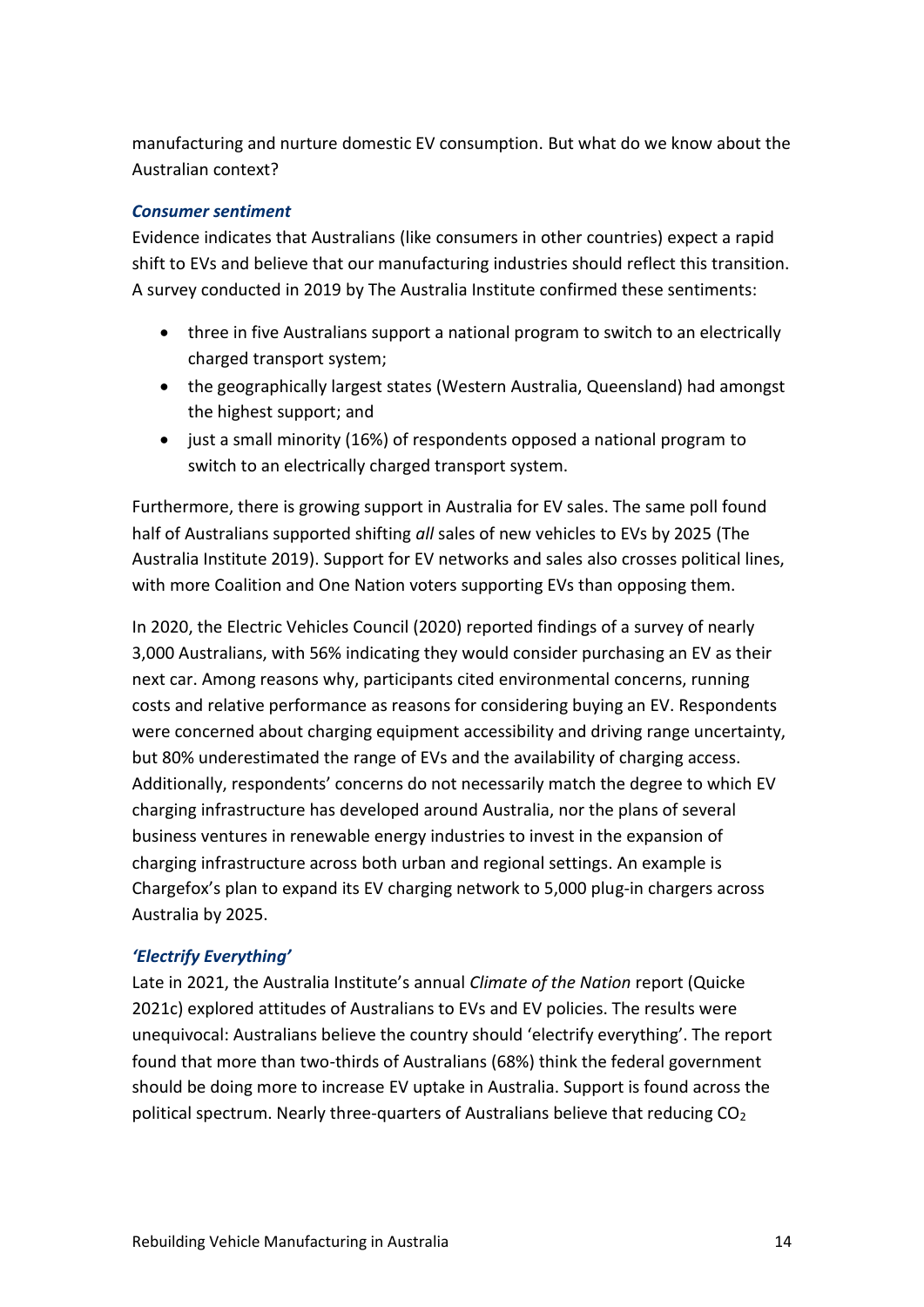manufacturing and nurture domestic EV consumption. But what do we know about the Australian context?

### *Consumer sentiment*

Evidence indicates that Australians (like consumers in other countries) expect a rapid shift to EVs and believe that our manufacturing industries should reflect this transition. A survey conducted in 2019 by The Australia Institute confirmed these sentiments:

- three in five Australians support a national program to switch to an electrically charged transport system;
- the geographically largest states (Western Australia, Queensland) had amongst the highest support; and
- just a small minority (16%) of respondents opposed a national program to switch to an electrically charged transport system.

Furthermore, there is growing support in Australia for EV sales. The same poll found half of Australians supported shifting *all* sales of new vehicles to EVs by 2025 (The Australia Institute 2019). Support for EV networks and sales also crosses political lines, with more Coalition and One Nation voters supporting EVs than opposing them.

In 2020, the Electric Vehicles Council (2020) reported findings of a survey of nearly 3,000 Australians, with 56% indicating they would consider purchasing an EV as their next car. Among reasons why, participants cited environmental concerns, running costs and relative performance as reasons for considering buying an EV. Respondents were concerned about charging equipment accessibility and driving range uncertainty, but 80% underestimated the range of EVs and the availability of charging access. Additionally, respondents' concerns do not necessarily match the degree to which EV charging infrastructure has developed around Australia, nor the plans of several business ventures in renewable energy industries to invest in the expansion of charging infrastructure across both urban and regional settings. An example is Chargefox's plan to expand its EV charging network to 5,000 plug-in chargers across Australia by 2025.

### *'Electrify Everything'*

Late in 2021, the Australia Institute's annual *Climate of the Nation* report (Quicke 2021c) explored attitudes of Australians to EVs and EV policies. The results were unequivocal: Australians believe the country should 'electrify everything'. The report found that more than two-thirds of Australians (68%) think the federal government should be doing more to increase EV uptake in Australia. Support is found across the political spectrum. Nearly three-quarters of Australians believe that reducing $CO_2$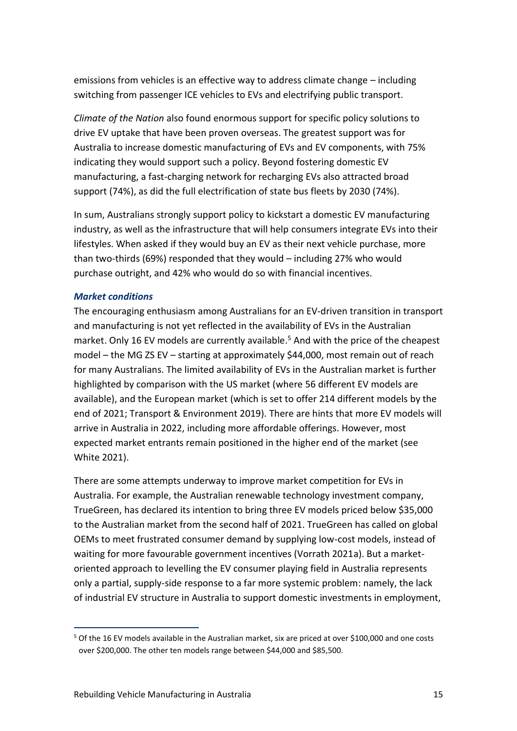emissions from vehicles is an effective way to address climate change – including switching from passenger ICE vehicles to EVs and electrifying public transport.

*Climate of the Nation* also found enormous support for specific policy solutions to drive EV uptake that have been proven overseas. The greatest support was for Australia to increase domestic manufacturing of EVs and EV components, with 75% indicating they would support such a policy. Beyond fostering domestic EV manufacturing, a fast-charging network for recharging EVs also attracted broad support (74%), as did the full electrification of state bus fleets by 2030 (74%).

In sum, Australians strongly support policy to kickstart a domestic EV manufacturing industry, as well as the infrastructure that will help consumers integrate EVs into their lifestyles. When asked if they would buy an EV as their next vehicle purchase, more than two-thirds (69%) responded that they would – including 27% who would purchase outright, and 42% who would do so with financial incentives.

### ***Market conditions***

The encouraging enthusiasm among Australians for an EV-driven transition in transport and manufacturing is not yet reflected in the availability of EVs in the Australian market. Only 16 EV models are currently available.[5] And with the price of the cheapest model – the MG ZS EV – starting at approximately $44,000, most remain out of reach for many Australians. The limited availability of EVs in the Australian market is further highlighted by comparison with the US market (where 56 different EV models are available), and the European market (which is set to offer 214 different models by the end of 2021; Transport & Environment 2019). There are hints that more EV models will arrive in Australia in 2022, including more affordable offerings. However, most expected market entrants remain positioned in the higher end of the market (see White 2021).

There are some attempts underway to improve market competition for EVs in Australia. For example, the Australian renewable technology investment company, TrueGreen, has declared its intention to bring three EV models priced below $35,000 to the Australian market from the second half of 2021. TrueGreen has called on global OEMs to meet frustrated consumer demand by supplying low-cost models, instead of waiting for more favourable government incentives (Vorrath 2021a). But a market-oriented approach to levelling the EV consumer playing field in Australia represents only a partial, supply-side response to a far more systemic problem: namely, the lack of industrial EV structure in Australia to support domestic investments in employment,

[5] Of the 16 EV models available in the Australian market, six are priced at over $100,000 and one costs over $200,000. The other ten models range between $44,000 and $85,500.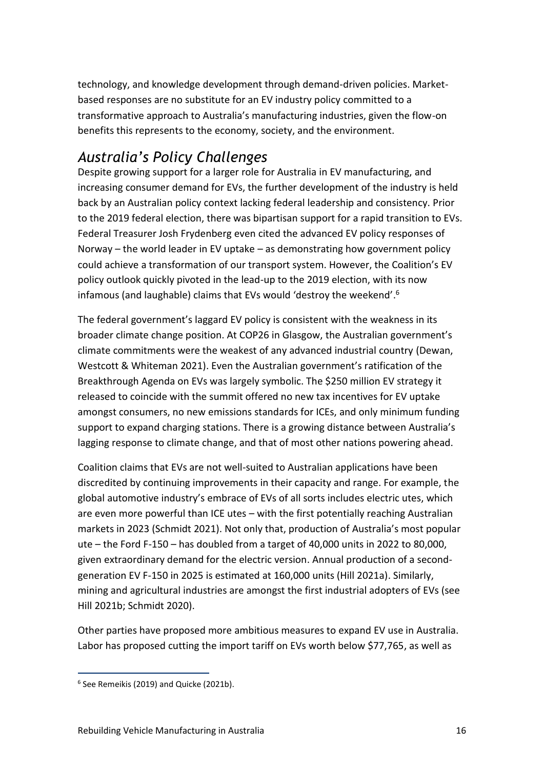technology, and knowledge development through demand-driven policies. Market-based responses are no substitute for an EV industry policy committed to a transformative approach to Australia's manufacturing industries, given the flow-on benefits this represents to the economy, society, and the environment.

## *Australia's Policy Challenges*

Despite growing support for a larger role for Australia in EV manufacturing, and increasing consumer demand for EVs, the further development of the industry is held back by an Australian policy context lacking federal leadership and consistency. Prior to the 2019 federal election, there was bipartisan support for a rapid transition to EVs. Federal Treasurer Josh Frydenberg even cited the advanced EV policy responses of Norway – the world leader in EV uptake – as demonstrating how government policy could achieve a transformation of our transport system. However, the Coalition's EV policy outlook quickly pivoted in the lead-up to the 2019 election, with its now infamous (and laughable) claims that EVs would 'destroy the weekend'.[6]

The federal government's laggard EV policy is consistent with the weakness in its broader climate change position. At COP26 in Glasgow, the Australian government's climate commitments were the weakest of any advanced industrial country (Dewan, Westcott & Whiteman 2021). Even the Australian government's ratification of the Breakthrough Agenda on EVs was largely symbolic. The $250 million EV strategy it released to coincide with the summit offered no new tax incentives for EV uptake amongst consumers, no new emissions standards for ICEs, and only minimum funding support to expand charging stations. There is a growing distance between Australia's lagging response to climate change, and that of most other nations powering ahead.

Coalition claims that EVs are not well-suited to Australian applications have been discredited by continuing improvements in their capacity and range. For example, the global automotive industry's embrace of EVs of all sorts includes electric utes, which are even more powerful than ICE utes – with the first potentially reaching Australian markets in 2023 (Schmidt 2021). Not only that, production of Australia's most popular ute – the Ford F-150 – has doubled from a target of 40,000 units in 2022 to 80,000, given extraordinary demand for the electric version. Annual production of a second-generation EV F-150 in 2025 is estimated at 160,000 units (Hill 2021a). Similarly, mining and agricultural industries are amongst the first industrial adopters of EVs (see Hill 2021b; Schmidt 2020).

Other parties have proposed more ambitious measures to expand EV use in Australia. Labor has proposed cutting the import tariff on EVs worth below $77,765, as well as

---

[6] See Remeikis (2019) and Quicke (2021b).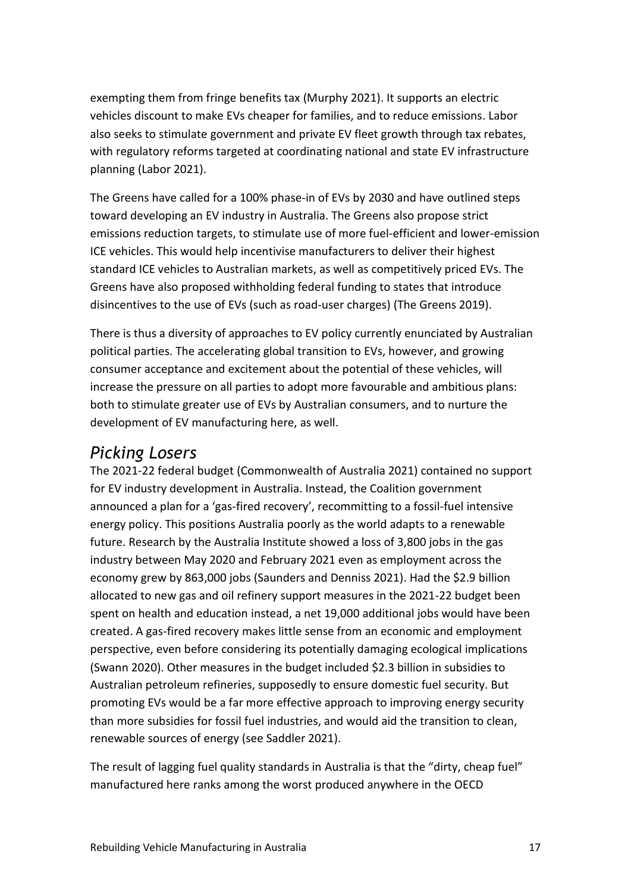exempting them from fringe benefits tax (Murphy 2021). It supports an electric vehicles discount to make EVs cheaper for families, and to reduce emissions. Labor also seeks to stimulate government and private EV fleet growth through tax rebates, with regulatory reforms targeted at coordinating national and state EV infrastructure planning (Labor 2021).

The Greens have called for a 100% phase-in of EVs by 2030 and have outlined steps toward developing an EV industry in Australia. The Greens also propose strict emissions reduction targets, to stimulate use of more fuel-efficient and lower-emission ICE vehicles. This would help incentivise manufacturers to deliver their highest standard ICE vehicles to Australian markets, as well as competitively priced EVs. The Greens have also proposed withholding federal funding to states that introduce disincentives to the use of EVs (such as road-user charges) (The Greens 2019).

There is thus a diversity of approaches to EV policy currently enunciated by Australian political parties. The accelerating global transition to EVs, however, and growing consumer acceptance and excitement about the potential of these vehicles, will increase the pressure on all parties to adopt more favourable and ambitious plans: both to stimulate greater use of EVs by Australian consumers, and to nurture the development of EV manufacturing here, as well.

## *Picking Losers*

The 2021-22 federal budget (Commonwealth of Australia 2021) contained no support for EV industry development in Australia. Instead, the Coalition government announced a plan for a 'gas-fired recovery', recommitting to a fossil-fuel intensive energy policy. This positions Australia poorly as the world adapts to a renewable future. Research by the Australia Institute showed a loss of 3,800 jobs in the gas industry between May 2020 and February 2021 even as employment across the economy grew by 863,000 jobs (Saunders and Denniss 2021). Had the $2.9 billion allocated to new gas and oil refinery support measures in the 2021-22 budget been spent on health and education instead, a net 19,000 additional jobs would have been created. A gas-fired recovery makes little sense from an economic and employment perspective, even before considering its potentially damaging ecological implications (Swann 2020). Other measures in the budget included $2.3 billion in subsidies to Australian petroleum refineries, supposedly to ensure domestic fuel security. But promoting EVs would be a far more effective approach to improving energy security than more subsidies for fossil fuel industries, and would aid the transition to clean, renewable sources of energy (see Saddler 2021).

The result of lagging fuel quality standards in Australia is that the "dirty, cheap fuel" manufactured here ranks among the worst produced anywhere in the OECD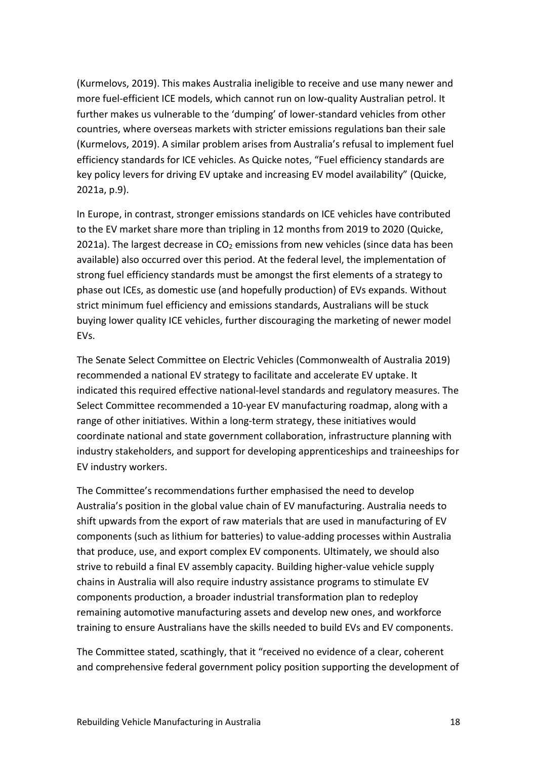(Kurmelovs, 2019). This makes Australia ineligible to receive and use many newer and more fuel-efficient ICE models, which cannot run on low-quality Australian petrol. It further makes us vulnerable to the 'dumping' of lower-standard vehicles from other countries, where overseas markets with stricter emissions regulations ban their sale (Kurmelovs, 2019). A similar problem arises from Australia's refusal to implement fuel efficiency standards for ICE vehicles. As Quicke notes, "Fuel efficiency standards are key policy levers for driving EV uptake and increasing EV model availability" (Quicke, 2021a, p.9).

In Europe, in contrast, stronger emissions standards on ICE vehicles have contributed to the EV market share more than tripling in 12 months from 2019 to 2020 (Quicke, 2021a). The largest decrease in $CO_2$ emissions from new vehicles (since data has been available) also occurred over this period. At the federal level, the implementation of strong fuel efficiency standards must be amongst the first elements of a strategy to phase out ICEs, as domestic use (and hopefully production) of EVs expands. Without strict minimum fuel efficiency and emissions standards, Australians will be stuck buying lower quality ICE vehicles, further discouraging the marketing of newer model EVs.

The Senate Select Committee on Electric Vehicles (Commonwealth of Australia 2019) recommended a national EV strategy to facilitate and accelerate EV uptake. It indicated this required effective national-level standards and regulatory measures. The Select Committee recommended a 10-year EV manufacturing roadmap, along with a range of other initiatives. Within a long-term strategy, these initiatives would coordinate national and state government collaboration, infrastructure planning with industry stakeholders, and support for developing apprenticeships and traineeships for EV industry workers.

The Committee's recommendations further emphasised the need to develop Australia's position in the global value chain of EV manufacturing. Australia needs to shift upwards from the export of raw materials that are used in manufacturing of EV components (such as lithium for batteries) to value-adding processes within Australia that produce, use, and export complex EV components. Ultimately, we should also strive to rebuild a final EV assembly capacity. Building higher-value vehicle supply chains in Australia will also require industry assistance programs to stimulate EV components production, a broader industrial transformation plan to redeploy remaining automotive manufacturing assets and develop new ones, and workforce training to ensure Australians have the skills needed to build EVs and EV components.

The Committee stated, scathingly, that it "received no evidence of a clear, coherent and comprehensive federal government policy position supporting the development of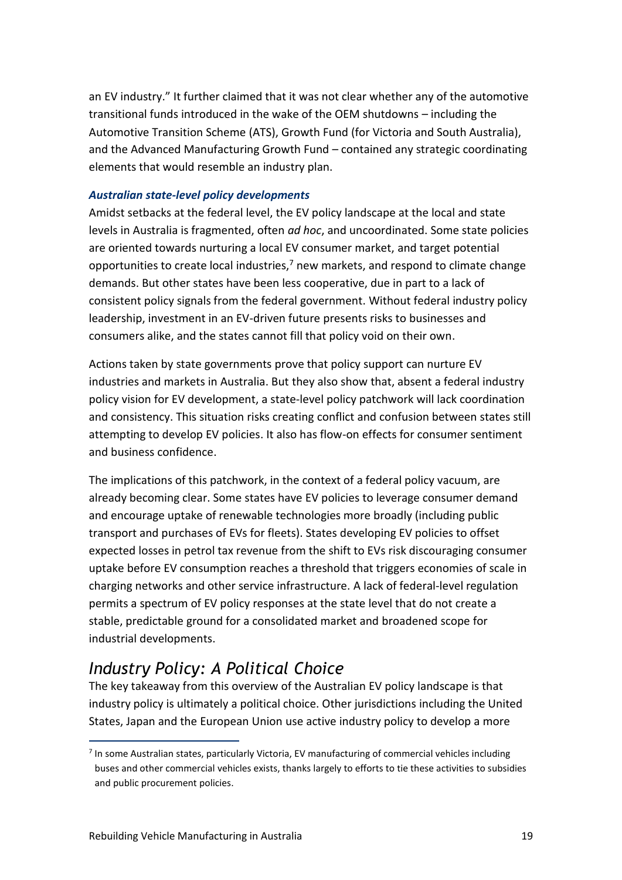an EV industry." It further claimed that it was not clear whether any of the automotive transitional funds introduced in the wake of the OEM shutdowns – including the Automotive Transition Scheme (ATS), Growth Fund (for Victoria and South Australia), and the Advanced Manufacturing Growth Fund – contained any strategic coordinating elements that would resemble an industry plan.

### *Australian state-level policy developments*

Amidst setbacks at the federal level, the EV policy landscape at the local and state levels in Australia is fragmented, often *ad hoc*, and uncoordinated. Some state policies are oriented towards nurturing a local EV consumer market, and target potential opportunities to create local industries,[7] new markets, and respond to climate change demands. But other states have been less cooperative, due in part to a lack of consistent policy signals from the federal government. Without federal industry policy leadership, investment in an EV-driven future presents risks to businesses and consumers alike, and the states cannot fill that policy void on their own.

Actions taken by state governments prove that policy support can nurture EV industries and markets in Australia. But they also show that, absent a federal industry policy vision for EV development, a state-level policy patchwork will lack coordination and consistency. This situation risks creating conflict and confusion between states still attempting to develop EV policies. It also has flow-on effects for consumer sentiment and business confidence.

The implications of this patchwork, in the context of a federal policy vacuum, are already becoming clear. Some states have EV policies to leverage consumer demand and encourage uptake of renewable technologies more broadly (including public transport and purchases of EVs for fleets). States developing EV policies to offset expected losses in petrol tax revenue from the shift to EVs risk discouraging consumer uptake before EV consumption reaches a threshold that triggers economies of scale in charging networks and other service infrastructure. A lack of federal-level regulation permits a spectrum of EV policy responses at the state level that do not create a stable, predictable ground for a consolidated market and broadened scope for industrial developments.

## *Industry Policy: A Political Choice*

The key takeaway from this overview of the Australian EV policy landscape is that industry policy is ultimately a political choice. Other jurisdictions including the United States, Japan and the European Union use active industry policy to develop a more

---

[7] In some Australian states, particularly Victoria, EV manufacturing of commercial vehicles including buses and other commercial vehicles exists, thanks largely to efforts to tie these activities to subsidies and public procurement policies.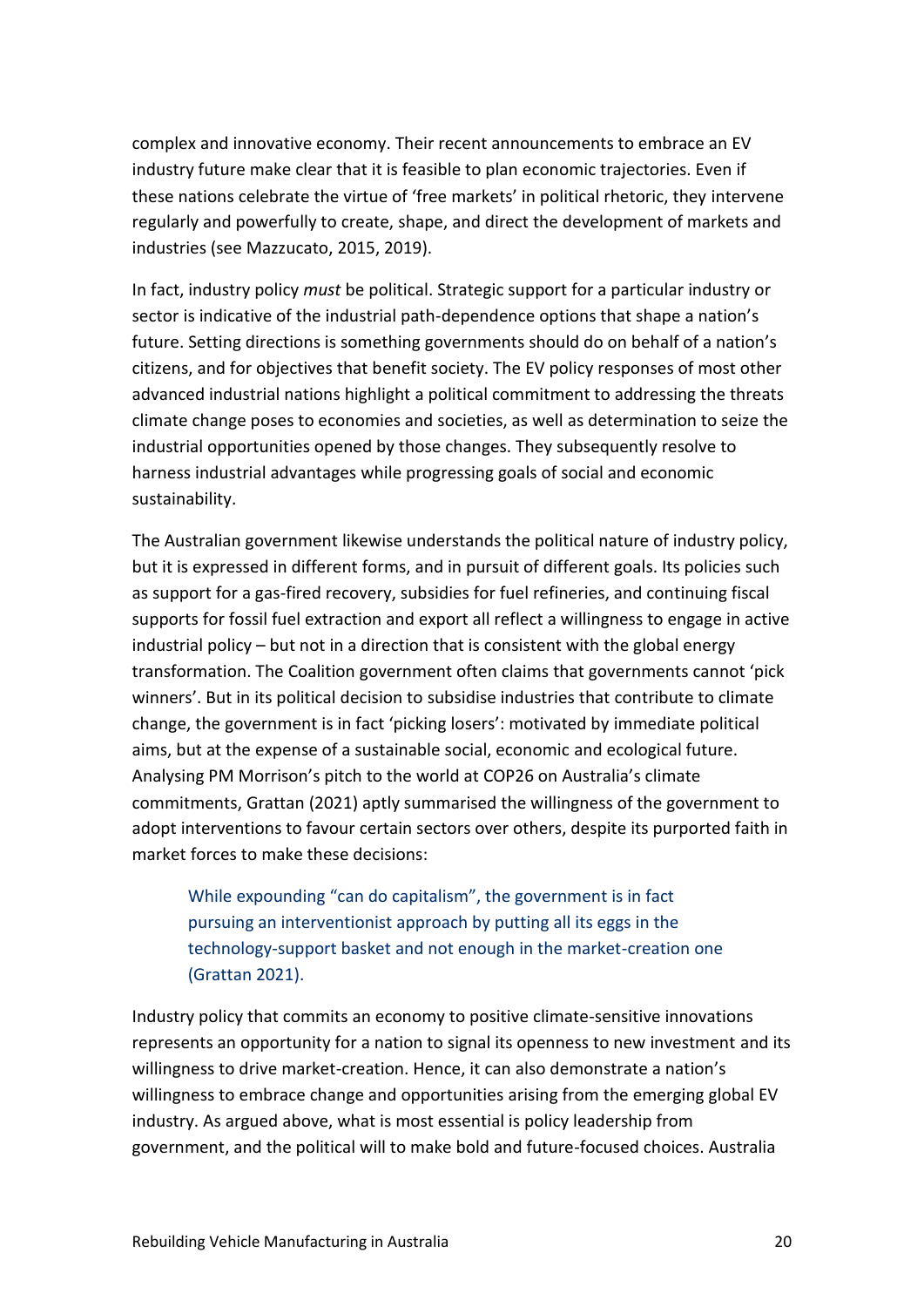complex and innovative economy. Their recent announcements to embrace an EV industry future make clear that it is feasible to plan economic trajectories. Even if these nations celebrate the virtue of 'free markets' in political rhetoric, they intervene regularly and powerfully to create, shape, and direct the development of markets and industries (see Mazzucato, 2015, 2019).

In fact, industry policy *must* be political. Strategic support for a particular industry or sector is indicative of the industrial path-dependence options that shape a nation's future. Setting directions is something governments should do on behalf of a nation's citizens, and for objectives that benefit society. The EV policy responses of most other advanced industrial nations highlight a political commitment to addressing the threats climate change poses to economies and societies, as well as determination to seize the industrial opportunities opened by those changes. They subsequently resolve to harness industrial advantages while progressing goals of social and economic sustainability.

The Australian government likewise understands the political nature of industry policy, but it is expressed in different forms, and in pursuit of different goals. Its policies such as support for a gas-fired recovery, subsidies for fuel refineries, and continuing fiscal supports for fossil fuel extraction and export all reflect a willingness to engage in active industrial policy – but not in a direction that is consistent with the global energy transformation. The Coalition government often claims that governments cannot 'pick winners'. But in its political decision to subsidise industries that contribute to climate change, the government is in fact 'picking losers': motivated by immediate political aims, but at the expense of a sustainable social, economic and ecological future. Analysing PM Morrison's pitch to the world at COP26 on Australia's climate commitments, Grattan (2021) aptly summarised the willingness of the government to adopt interventions to favour certain sectors over others, despite its purported faith in market forces to make these decisions:

> While expounding "can do capitalism", the government is in fact pursuing an interventionist approach by putting all its eggs in the technology-support basket and not enough in the market-creation one (Grattan 2021).

Industry policy that commits an economy to positive climate-sensitive innovations represents an opportunity for a nation to signal its openness to new investment and its willingness to drive market-creation. Hence, it can also demonstrate a nation's willingness to embrace change and opportunities arising from the emerging global EV industry. As argued above, what is most essential is policy leadership from government, and the political will to make bold and future-focused choices. Australia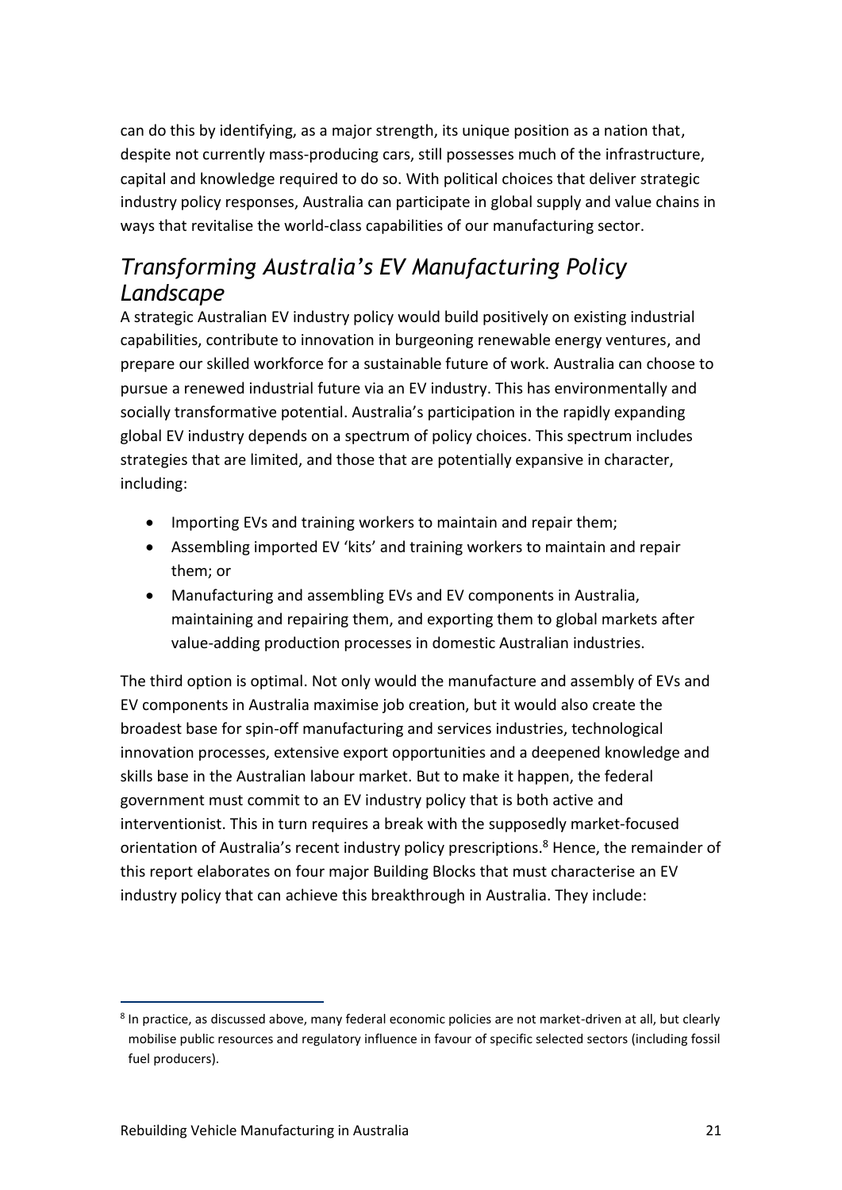can do this by identifying, as a major strength, its unique position as a nation that, despite not currently mass-producing cars, still possesses much of the infrastructure, capital and knowledge required to do so. With political choices that deliver strategic industry policy responses, Australia can participate in global supply and value chains in ways that revitalise the world-class capabilities of our manufacturing sector.

## *Transforming Australia's EV Manufacturing Policy Landscape*

A strategic Australian EV industry policy would build positively on existing industrial capabilities, contribute to innovation in burgeoning renewable energy ventures, and prepare our skilled workforce for a sustainable future of work. Australia can choose to pursue a renewed industrial future via an EV industry. This has environmentally and socially transformative potential. Australia's participation in the rapidly expanding global EV industry depends on a spectrum of policy choices. This spectrum includes strategies that are limited, and those that are potentially expansive in character, including:

- Importing EVs and training workers to maintain and repair them;
- Assembling imported EV 'kits' and training workers to maintain and repair them; or
- Manufacturing and assembling EVs and EV components in Australia, maintaining and repairing them, and exporting them to global markets after value-adding production processes in domestic Australian industries.

The third option is optimal. Not only would the manufacture and assembly of EVs and EV components in Australia maximise job creation, but it would also create the broadest base for spin-off manufacturing and services industries, technological innovation processes, extensive export opportunities and a deepened knowledge and skills base in the Australian labour market. But to make it happen, the federal government must commit to an EV industry policy that is both active and interventionist. This in turn requires a break with the supposedly market-focused orientation of Australia's recent industry policy prescriptions.[8] Hence, the remainder of this report elaborates on four major Building Blocks that must characterise an EV industry policy that can achieve this breakthrough in Australia. They include:

[8] In practice, as discussed above, many federal economic policies are not market-driven at all, but clearly mobilise public resources and regulatory influence in favour of specific selected sectors (including fossil fuel producers).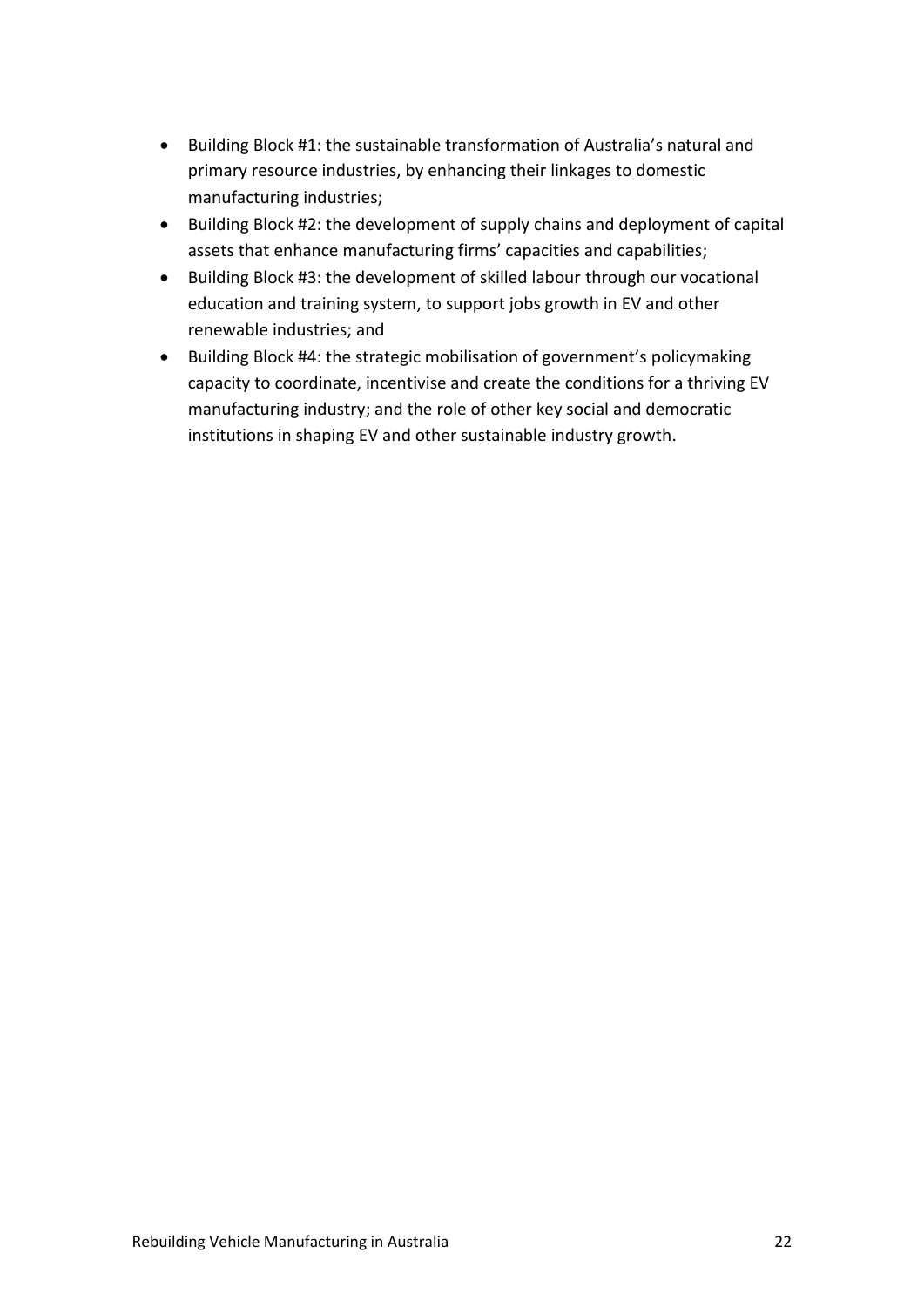- Building Block #1: the sustainable transformation of Australia's natural and primary resource industries, by enhancing their linkages to domestic manufacturing industries;
- Building Block #2: the development of supply chains and deployment of capital assets that enhance manufacturing firms' capacities and capabilities;
- Building Block #3: the development of skilled labour through our vocational education and training system, to support jobs growth in EV and other renewable industries; and
- Building Block #4: the strategic mobilisation of government's policymaking capacity to coordinate, incentivise and create the conditions for a thriving EV manufacturing industry; and the role of other key social and democratic institutions in shaping EV and other sustainable industry growth.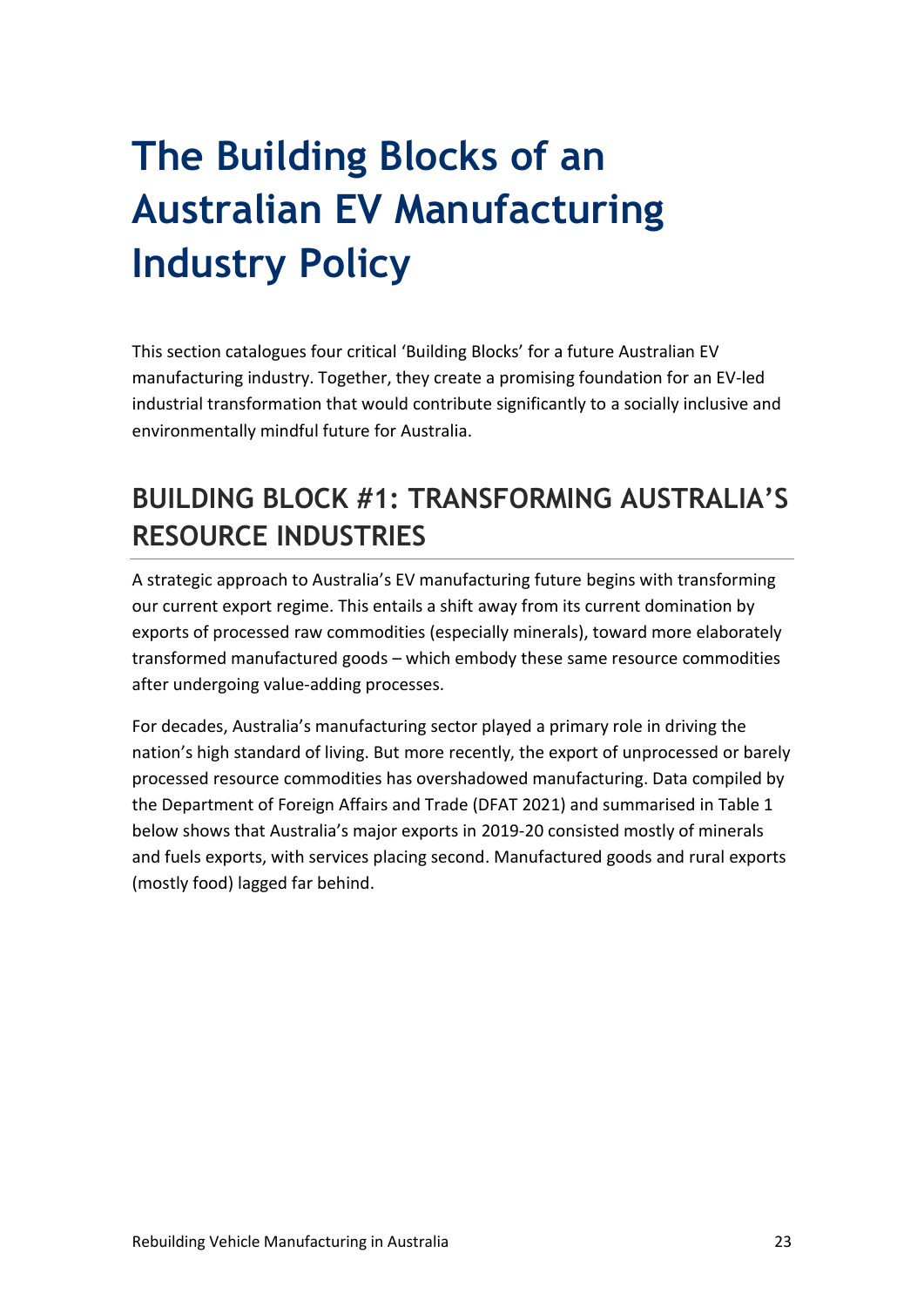# The Building Blocks of an Australian EV Manufacturing Industry Policy

This section catalogues four critical 'Building Blocks' for a future Australian EV manufacturing industry. Together, they create a promising foundation for an EV-led industrial transformation that would contribute significantly to a socially inclusive and environmentally mindful future for Australia.

## BUILDING BLOCK #1: TRANSFORMING AUSTRALIA'S RESOURCE INDUSTRIES

A strategic approach to Australia's EV manufacturing future begins with transforming our current export regime. This entails a shift away from its current domination by exports of processed raw commodities (especially minerals), toward more elaborately transformed manufactured goods – which embody these same resource commodities after undergoing value-adding processes.

For decades, Australia's manufacturing sector played a primary role in driving the nation's high standard of living. But more recently, the export of unprocessed or barely processed resource commodities has overshadowed manufacturing. Data compiled by the Department of Foreign Affairs and Trade (DFAT 2021) and summarised in Table 1 below shows that Australia's major exports in 2019-20 consisted mostly of minerals and fuels exports, with services placing second. Manufactured goods and rural exports (mostly food) lagged far behind.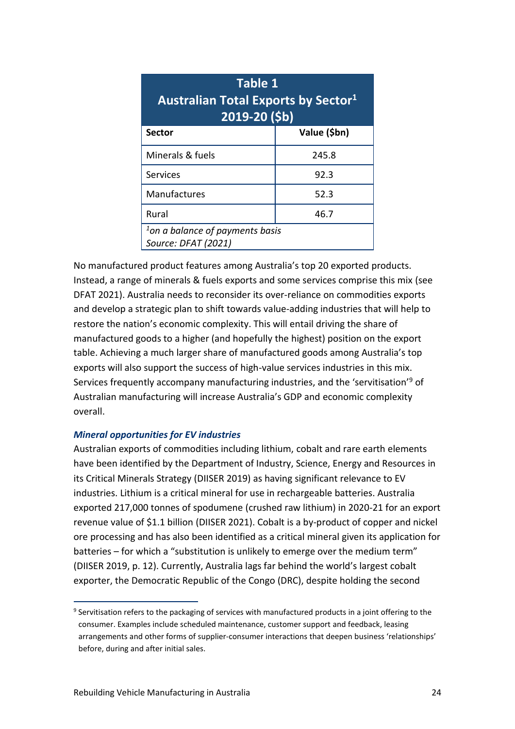| Table 1 Australian Total Exports by Sector[1] 2019-20 ($b) | |
|---|---|
| **Sector** | **Value ($bn)** |
| Minerals & fuels | 245.8 |
| Services | 92.3 |
| Manufactures | 52.3 |
| Rural | 46.7 |
| *[1]on a balance of payments basis* *Source: DFAT (2021)* | |

No manufactured product features among Australia's top 20 exported products. Instead, a range of minerals & fuels exports and some services comprise this mix (see DFAT 2021). Australia needs to reconsider its over-reliance on commodities exports and develop a strategic plan to shift towards value-adding industries that will help to restore the nation's economic complexity. This will entail driving the share of manufactured goods to a higher (and hopefully the highest) position on the export table. Achieving a much larger share of manufactured goods among Australia's top exports will also support the success of high-value services industries in this mix. Services frequently accompany manufacturing industries, and the 'servitisation'[9] of Australian manufacturing will increase Australia's GDP and economic complexity overall.

### *Mineral opportunities for EV industries*

Australian exports of commodities including lithium, cobalt and rare earth elements have been identified by the Department of Industry, Science, Energy and Resources in its Critical Minerals Strategy (DIISER 2019) as having significant relevance to EV industries. Lithium is a critical mineral for use in rechargeable batteries. Australia exported 217,000 tonnes of spodumene (crushed raw lithium) in 2020-21 for an export revenue value of $1.1 billion (DIISER 2021). Cobalt is a by-product of copper and nickel ore processing and has also been identified as a critical mineral given its application for batteries – for which a "substitution is unlikely to emerge over the medium term" (DIISER 2019, p. 12). Currently, Australia lags far behind the world's largest cobalt exporter, the Democratic Republic of the Congo (DRC), despite holding the second

[9] Servitisation refers to the packaging of services with manufactured products in a joint offering to the consumer. Examples include scheduled maintenance, customer support and feedback, leasing arrangements and other forms of supplier-consumer interactions that deepen business 'relationships' before, during and after initial sales.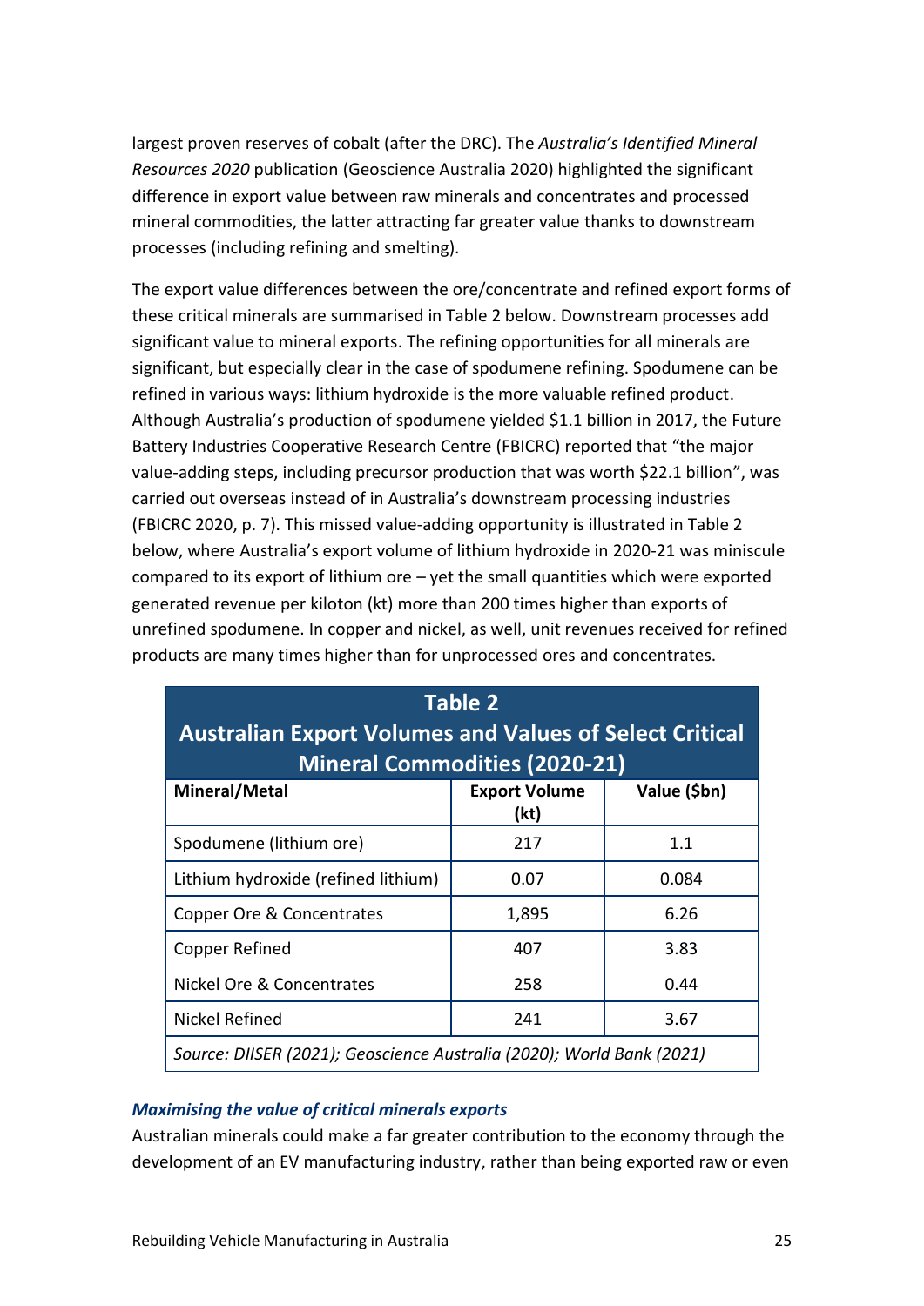largest proven reserves of cobalt (after the DRC). The *Australia's Identified Mineral Resources 2020* publication (Geoscience Australia 2020) highlighted the significant difference in export value between raw minerals and concentrates and processed mineral commodities, the latter attracting far greater value thanks to downstream processes (including refining and smelting).

The export value differences between the ore/concentrate and refined export forms of these critical minerals are summarised in Table 2 below. Downstream processes add significant value to mineral exports. The refining opportunities for all minerals are significant, but especially clear in the case of spodumene refining. Spodumene can be refined in various ways: lithium hydroxide is the more valuable refined product. Although Australia's production of spodumene yielded $1.1 billion in 2017, the Future Battery Industries Cooperative Research Centre (FBICRC) reported that "the major value-adding steps, including precursor production that was worth $22.1 billion", was carried out overseas instead of in Australia's downstream processing industries (FBICRC 2020, p. 7). This missed value-adding opportunity is illustrated in Table 2 below, where Australia's export volume of lithium hydroxide in 2020-21 was miniscule compared to its export of lithium ore – yet the small quantities which were exported generated revenue per kiloton (kt) more than 200 times higher than exports of unrefined spodumene. In copper and nickel, as well, unit revenues received for refined products are many times higher than for unprocessed ores and concentrates.

**Table 2**
**Australian Export Volumes and Values of Select Critical Mineral Commodities (2020-21)**

| Mineral/Metal | Export Volume (kt) | Value ($bn) |
|---|---|---|
| Spodumene (lithium ore) | 217 | 1.1 |
| Lithium hydroxide (refined lithium) | 0.07 | 0.084 |
| Copper Ore & Concentrates | 1,895 | 6.26 |
| Copper Refined | 407 | 3.83 |
| Nickel Ore & Concentrates | 258 | 0.44 |
| Nickel Refined | 241 | 3.67 |

*Source: DIISER (2021); Geoscience Australia (2020); World Bank (2021)*

### *Maximising the value of critical minerals exports*

Australian minerals could make a far greater contribution to the economy through the development of an EV manufacturing industry, rather than being exported raw or even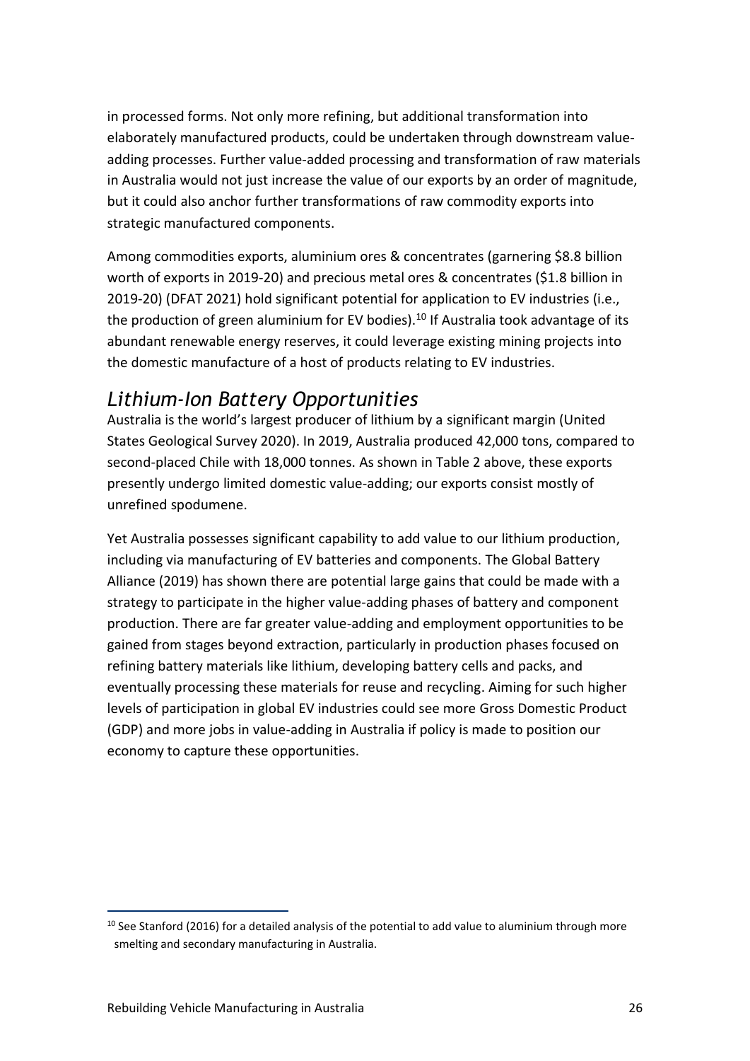in processed forms. Not only more refining, but additional transformation into elaborately manufactured products, could be undertaken through downstream value-adding processes. Further value-added processing and transformation of raw materials in Australia would not just increase the value of our exports by an order of magnitude, but it could also anchor further transformations of raw commodity exports into strategic manufactured components.

Among commodities exports, aluminium ores & concentrates (garnering $8.8 billion worth of exports in 2019-20) and precious metal ores & concentrates ($1.8 billion in 2019-20) (DFAT 2021) hold significant potential for application to EV industries (i.e., the production of green aluminium for EV bodies).[10] If Australia took advantage of its abundant renewable energy reserves, it could leverage existing mining projects into the domestic manufacture of a host of products relating to EV industries.

## *Lithium-Ion Battery Opportunities*

Australia is the world's largest producer of lithium by a significant margin (United States Geological Survey 2020). In 2019, Australia produced 42,000 tons, compared to second-placed Chile with 18,000 tonnes. As shown in Table 2 above, these exports presently undergo limited domestic value-adding; our exports consist mostly of unrefined spodumene.

Yet Australia possesses significant capability to add value to our lithium production, including via manufacturing of EV batteries and components. The Global Battery Alliance (2019) has shown there are potential large gains that could be made with a strategy to participate in the higher value-adding phases of battery and component production. There are far greater value-adding and employment opportunities to be gained from stages beyond extraction, particularly in production phases focused on refining battery materials like lithium, developing battery cells and packs, and eventually processing these materials for reuse and recycling. Aiming for such higher levels of participation in global EV industries could see more Gross Domestic Product (GDP) and more jobs in value-adding in Australia if policy is made to position our economy to capture these opportunities.

[10] See Stanford (2016) for a detailed analysis of the potential to add value to aluminium through more smelting and secondary manufacturing in Australia.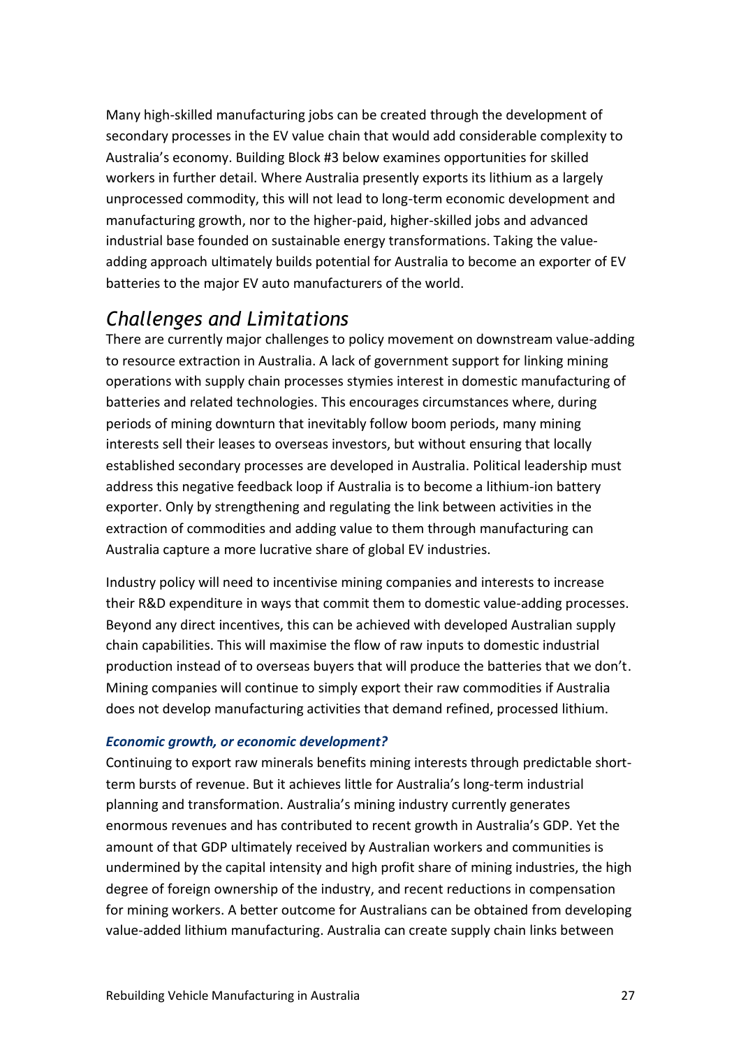Many high-skilled manufacturing jobs can be created through the development of secondary processes in the EV value chain that would add considerable complexity to Australia's economy. Building Block #3 below examines opportunities for skilled workers in further detail. Where Australia presently exports its lithium as a largely unprocessed commodity, this will not lead to long-term economic development and manufacturing growth, nor to the higher-paid, higher-skilled jobs and advanced industrial base founded on sustainable energy transformations. Taking the value-adding approach ultimately builds potential for Australia to become an exporter of EV batteries to the major EV auto manufacturers of the world.

## *Challenges and Limitations*

There are currently major challenges to policy movement on downstream value-adding to resource extraction in Australia. A lack of government support for linking mining operations with supply chain processes stymies interest in domestic manufacturing of batteries and related technologies. This encourages circumstances where, during periods of mining downturn that inevitably follow boom periods, many mining interests sell their leases to overseas investors, but without ensuring that locally established secondary processes are developed in Australia. Political leadership must address this negative feedback loop if Australia is to become a lithium-ion battery exporter. Only by strengthening and regulating the link between activities in the extraction of commodities and adding value to them through manufacturing can Australia capture a more lucrative share of global EV industries.

Industry policy will need to incentivise mining companies and interests to increase their R&D expenditure in ways that commit them to domestic value-adding processes. Beyond any direct incentives, this can be achieved with developed Australian supply chain capabilities. This will maximise the flow of raw inputs to domestic industrial production instead of to overseas buyers that will produce the batteries that we don't. Mining companies will continue to simply export their raw commodities if Australia does not develop manufacturing activities that demand refined, processed lithium.

### ***Economic growth, or economic development?***

Continuing to export raw minerals benefits mining interests through predictable short-term bursts of revenue. But it achieves little for Australia's long-term industrial planning and transformation. Australia's mining industry currently generates enormous revenues and has contributed to recent growth in Australia's GDP. Yet the amount of that GDP ultimately received by Australian workers and communities is undermined by the capital intensity and high profit share of mining industries, the high degree of foreign ownership of the industry, and recent reductions in compensation for mining workers. A better outcome for Australians can be obtained from developing value-added lithium manufacturing. Australia can create supply chain links between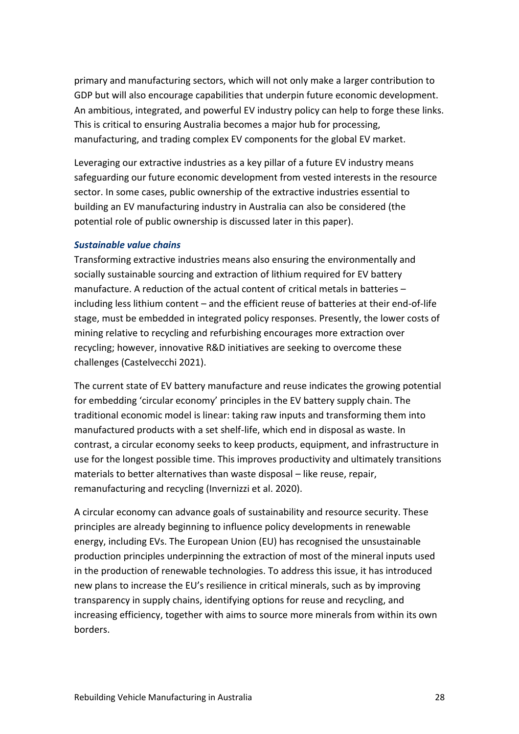primary and manufacturing sectors, which will not only make a larger contribution to GDP but will also encourage capabilities that underpin future economic development. An ambitious, integrated, and powerful EV industry policy can help to forge these links. This is critical to ensuring Australia becomes a major hub for processing, manufacturing, and trading complex EV components for the global EV market.

Leveraging our extractive industries as a key pillar of a future EV industry means safeguarding our future economic development from vested interests in the resource sector. In some cases, public ownership of the extractive industries essential to building an EV manufacturing industry in Australia can also be considered (the potential role of public ownership is discussed later in this paper).

### *Sustainable value chains*

Transforming extractive industries means also ensuring the environmentally and socially sustainable sourcing and extraction of lithium required for EV battery manufacture. A reduction of the actual content of critical metals in batteries – including less lithium content – and the efficient reuse of batteries at their end-of-life stage, must be embedded in integrated policy responses. Presently, the lower costs of mining relative to recycling and refurbishing encourages more extraction over recycling; however, innovative R&D initiatives are seeking to overcome these challenges (Castelvecchi 2021).

The current state of EV battery manufacture and reuse indicates the growing potential for embedding 'circular economy' principles in the EV battery supply chain. The traditional economic model is linear: taking raw inputs and transforming them into manufactured products with a set shelf-life, which end in disposal as waste. In contrast, a circular economy seeks to keep products, equipment, and infrastructure in use for the longest possible time. This improves productivity and ultimately transitions materials to better alternatives than waste disposal – like reuse, repair, remanufacturing and recycling (Invernizzi et al. 2020).

A circular economy can advance goals of sustainability and resource security. These principles are already beginning to influence policy developments in renewable energy, including EVs. The European Union (EU) has recognised the unsustainable production principles underpinning the extraction of most of the mineral inputs used in the production of renewable technologies. To address this issue, it has introduced new plans to increase the EU's resilience in critical minerals, such as by improving transparency in supply chains, identifying options for reuse and recycling, and increasing efficiency, together with aims to source more minerals from within its own borders.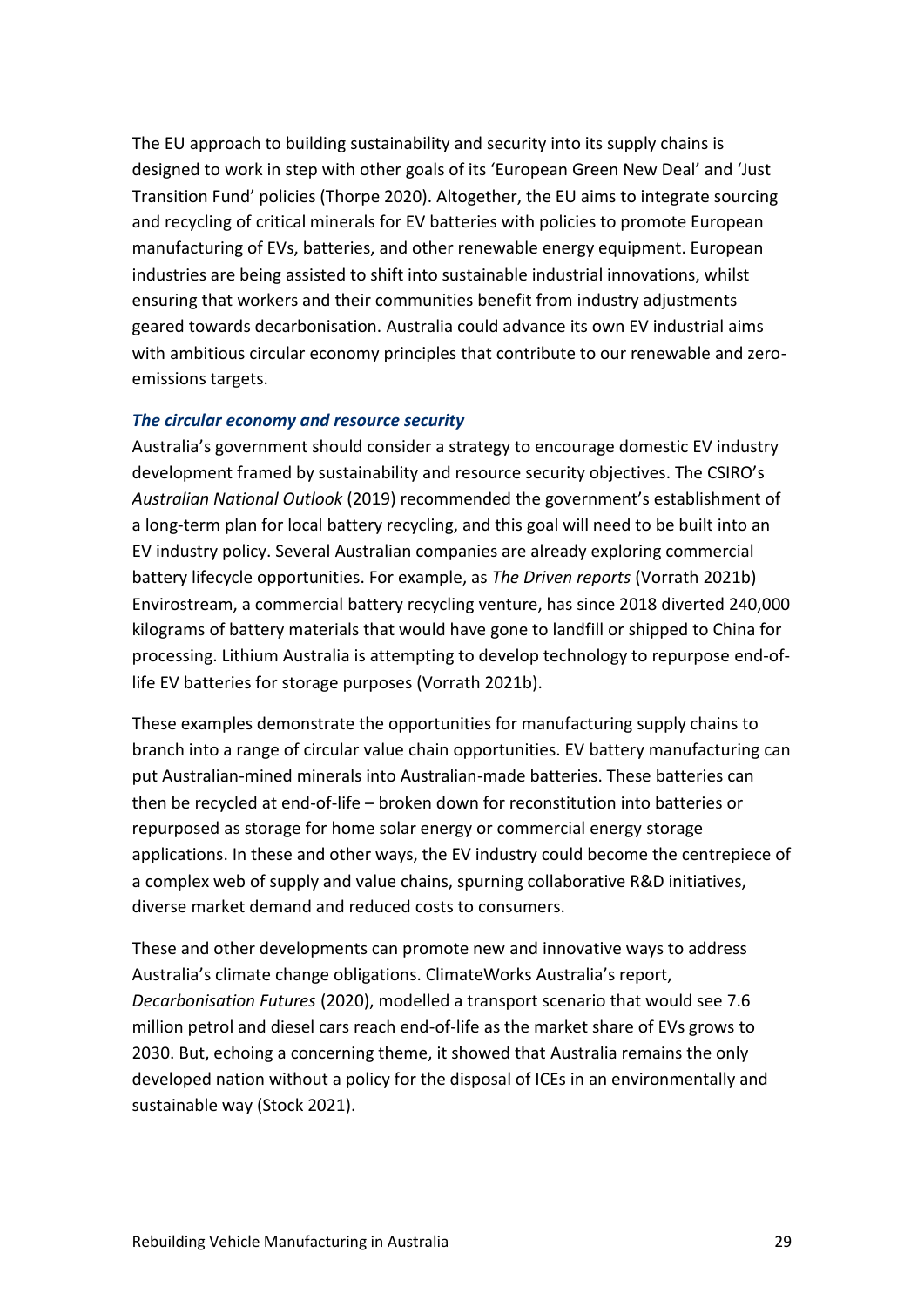The EU approach to building sustainability and security into its supply chains is designed to work in step with other goals of its 'European Green New Deal' and 'Just Transition Fund' policies (Thorpe 2020). Altogether, the EU aims to integrate sourcing and recycling of critical minerals for EV batteries with policies to promote European manufacturing of EVs, batteries, and other renewable energy equipment. European industries are being assisted to shift into sustainable industrial innovations, whilst ensuring that workers and their communities benefit from industry adjustments geared towards decarbonisation. Australia could advance its own EV industrial aims with ambitious circular economy principles that contribute to our renewable and zero-emissions targets.

***The circular economy and resource security***

Australia's government should consider a strategy to encourage domestic EV industry development framed by sustainability and resource security objectives. The CSIRO's *Australian National Outlook* (2019) recommended the government's establishment of a long-term plan for local battery recycling, and this goal will need to be built into an EV industry policy. Several Australian companies are already exploring commercial battery lifecycle opportunities. For example, as *The Driven reports* (Vorrath 2021b) Envirostream, a commercial battery recycling venture, has since 2018 diverted 240,000 kilograms of battery materials that would have gone to landfill or shipped to China for processing. Lithium Australia is attempting to develop technology to repurpose end-of-life EV batteries for storage purposes (Vorrath 2021b).

These examples demonstrate the opportunities for manufacturing supply chains to branch into a range of circular value chain opportunities. EV battery manufacturing can put Australian-mined minerals into Australian-made batteries. These batteries can then be recycled at end-of-life – broken down for reconstitution into batteries or repurposed as storage for home solar energy or commercial energy storage applications. In these and other ways, the EV industry could become the centrepiece of a complex web of supply and value chains, spurning collaborative R&D initiatives, diverse market demand and reduced costs to consumers.

These and other developments can promote new and innovative ways to address Australia's climate change obligations. ClimateWorks Australia's report, *Decarbonisation Futures* (2020), modelled a transport scenario that would see 7.6 million petrol and diesel cars reach end-of-life as the market share of EVs grows to 2030. But, echoing a concerning theme, it showed that Australia remains the only developed nation without a policy for the disposal of ICEs in an environmentally and sustainable way (Stock 2021).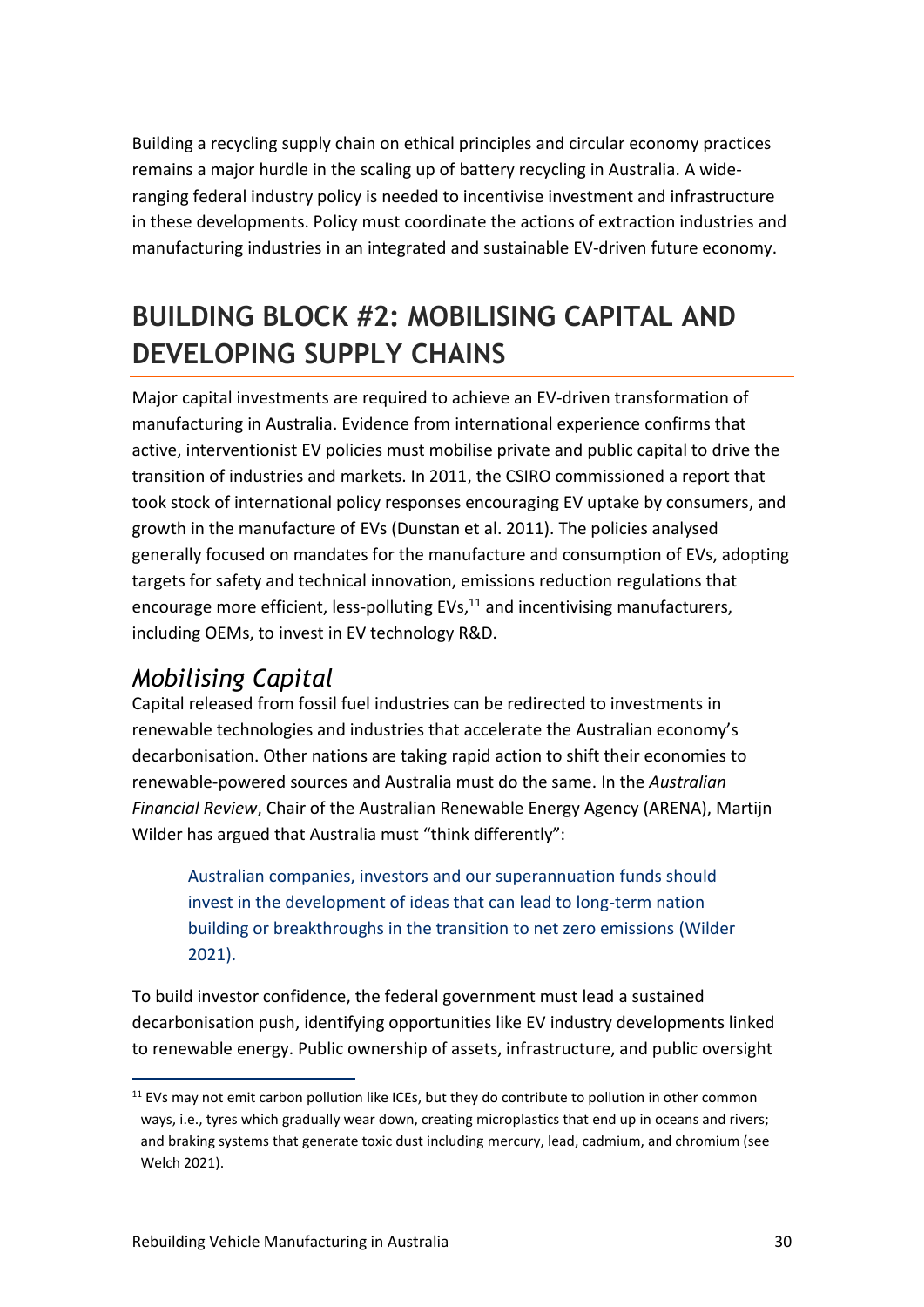Building a recycling supply chain on ethical principles and circular economy practices remains a major hurdle in the scaling up of battery recycling in Australia. A wide-ranging federal industry policy is needed to incentivise investment and infrastructure in these developments. Policy must coordinate the actions of extraction industries and manufacturing industries in an integrated and sustainable EV-driven future economy.

## BUILDING BLOCK #2: MOBILISING CAPITAL AND DEVELOPING SUPPLY CHAINS

Major capital investments are required to achieve an EV-driven transformation of manufacturing in Australia. Evidence from international experience confirms that active, interventionist EV policies must mobilise private and public capital to drive the transition of industries and markets. In 2011, the CSIRO commissioned a report that took stock of international policy responses encouraging EV uptake by consumers, and growth in the manufacture of EVs (Dunstan et al. 2011). The policies analysed generally focused on mandates for the manufacture and consumption of EVs, adopting targets for safety and technical innovation, emissions reduction regulations that encourage more efficient, less-polluting EVs,[11] and incentivising manufacturers, including OEMs, to invest in EV technology R&D.

### *Mobilising Capital*

Capital released from fossil fuel industries can be redirected to investments in renewable technologies and industries that accelerate the Australian economy's decarbonisation. Other nations are taking rapid action to shift their economies to renewable-powered sources and Australia must do the same. In the *Australian Financial Review*, Chair of the Australian Renewable Energy Agency (ARENA), Martijn Wilder has argued that Australia must "think differently":

> Australian companies, investors and our superannuation funds should invest in the development of ideas that can lead to long-term nation building or breakthroughs in the transition to net zero emissions (Wilder 2021).

To build investor confidence, the federal government must lead a sustained decarbonisation push, identifying opportunities like EV industry developments linked to renewable energy. Public ownership of assets, infrastructure, and public oversight

---

[11] EVs may not emit carbon pollution like ICEs, but they do contribute to pollution in other common ways, i.e., tyres which gradually wear down, creating microplastics that end up in oceans and rivers; and braking systems that generate toxic dust including mercury, lead, cadmium, and chromium (see Welch 2021).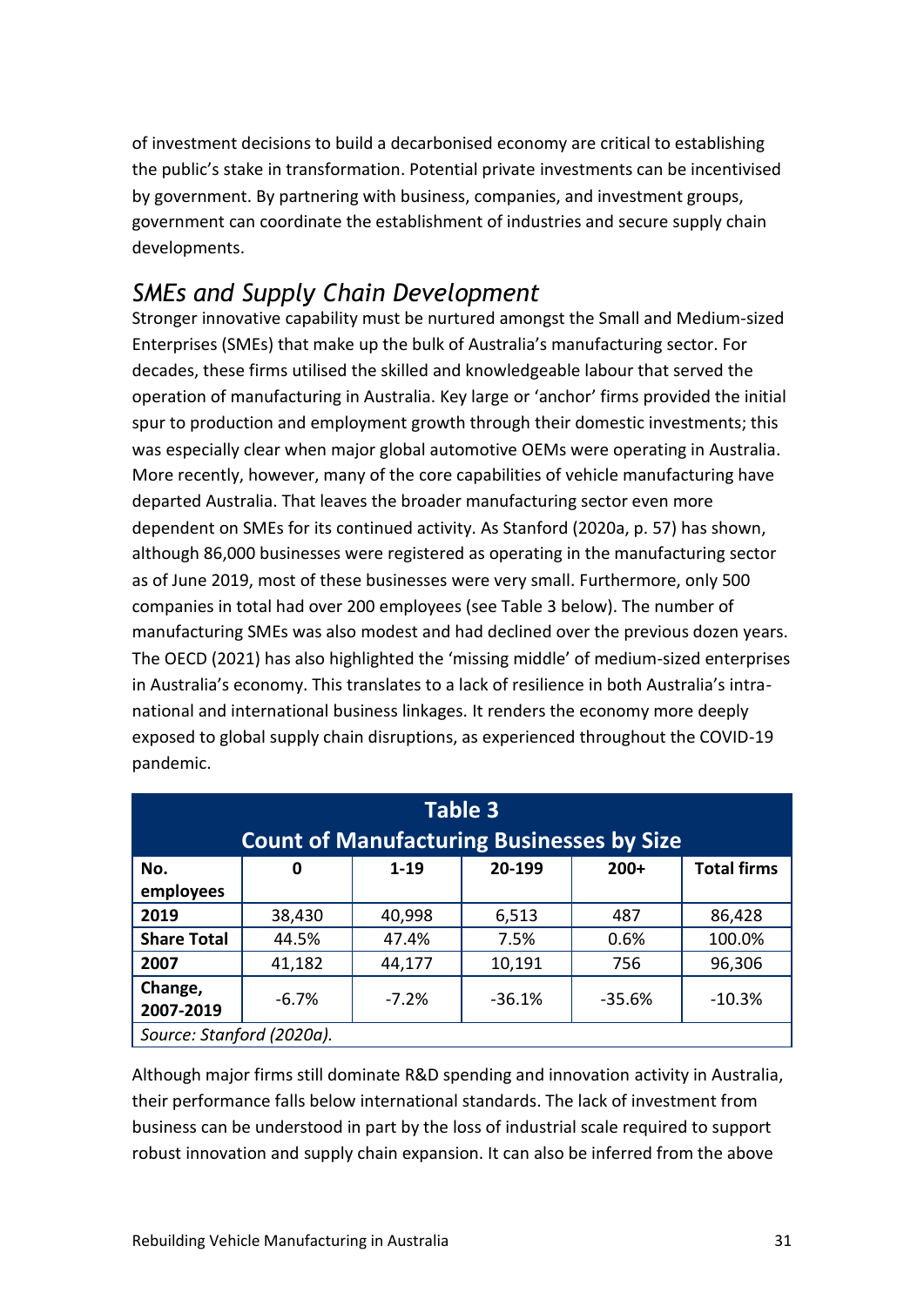of investment decisions to build a decarbonised economy are critical to establishing the public's stake in transformation. Potential private investments can be incentivised by government. By partnering with business, companies, and investment groups, government can coordinate the establishment of industries and secure supply chain developments.

## *SMEs and Supply Chain Development*

Stronger innovative capability must be nurtured amongst the Small and Medium-sized Enterprises (SMEs) that make up the bulk of Australia's manufacturing sector. For decades, these firms utilised the skilled and knowledgeable labour that served the operation of manufacturing in Australia. Key large or 'anchor' firms provided the initial spur to production and employment growth through their domestic investments; this was especially clear when major global automotive OEMs were operating in Australia. More recently, however, many of the core capabilities of vehicle manufacturing have departed Australia. That leaves the broader manufacturing sector even more dependent on SMEs for its continued activity. As Stanford (2020a, p. 57) has shown, although 86,000 businesses were registered as operating in the manufacturing sector as of June 2019, most of these businesses were very small. Furthermore, only 500 companies in total had over 200 employees (see Table 3 below). The number of manufacturing SMEs was also modest and had declined over the previous dozen years. The OECD (2021) has also highlighted the 'missing middle' of medium-sized enterprises in Australia's economy. This translates to a lack of resilience in both Australia's intra-national and international business linkages. It renders the economy more deeply exposed to global supply chain disruptions, as experienced throughout the COVID-19 pandemic.

**Table 3**
**Count of Manufacturing Businesses by Size**

| No. employees | 0 | 1-19 | 20-199 | 200+ | Total firms |
|---|---|---|---|---|---|
| **2019** | 38,430 | 40,998 | 6,513 | 487 | 86,428 |
| **Share Total** | 44.5% | 47.4% | 7.5% | 0.6% | 100.0% |
| **2007** | 41,182 | 44,177 | 10,191 | 756 | 96,306 |
| **Change, 2007-2019** | -6.7% | -7.2% | -36.1% | -35.6% | -10.3% |

*Source: Stanford (2020a).*

Although major firms still dominate R&D spending and innovation activity in Australia, their performance falls below international standards. The lack of investment from business can be understood in part by the loss of industrial scale required to support robust innovation and supply chain expansion. It can also be inferred from the above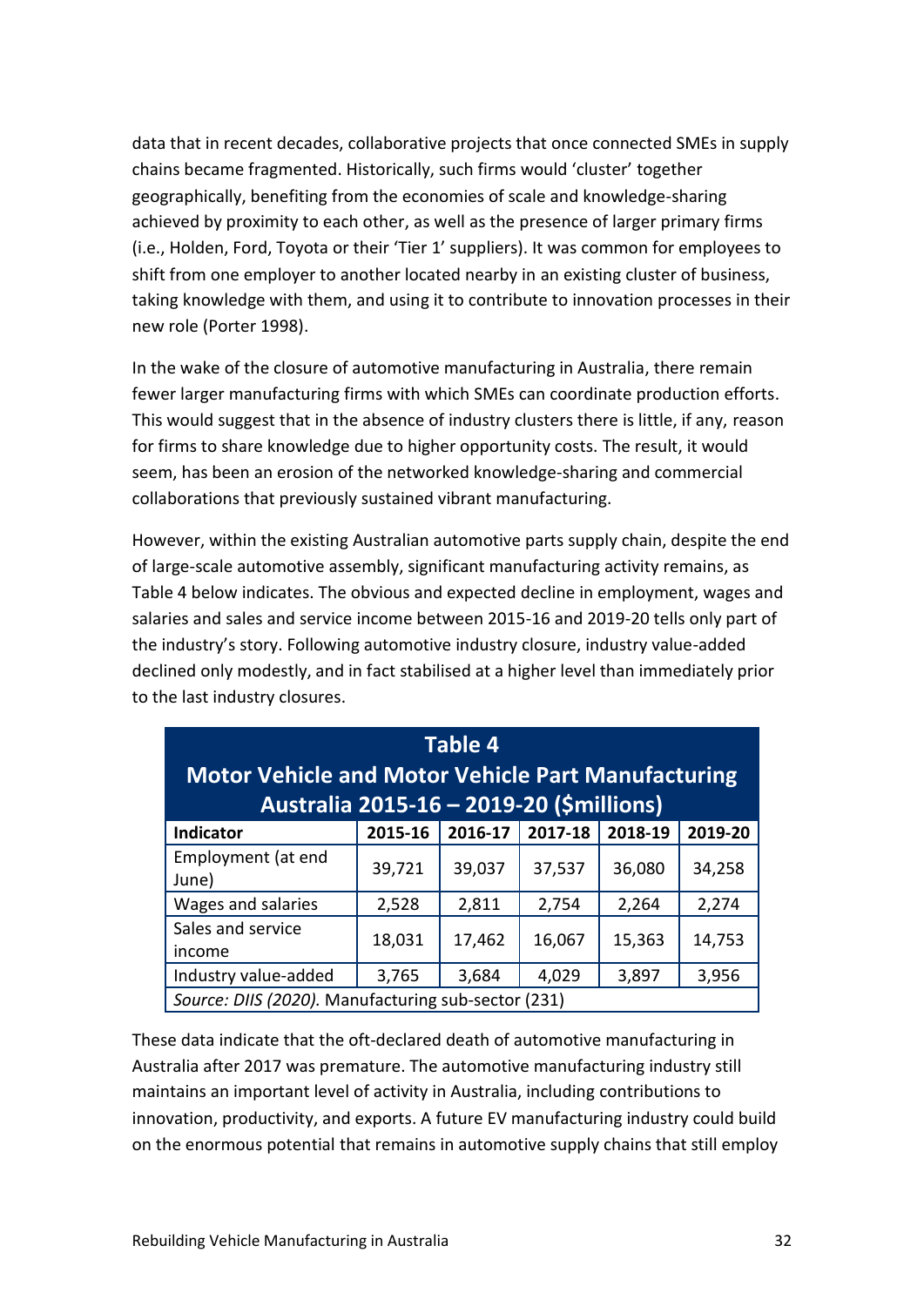data that in recent decades, collaborative projects that once connected SMEs in supply chains became fragmented. Historically, such firms would 'cluster' together geographically, benefiting from the economies of scale and knowledge-sharing achieved by proximity to each other, as well as the presence of larger primary firms (i.e., Holden, Ford, Toyota or their 'Tier 1' suppliers). It was common for employees to shift from one employer to another located nearby in an existing cluster of business, taking knowledge with them, and using it to contribute to innovation processes in their new role (Porter 1998).

In the wake of the closure of automotive manufacturing in Australia, there remain fewer larger manufacturing firms with which SMEs can coordinate production efforts. This would suggest that in the absence of industry clusters there is little, if any, reason for firms to share knowledge due to higher opportunity costs. The result, it would seem, has been an erosion of the networked knowledge-sharing and commercial collaborations that previously sustained vibrant manufacturing.

However, within the existing Australian automotive parts supply chain, despite the end of large-scale automotive assembly, significant manufacturing activity remains, as Table 4 below indicates. The obvious and expected decline in employment, wages and salaries and sales and service income between 2015-16 and 2019-20 tells only part of the industry's story. Following automotive industry closure, industry value-added declined only modestly, and in fact stabilised at a higher level than immediately prior to the last industry closures.

**Table 4**
**Motor Vehicle and Motor Vehicle Part Manufacturing Australia 2015-16 – 2019-20 ($millions)**

| Indicator | 2015-16 | 2016-17 | 2017-18 | 2018-19 | 2019-20 |
|---|---|---|---|---|---|
| Employment (at end June) | 39,721 | 39,037 | 37,537 | 36,080 | 34,258 |
| Wages and salaries | 2,528 | 2,811 | 2,754 | 2,264 | 2,274 |
| Sales and service income | 18,031 | 17,462 | 16,067 | 15,363 | 14,753 |
| Industry value-added | 3,765 | 3,684 | 4,029 | 3,897 | 3,956 |

*Source: DIIS (2020).* Manufacturing sub-sector (231)

These data indicate that the oft-declared death of automotive manufacturing in Australia after 2017 was premature. The automotive manufacturing industry still maintains an important level of activity in Australia, including contributions to innovation, productivity, and exports. A future EV manufacturing industry could build on the enormous potential that remains in automotive supply chains that still employ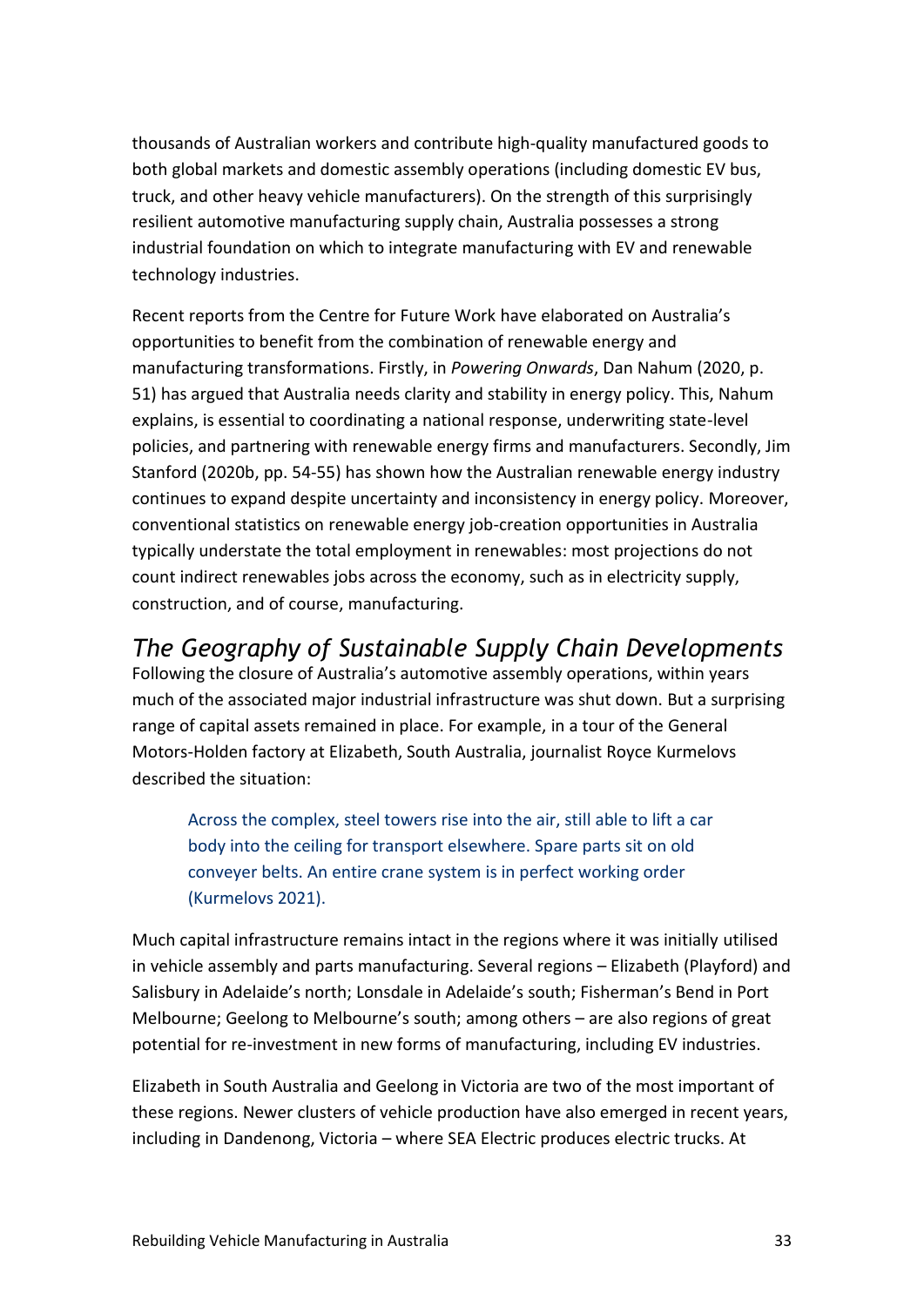thousands of Australian workers and contribute high-quality manufactured goods to both global markets and domestic assembly operations (including domestic EV bus, truck, and other heavy vehicle manufacturers). On the strength of this surprisingly resilient automotive manufacturing supply chain, Australia possesses a strong industrial foundation on which to integrate manufacturing with EV and renewable technology industries.

Recent reports from the Centre for Future Work have elaborated on Australia's opportunities to benefit from the combination of renewable energy and manufacturing transformations. Firstly, in *Powering Onwards*, Dan Nahum (2020, p. 51) has argued that Australia needs clarity and stability in energy policy. This, Nahum explains, is essential to coordinating a national response, underwriting state-level policies, and partnering with renewable energy firms and manufacturers. Secondly, Jim Stanford (2020b, pp. 54-55) has shown how the Australian renewable energy industry continues to expand despite uncertainty and inconsistency in energy policy. Moreover, conventional statistics on renewable energy job-creation opportunities in Australia typically understate the total employment in renewables: most projections do not count indirect renewables jobs across the economy, such as in electricity supply, construction, and of course, manufacturing.

## *The Geography of Sustainable Supply Chain Developments*

Following the closure of Australia's automotive assembly operations, within years much of the associated major industrial infrastructure was shut down. But a surprising range of capital assets remained in place. For example, in a tour of the General Motors-Holden factory at Elizabeth, South Australia, journalist Royce Kurmelovs described the situation:

> Across the complex, steel towers rise into the air, still able to lift a car body into the ceiling for transport elsewhere. Spare parts sit on old conveyer belts. An entire crane system is in perfect working order (Kurmelovs 2021).

Much capital infrastructure remains intact in the regions where it was initially utilised in vehicle assembly and parts manufacturing. Several regions – Elizabeth (Playford) and Salisbury in Adelaide's north; Lonsdale in Adelaide's south; Fisherman's Bend in Port Melbourne; Geelong to Melbourne's south; among others – are also regions of great potential for re-investment in new forms of manufacturing, including EV industries.

Elizabeth in South Australia and Geelong in Victoria are two of the most important of these regions. Newer clusters of vehicle production have also emerged in recent years, including in Dandenong, Victoria – where SEA Electric produces electric trucks. At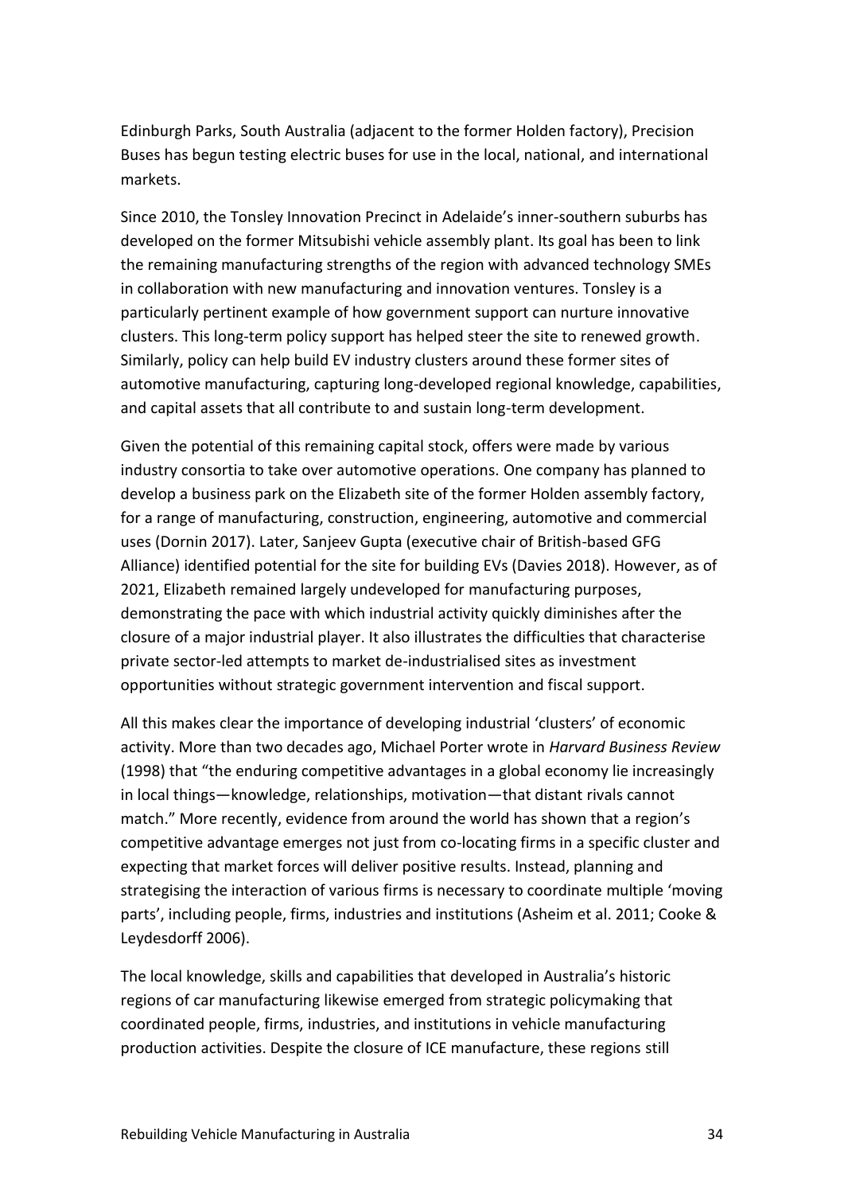Edinburgh Parks, South Australia (adjacent to the former Holden factory), Precision Buses has begun testing electric buses for use in the local, national, and international markets.

Since 2010, the Tonsley Innovation Precinct in Adelaide's inner-southern suburbs has developed on the former Mitsubishi vehicle assembly plant. Its goal has been to link the remaining manufacturing strengths of the region with advanced technology SMEs in collaboration with new manufacturing and innovation ventures. Tonsley is a particularly pertinent example of how government support can nurture innovative clusters. This long-term policy support has helped steer the site to renewed growth. Similarly, policy can help build EV industry clusters around these former sites of automotive manufacturing, capturing long-developed regional knowledge, capabilities, and capital assets that all contribute to and sustain long-term development.

Given the potential of this remaining capital stock, offers were made by various industry consortia to take over automotive operations. One company has planned to develop a business park on the Elizabeth site of the former Holden assembly factory, for a range of manufacturing, construction, engineering, automotive and commercial uses (Dornin 2017). Later, Sanjeev Gupta (executive chair of British-based GFG Alliance) identified potential for the site for building EVs (Davies 2018). However, as of 2021, Elizabeth remained largely undeveloped for manufacturing purposes, demonstrating the pace with which industrial activity quickly diminishes after the closure of a major industrial player. It also illustrates the difficulties that characterise private sector-led attempts to market de-industrialised sites as investment opportunities without strategic government intervention and fiscal support.

All this makes clear the importance of developing industrial 'clusters' of economic activity. More than two decades ago, Michael Porter wrote in *Harvard Business Review* (1998) that "the enduring competitive advantages in a global economy lie increasingly in local things—knowledge, relationships, motivation—that distant rivals cannot match." More recently, evidence from around the world has shown that a region's competitive advantage emerges not just from co-locating firms in a specific cluster and expecting that market forces will deliver positive results. Instead, planning and strategising the interaction of various firms is necessary to coordinate multiple 'moving parts', including people, firms, industries and institutions (Asheim et al. 2011; Cooke & Leydesdorff 2006).

The local knowledge, skills and capabilities that developed in Australia's historic regions of car manufacturing likewise emerged from strategic policymaking that coordinated people, firms, industries, and institutions in vehicle manufacturing production activities. Despite the closure of ICE manufacture, these regions still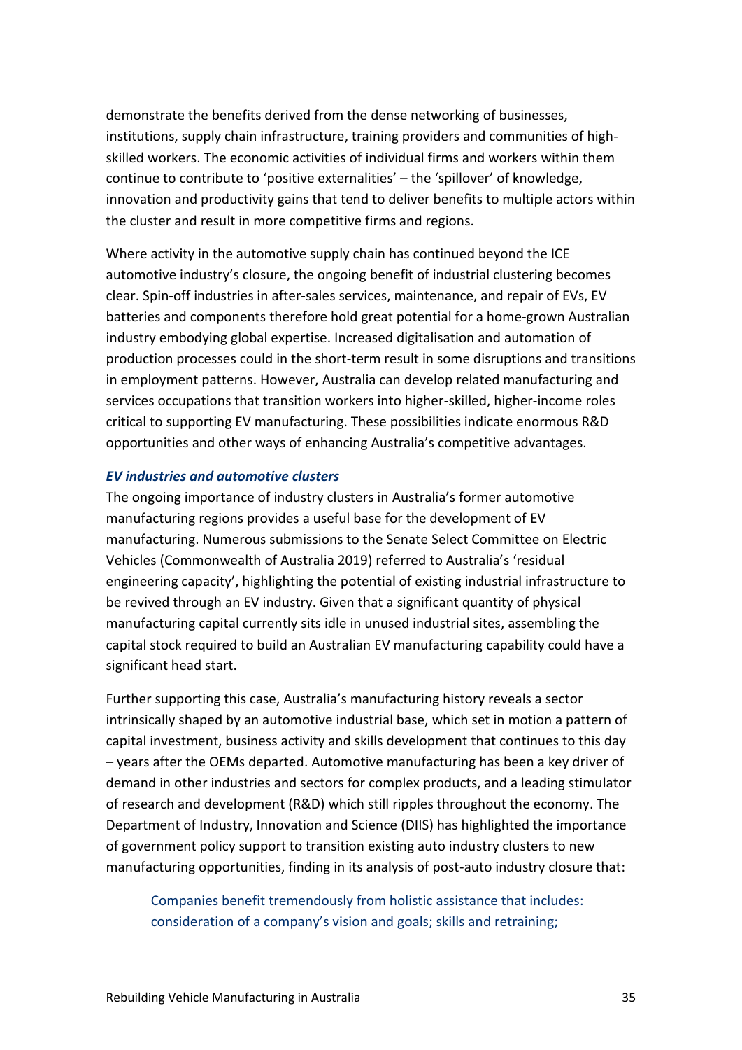demonstrate the benefits derived from the dense networking of businesses, institutions, supply chain infrastructure, training providers and communities of high-skilled workers. The economic activities of individual firms and workers within them continue to contribute to 'positive externalities' – the 'spillover' of knowledge, innovation and productivity gains that tend to deliver benefits to multiple actors within the cluster and result in more competitive firms and regions.

Where activity in the automotive supply chain has continued beyond the ICE automotive industry's closure, the ongoing benefit of industrial clustering becomes clear. Spin-off industries in after-sales services, maintenance, and repair of EVs, EV batteries and components therefore hold great potential for a home-grown Australian industry embodying global expertise. Increased digitalisation and automation of production processes could in the short-term result in some disruptions and transitions in employment patterns. However, Australia can develop related manufacturing and services occupations that transition workers into higher-skilled, higher-income roles critical to supporting EV manufacturing. These possibilities indicate enormous R&D opportunities and other ways of enhancing Australia's competitive advantages.

#### *EV industries and automotive clusters*

The ongoing importance of industry clusters in Australia's former automotive manufacturing regions provides a useful base for the development of EV manufacturing. Numerous submissions to the Senate Select Committee on Electric Vehicles (Commonwealth of Australia 2019) referred to Australia's 'residual engineering capacity', highlighting the potential of existing industrial infrastructure to be revived through an EV industry. Given that a significant quantity of physical manufacturing capital currently sits idle in unused industrial sites, assembling the capital stock required to build an Australian EV manufacturing capability could have a significant head start.

Further supporting this case, Australia's manufacturing history reveals a sector intrinsically shaped by an automotive industrial base, which set in motion a pattern of capital investment, business activity and skills development that continues to this day – years after the OEMs departed. Automotive manufacturing has been a key driver of demand in other industries and sectors for complex products, and a leading stimulator of research and development (R&D) which still ripples throughout the economy. The Department of Industry, Innovation and Science (DIIS) has highlighted the importance of government policy support to transition existing auto industry clusters to new manufacturing opportunities, finding in its analysis of post-auto industry closure that:

> Companies benefit tremendously from holistic assistance that includes: consideration of a company's vision and goals; skills and retraining;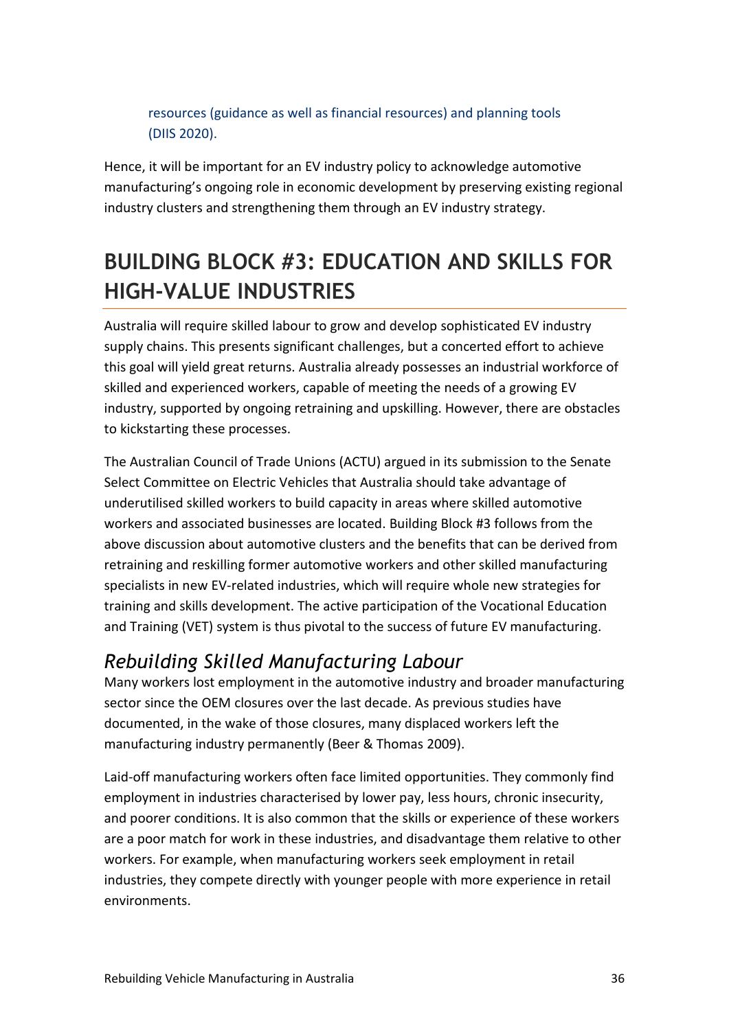resources (guidance as well as financial resources) and planning tools (DIIS 2020).

Hence, it will be important for an EV industry policy to acknowledge automotive manufacturing's ongoing role in economic development by preserving existing regional industry clusters and strengthening them through an EV industry strategy.

## BUILDING BLOCK #3: EDUCATION AND SKILLS FOR HIGH-VALUE INDUSTRIES

Australia will require skilled labour to grow and develop sophisticated EV industry supply chains. This presents significant challenges, but a concerted effort to achieve this goal will yield great returns. Australia already possesses an industrial workforce of skilled and experienced workers, capable of meeting the needs of a growing EV industry, supported by ongoing retraining and upskilling. However, there are obstacles to kickstarting these processes.

The Australian Council of Trade Unions (ACTU) argued in its submission to the Senate Select Committee on Electric Vehicles that Australia should take advantage of underutilised skilled workers to build capacity in areas where skilled automotive workers and associated businesses are located. Building Block #3 follows from the above discussion about automotive clusters and the benefits that can be derived from retraining and reskilling former automotive workers and other skilled manufacturing specialists in new EV-related industries, which will require whole new strategies for training and skills development. The active participation of the Vocational Education and Training (VET) system is thus pivotal to the success of future EV manufacturing.

### *Rebuilding Skilled Manufacturing Labour*

Many workers lost employment in the automotive industry and broader manufacturing sector since the OEM closures over the last decade. As previous studies have documented, in the wake of those closures, many displaced workers left the manufacturing industry permanently (Beer & Thomas 2009).

Laid-off manufacturing workers often face limited opportunities. They commonly find employment in industries characterised by lower pay, less hours, chronic insecurity, and poorer conditions. It is also common that the skills or experience of these workers are a poor match for work in these industries, and disadvantage them relative to other workers. For example, when manufacturing workers seek employment in retail industries, they compete directly with younger people with more experience in retail environments.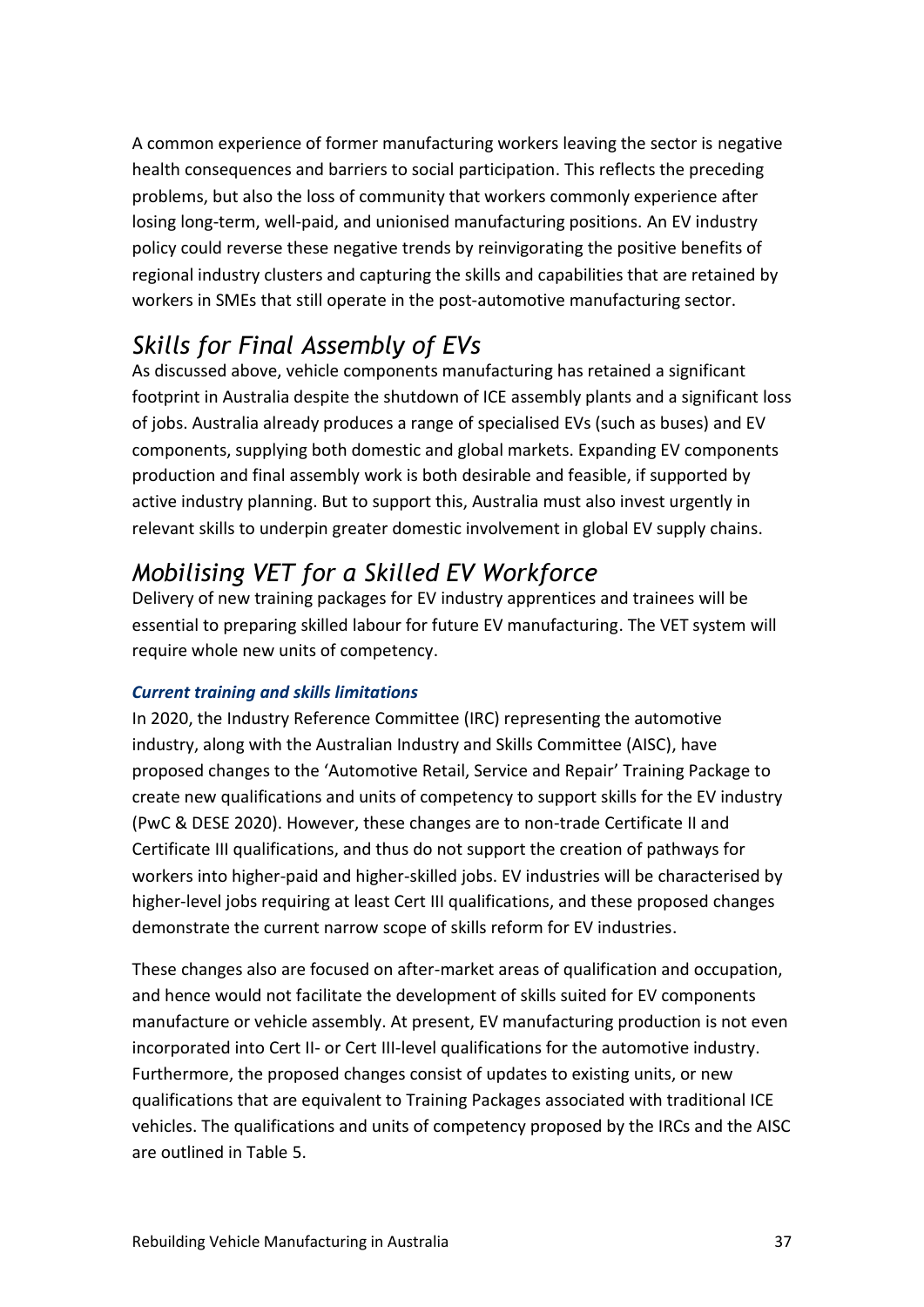A common experience of former manufacturing workers leaving the sector is negative health consequences and barriers to social participation. This reflects the preceding problems, but also the loss of community that workers commonly experience after losing long-term, well-paid, and unionised manufacturing positions. An EV industry policy could reverse these negative trends by reinvigorating the positive benefits of regional industry clusters and capturing the skills and capabilities that are retained by workers in SMEs that still operate in the post-automotive manufacturing sector.

## *Skills for Final Assembly of EVs*

As discussed above, vehicle components manufacturing has retained a significant footprint in Australia despite the shutdown of ICE assembly plants and a significant loss of jobs. Australia already produces a range of specialised EVs (such as buses) and EV components, supplying both domestic and global markets. Expanding EV components production and final assembly work is both desirable and feasible, if supported by active industry planning. But to support this, Australia must also invest urgently in relevant skills to underpin greater domestic involvement in global EV supply chains.

## *Mobilising VET for a Skilled EV Workforce*

Delivery of new training packages for EV industry apprentices and trainees will be essential to preparing skilled labour for future EV manufacturing. The VET system will require whole new units of competency.

### ***Current training and skills limitations***

In 2020, the Industry Reference Committee (IRC) representing the automotive industry, along with the Australian Industry and Skills Committee (AISC), have proposed changes to the 'Automotive Retail, Service and Repair' Training Package to create new qualifications and units of competency to support skills for the EV industry (PwC & DESE 2020). However, these changes are to non-trade Certificate II and Certificate III qualifications, and thus do not support the creation of pathways for workers into higher-paid and higher-skilled jobs. EV industries will be characterised by higher-level jobs requiring at least Cert III qualifications, and these proposed changes demonstrate the current narrow scope of skills reform for EV industries.

These changes also are focused on after-market areas of qualification and occupation, and hence would not facilitate the development of skills suited for EV components manufacture or vehicle assembly. At present, EV manufacturing production is not even incorporated into Cert II- or Cert III-level qualifications for the automotive industry. Furthermore, the proposed changes consist of updates to existing units, or new qualifications that are equivalent to Training Packages associated with traditional ICE vehicles. The qualifications and units of competency proposed by the IRCs and the AISC are outlined in Table 5.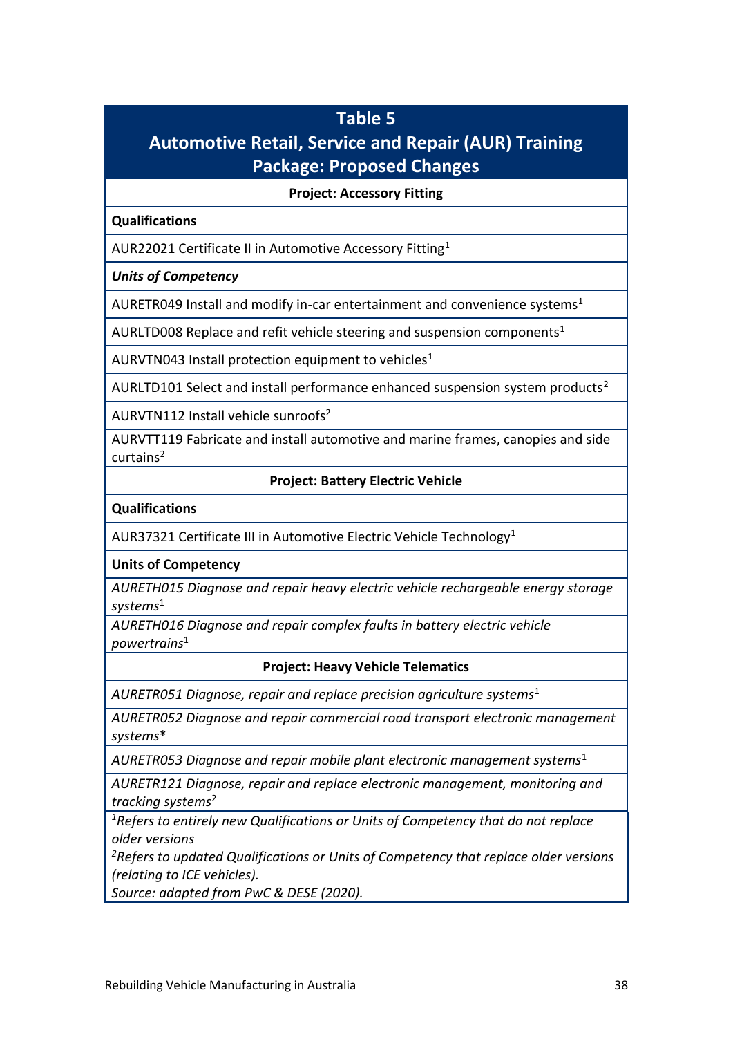| Table 5 Automotive Retail, Service and Repair (AUR) Training Package: Proposed Changes |
|---|
| **Project: Accessory Fitting** |
| **Qualifications** |
| AUR22021 Certificate II in Automotive Accessory Fitting[1] |
| ***Units of Competency*** |
| AURETR049 Install and modify in-car entertainment and convenience systems[1] |
| AURLTD008 Replace and refit vehicle steering and suspension components[1] |
| AURVTN043 Install protection equipment to vehicles[1] |
| AURLTD101 Select and install performance enhanced suspension system products[2] |
| AURVTN112 Install vehicle sunroofs[2] |
| AURVTT119 Fabricate and install automotive and marine frames, canopies and side curtains[2] |
| **Project: Battery Electric Vehicle** |
| **Qualifications** |
| AUR37321 Certificate III in Automotive Electric Vehicle Technology[1] |
| **Units of Competency** |
| *AURETH015 Diagnose and repair heavy electric vehicle rechargeable energy storage systems*[1] |
| *AURETH016 Diagnose and repair complex faults in battery electric vehicle powertrains*[1] |
| **Project: Heavy Vehicle Telematics** |
| *AURETR051 Diagnose, repair and replace precision agriculture systems*[1] |
| *AURETR052 Diagnose and repair commercial road transport electronic management systems** |
| *AURETR053 Diagnose and repair mobile plant electronic management systems*[1] |
| *AURETR121 Diagnose, repair and replace electronic management, monitoring and tracking systems*[2] |
| [1]*Refers to entirely new Qualifications or Units of Competency that do not replace older versions* <br> [2]*Refers to updated Qualifications or Units of Competency that replace older versions (relating to ICE vehicles).* <br> *Source: adapted from PwC & DESE (2020).* |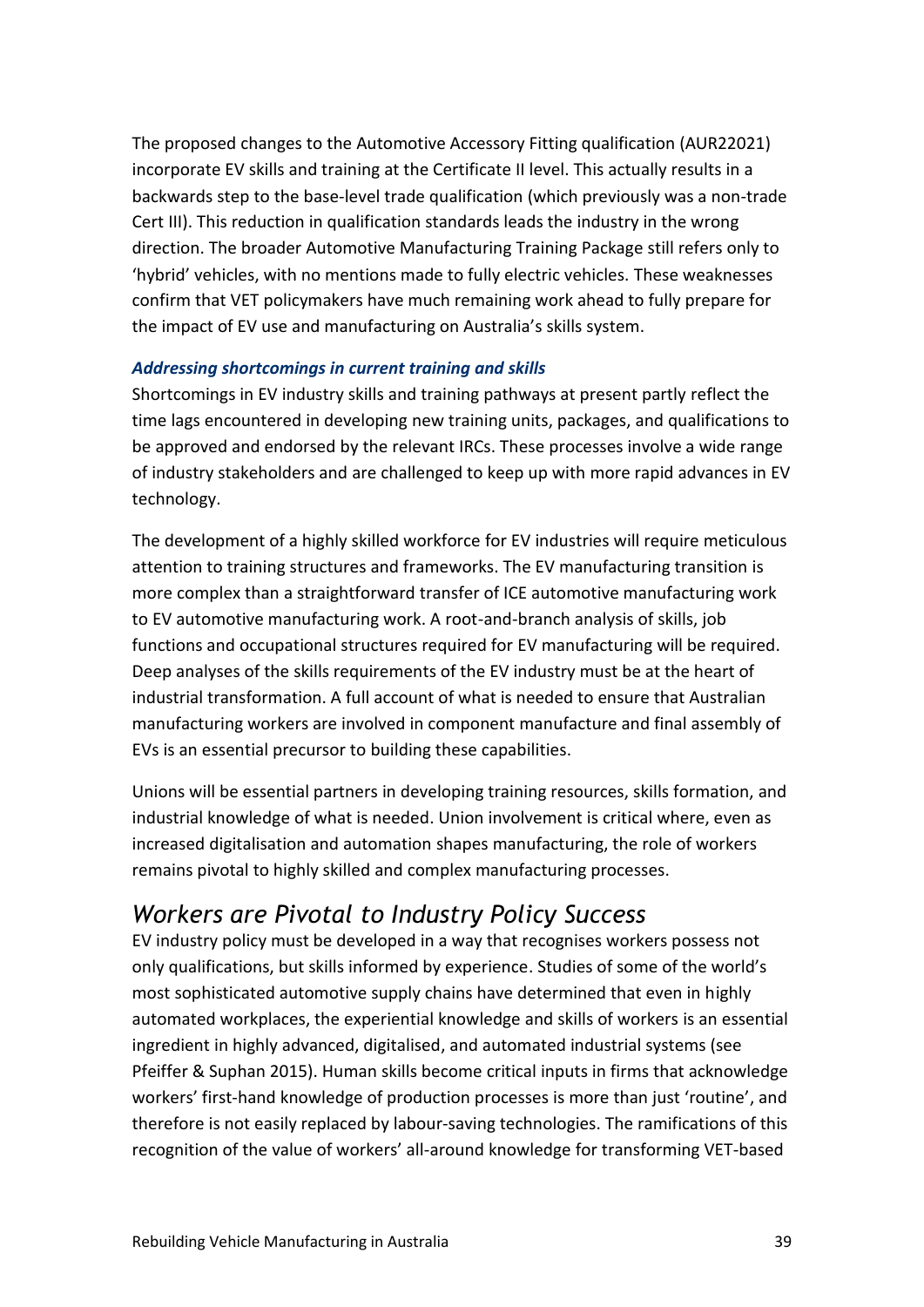The proposed changes to the Automotive Accessory Fitting qualification (AUR22021) incorporate EV skills and training at the Certificate II level. This actually results in a backwards step to the base-level trade qualification (which previously was a non-trade Cert III). This reduction in qualification standards leads the industry in the wrong direction. The broader Automotive Manufacturing Training Package still refers only to 'hybrid' vehicles, with no mentions made to fully electric vehicles. These weaknesses confirm that VET policymakers have much remaining work ahead to fully prepare for the impact of EV use and manufacturing on Australia's skills system.

### *Addressing shortcomings in current training and skills*

Shortcomings in EV industry skills and training pathways at present partly reflect the time lags encountered in developing new training units, packages, and qualifications to be approved and endorsed by the relevant IRCs. These processes involve a wide range of industry stakeholders and are challenged to keep up with more rapid advances in EV technology.

The development of a highly skilled workforce for EV industries will require meticulous attention to training structures and frameworks. The EV manufacturing transition is more complex than a straightforward transfer of ICE automotive manufacturing work to EV automotive manufacturing work. A root-and-branch analysis of skills, job functions and occupational structures required for EV manufacturing will be required. Deep analyses of the skills requirements of the EV industry must be at the heart of industrial transformation. A full account of what is needed to ensure that Australian manufacturing workers are involved in component manufacture and final assembly of EVs is an essential precursor to building these capabilities.

Unions will be essential partners in developing training resources, skills formation, and industrial knowledge of what is needed. Union involvement is critical where, even as increased digitalisation and automation shapes manufacturing, the role of workers remains pivotal to highly skilled and complex manufacturing processes.

## *Workers are Pivotal to Industry Policy Success*

EV industry policy must be developed in a way that recognises workers possess not only qualifications, but skills informed by experience. Studies of some of the world's most sophisticated automotive supply chains have determined that even in highly automated workplaces, the experiential knowledge and skills of workers is an essential ingredient in highly advanced, digitalised, and automated industrial systems (see Pfeiffer & Suphan 2015). Human skills become critical inputs in firms that acknowledge workers' first-hand knowledge of production processes is more than just 'routine', and therefore is not easily replaced by labour-saving technologies. The ramifications of this recognition of the value of workers' all-around knowledge for transforming VET-based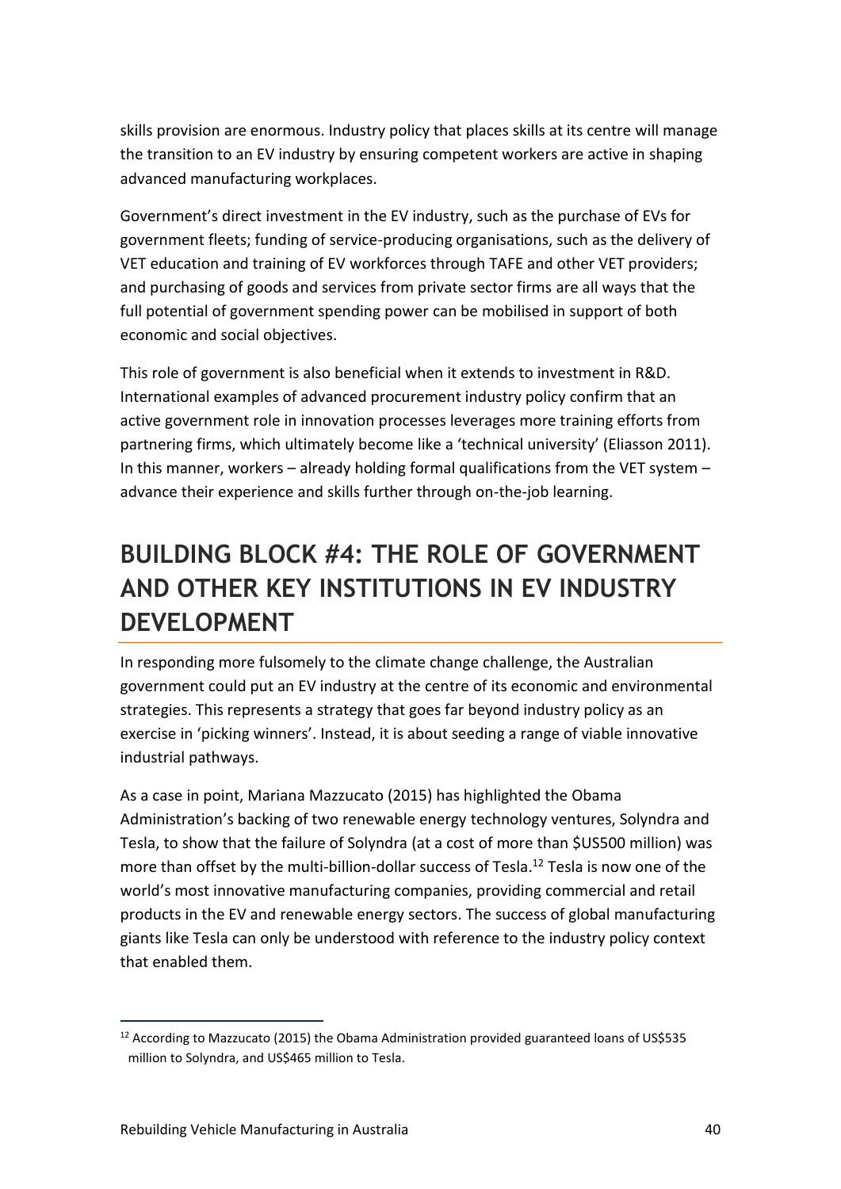skills provision are enormous. Industry policy that places skills at its centre will manage the transition to an EV industry by ensuring competent workers are active in shaping advanced manufacturing workplaces.

Government's direct investment in the EV industry, such as the purchase of EVs for government fleets; funding of service-producing organisations, such as the delivery of VET education and training of EV workforces through TAFE and other VET providers; and purchasing of goods and services from private sector firms are all ways that the full potential of government spending power can be mobilised in support of both economic and social objectives.

This role of government is also beneficial when it extends to investment in R&D. International examples of advanced procurement industry policy confirm that an active government role in innovation processes leverages more training efforts from partnering firms, which ultimately become like a 'technical university' (Eliasson 2011). In this manner, workers – already holding formal qualifications from the VET system – advance their experience and skills further through on-the-job learning.

## BUILDING BLOCK #4: THE ROLE OF GOVERNMENT AND OTHER KEY INSTITUTIONS IN EV INDUSTRY DEVELOPMENT

In responding more fulsomely to the climate change challenge, the Australian government could put an EV industry at the centre of its economic and environmental strategies. This represents a strategy that goes far beyond industry policy as an exercise in 'picking winners'. Instead, it is about seeding a range of viable innovative industrial pathways.

As a case in point, Mariana Mazzucato (2015) has highlighted the Obama Administration's backing of two renewable energy technology ventures, Solyndra and Tesla, to show that the failure of Solyndra (at a cost of more than $US500 million) was more than offset by the multi-billion-dollar success of Tesla.[12] Tesla is now one of the world's most innovative manufacturing companies, providing commercial and retail products in the EV and renewable energy sectors. The success of global manufacturing giants like Tesla can only be understood with reference to the industry policy context that enabled them.

[12] According to Mazzucato (2015) the Obama Administration provided guaranteed loans of US$535 million to Solyndra, and US$465 million to Tesla.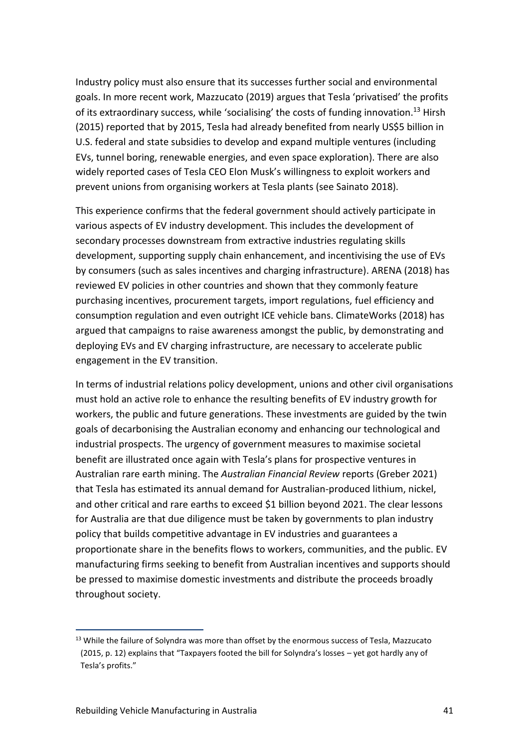Industry policy must also ensure that its successes further social and environmental goals. In more recent work, Mazzucato (2019) argues that Tesla 'privatised' the profits of its extraordinary success, while 'socialising' the costs of funding innovation.[13] Hirsh (2015) reported that by 2015, Tesla had already benefited from nearly US$5 billion in U.S. federal and state subsidies to develop and expand multiple ventures (including EVs, tunnel boring, renewable energies, and even space exploration). There are also widely reported cases of Tesla CEO Elon Musk's willingness to exploit workers and prevent unions from organising workers at Tesla plants (see Sainato 2018).

This experience confirms that the federal government should actively participate in various aspects of EV industry development. This includes the development of secondary processes downstream from extractive industries regulating skills development, supporting supply chain enhancement, and incentivising the use of EVs by consumers (such as sales incentives and charging infrastructure). ARENA (2018) has reviewed EV policies in other countries and shown that they commonly feature purchasing incentives, procurement targets, import regulations, fuel efficiency and consumption regulation and even outright ICE vehicle bans. ClimateWorks (2018) has argued that campaigns to raise awareness amongst the public, by demonstrating and deploying EVs and EV charging infrastructure, are necessary to accelerate public engagement in the EV transition.

In terms of industrial relations policy development, unions and other civil organisations must hold an active role to enhance the resulting benefits of EV industry growth for workers, the public and future generations. These investments are guided by the twin goals of decarbonising the Australian economy and enhancing our technological and industrial prospects. The urgency of government measures to maximise societal benefit are illustrated once again with Tesla's plans for prospective ventures in Australian rare earth mining. The *Australian Financial Review* reports (Greber 2021) that Tesla has estimated its annual demand for Australian-produced lithium, nickel, and other critical and rare earths to exceed $1 billion beyond 2021. The clear lessons for Australia are that due diligence must be taken by governments to plan industry policy that builds competitive advantage in EV industries and guarantees a proportionate share in the benefits flows to workers, communities, and the public. EV manufacturing firms seeking to benefit from Australian incentives and supports should be pressed to maximise domestic investments and distribute the proceeds broadly throughout society.

---

[13] While the failure of Solyndra was more than offset by the enormous success of Tesla, Mazzucato (2015, p. 12) explains that "Taxpayers footed the bill for Solyndra's losses – yet got hardly any of Tesla's profits."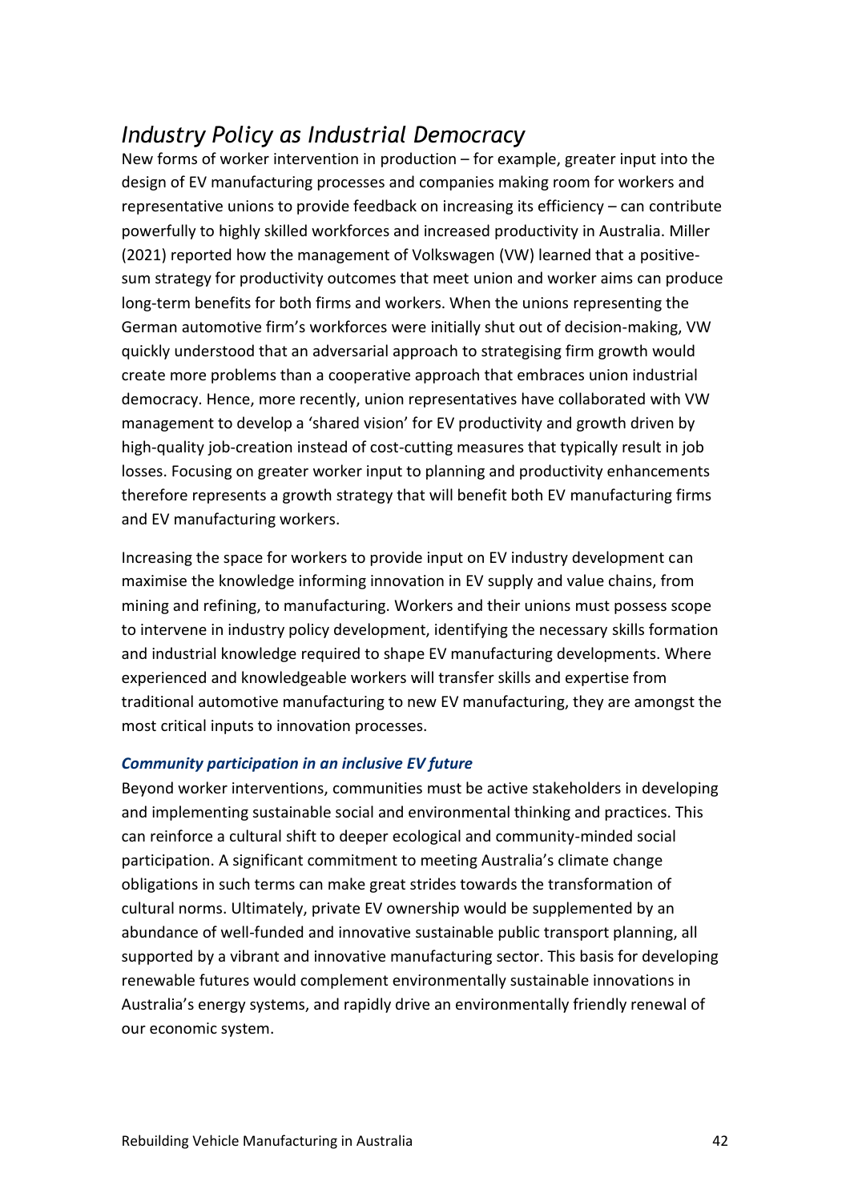## *Industry Policy as Industrial Democracy*

New forms of worker intervention in production – for example, greater input into the design of EV manufacturing processes and companies making room for workers and representative unions to provide feedback on increasing its efficiency – can contribute powerfully to highly skilled workforces and increased productivity in Australia. Miller (2021) reported how the management of Volkswagen (VW) learned that a positive-sum strategy for productivity outcomes that meet union and worker aims can produce long-term benefits for both firms and workers. When the unions representing the German automotive firm's workforces were initially shut out of decision-making, VW quickly understood that an adversarial approach to strategising firm growth would create more problems than a cooperative approach that embraces union industrial democracy. Hence, more recently, union representatives have collaborated with VW management to develop a 'shared vision' for EV productivity and growth driven by high-quality job-creation instead of cost-cutting measures that typically result in job losses. Focusing on greater worker input to planning and productivity enhancements therefore represents a growth strategy that will benefit both EV manufacturing firms and EV manufacturing workers.

Increasing the space for workers to provide input on EV industry development can maximise the knowledge informing innovation in EV supply and value chains, from mining and refining, to manufacturing. Workers and their unions must possess scope to intervene in industry policy development, identifying the necessary skills formation and industrial knowledge required to shape EV manufacturing developments. Where experienced and knowledgeable workers will transfer skills and expertise from traditional automotive manufacturing to new EV manufacturing, they are amongst the most critical inputs to innovation processes.

### ***Community participation in an inclusive EV future***

Beyond worker interventions, communities must be active stakeholders in developing and implementing sustainable social and environmental thinking and practices. This can reinforce a cultural shift to deeper ecological and community-minded social participation. A significant commitment to meeting Australia's climate change obligations in such terms can make great strides towards the transformation of cultural norms. Ultimately, private EV ownership would be supplemented by an abundance of well-funded and innovative sustainable public transport planning, all supported by a vibrant and innovative manufacturing sector. This basis for developing renewable futures would complement environmentally sustainable innovations in Australia's energy systems, and rapidly drive an environmentally friendly renewal of our economic system.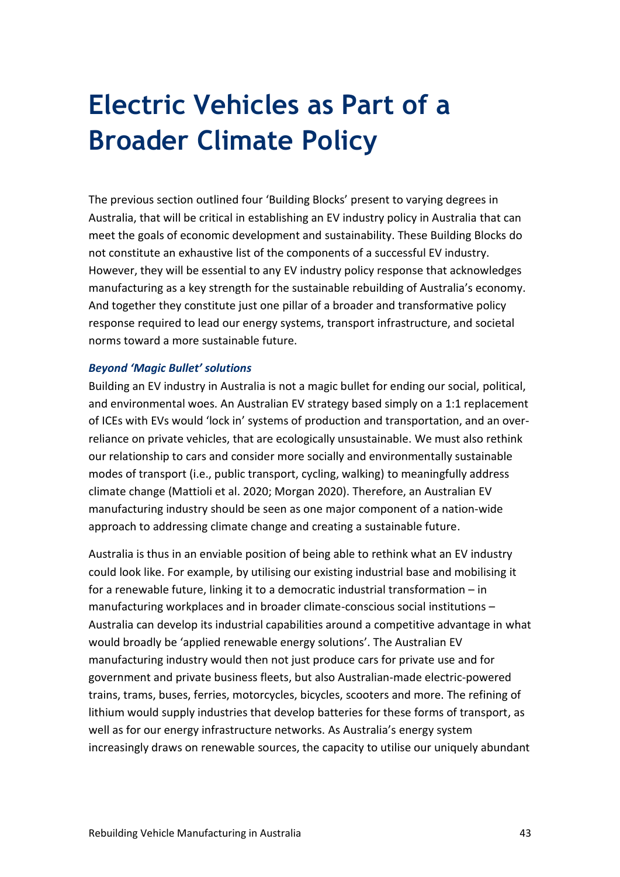# Electric Vehicles as Part of a Broader Climate Policy

The previous section outlined four 'Building Blocks' present to varying degrees in Australia, that will be critical in establishing an EV industry policy in Australia that can meet the goals of economic development and sustainability. These Building Blocks do not constitute an exhaustive list of the components of a successful EV industry. However, they will be essential to any EV industry policy response that acknowledges manufacturing as a key strength for the sustainable rebuilding of Australia's economy. And together they constitute just one pillar of a broader and transformative policy response required to lead our energy systems, transport infrastructure, and societal norms toward a more sustainable future.

### *Beyond 'Magic Bullet' solutions*

Building an EV industry in Australia is not a magic bullet for ending our social, political, and environmental woes. An Australian EV strategy based simply on a 1:1 replacement of ICEs with EVs would 'lock in' systems of production and transportation, and an over-reliance on private vehicles, that are ecologically unsustainable. We must also rethink our relationship to cars and consider more socially and environmentally sustainable modes of transport (i.e., public transport, cycling, walking) to meaningfully address climate change (Mattioli et al. 2020; Morgan 2020). Therefore, an Australian EV manufacturing industry should be seen as one major component of a nation-wide approach to addressing climate change and creating a sustainable future.

Australia is thus in an enviable position of being able to rethink what an EV industry could look like. For example, by utilising our existing industrial base and mobilising it for a renewable future, linking it to a democratic industrial transformation – in manufacturing workplaces and in broader climate-conscious social institutions – Australia can develop its industrial capabilities around a competitive advantage in what would broadly be 'applied renewable energy solutions'. The Australian EV manufacturing industry would then not just produce cars for private use and for government and private business fleets, but also Australian-made electric-powered trains, trams, buses, ferries, motorcycles, bicycles, scooters and more. The refining of lithium would supply industries that develop batteries for these forms of transport, as well as for our energy infrastructure networks. As Australia's energy system increasingly draws on renewable sources, the capacity to utilise our uniquely abundant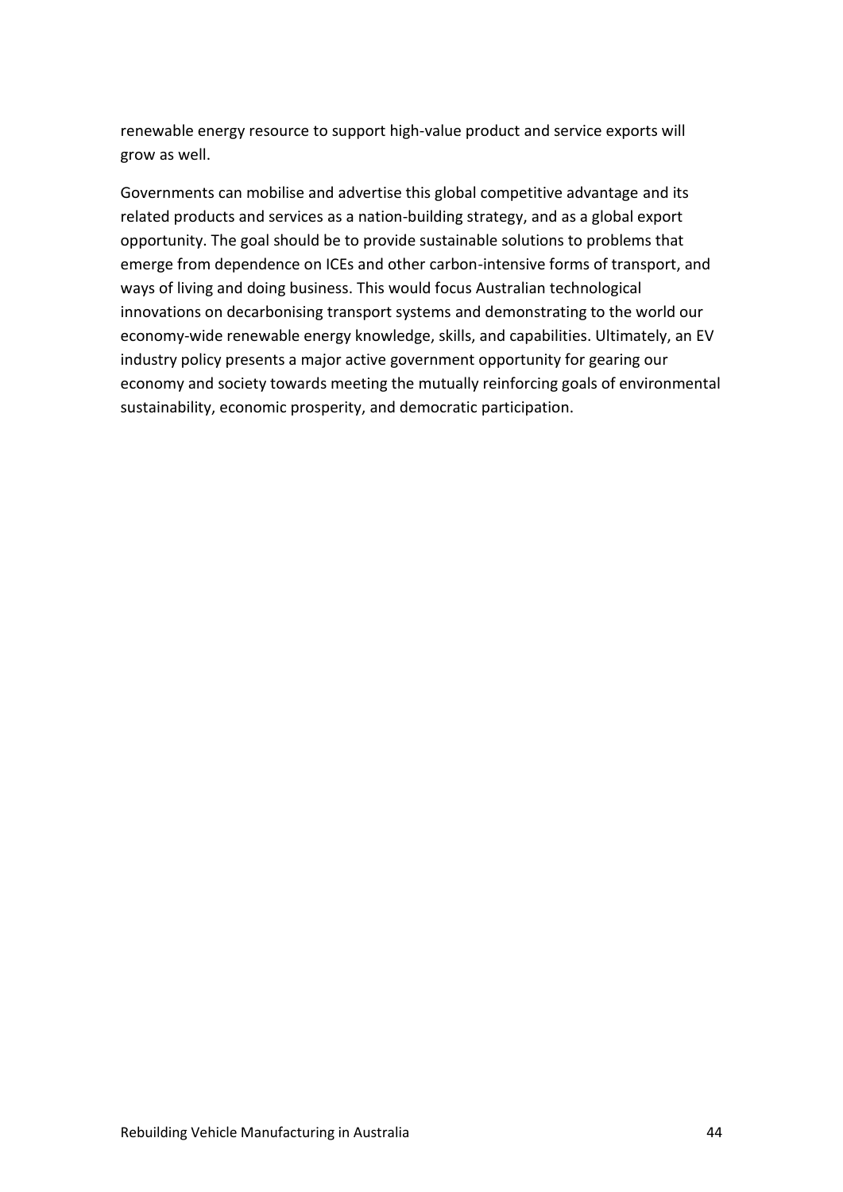renewable energy resource to support high-value product and service exports will grow as well.

Governments can mobilise and advertise this global competitive advantage and its related products and services as a nation-building strategy, and as a global export opportunity. The goal should be to provide sustainable solutions to problems that emerge from dependence on ICEs and other carbon-intensive forms of transport, and ways of living and doing business. This would focus Australian technological innovations on decarbonising transport systems and demonstrating to the world our economy-wide renewable energy knowledge, skills, and capabilities. Ultimately, an EV industry policy presents a major active government opportunity for gearing our economy and society towards meeting the mutually reinforcing goals of environmental sustainability, economic prosperity, and democratic participation.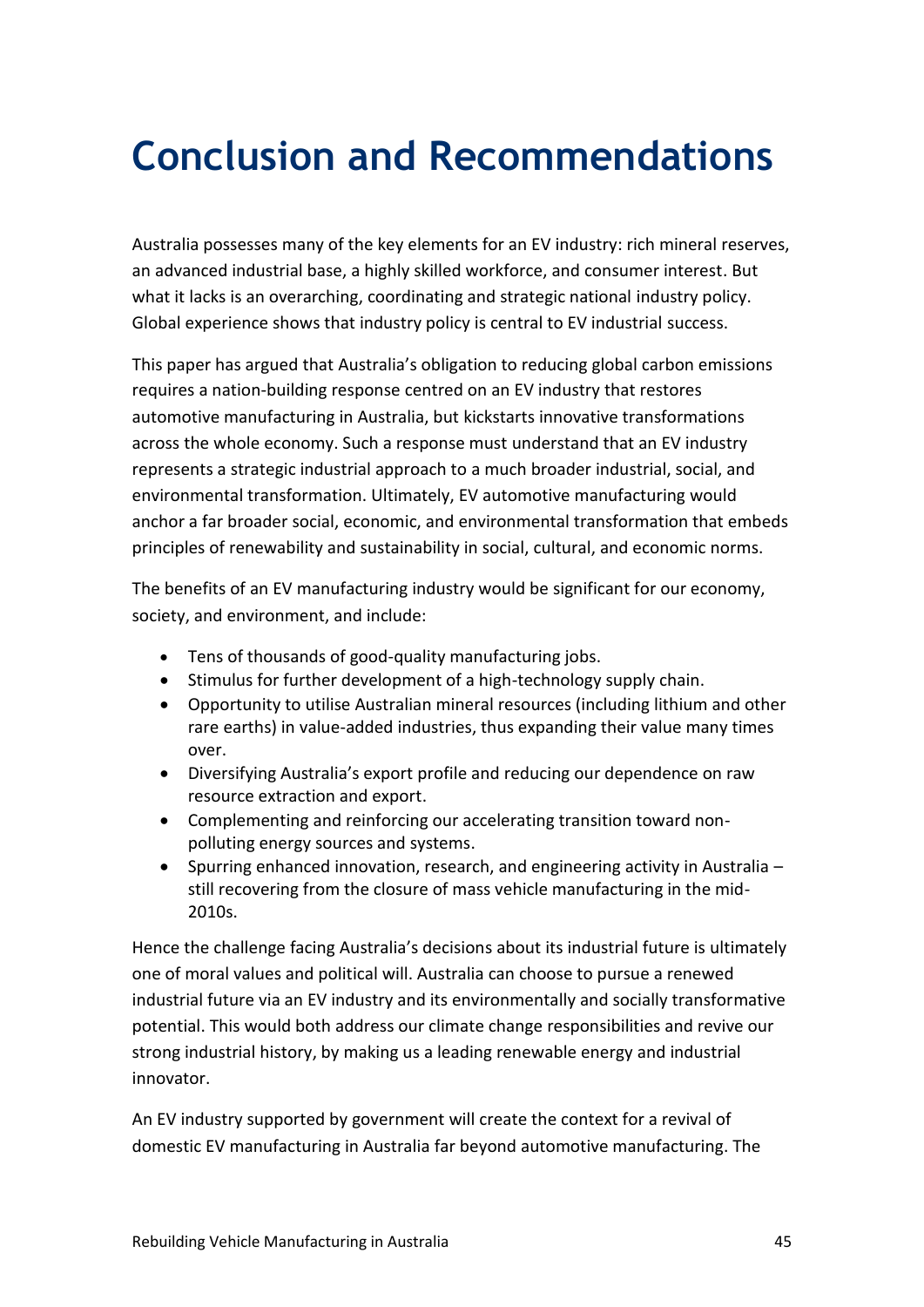# Conclusion and Recommendations

Australia possesses many of the key elements for an EV industry: rich mineral reserves, an advanced industrial base, a highly skilled workforce, and consumer interest. But what it lacks is an overarching, coordinating and strategic national industry policy. Global experience shows that industry policy is central to EV industrial success.

This paper has argued that Australia's obligation to reducing global carbon emissions requires a nation-building response centred on an EV industry that restores automotive manufacturing in Australia, but kickstarts innovative transformations across the whole economy. Such a response must understand that an EV industry represents a strategic industrial approach to a much broader industrial, social, and environmental transformation. Ultimately, EV automotive manufacturing would anchor a far broader social, economic, and environmental transformation that embeds principles of renewability and sustainability in social, cultural, and economic norms.

The benefits of an EV manufacturing industry would be significant for our economy, society, and environment, and include:

- Tens of thousands of good-quality manufacturing jobs.
- Stimulus for further development of a high-technology supply chain.
- Opportunity to utilise Australian mineral resources (including lithium and other rare earths) in value-added industries, thus expanding their value many times over.
- Diversifying Australia's export profile and reducing our dependence on raw resource extraction and export.
- Complementing and reinforcing our accelerating transition toward non-polluting energy sources and systems.
- Spurring enhanced innovation, research, and engineering activity in Australia – still recovering from the closure of mass vehicle manufacturing in the mid-2010s.

Hence the challenge facing Australia's decisions about its industrial future is ultimately one of moral values and political will. Australia can choose to pursue a renewed industrial future via an EV industry and its environmentally and socially transformative potential. This would both address our climate change responsibilities and revive our strong industrial history, by making us a leading renewable energy and industrial innovator.

An EV industry supported by government will create the context for a revival of domestic EV manufacturing in Australia far beyond automotive manufacturing. The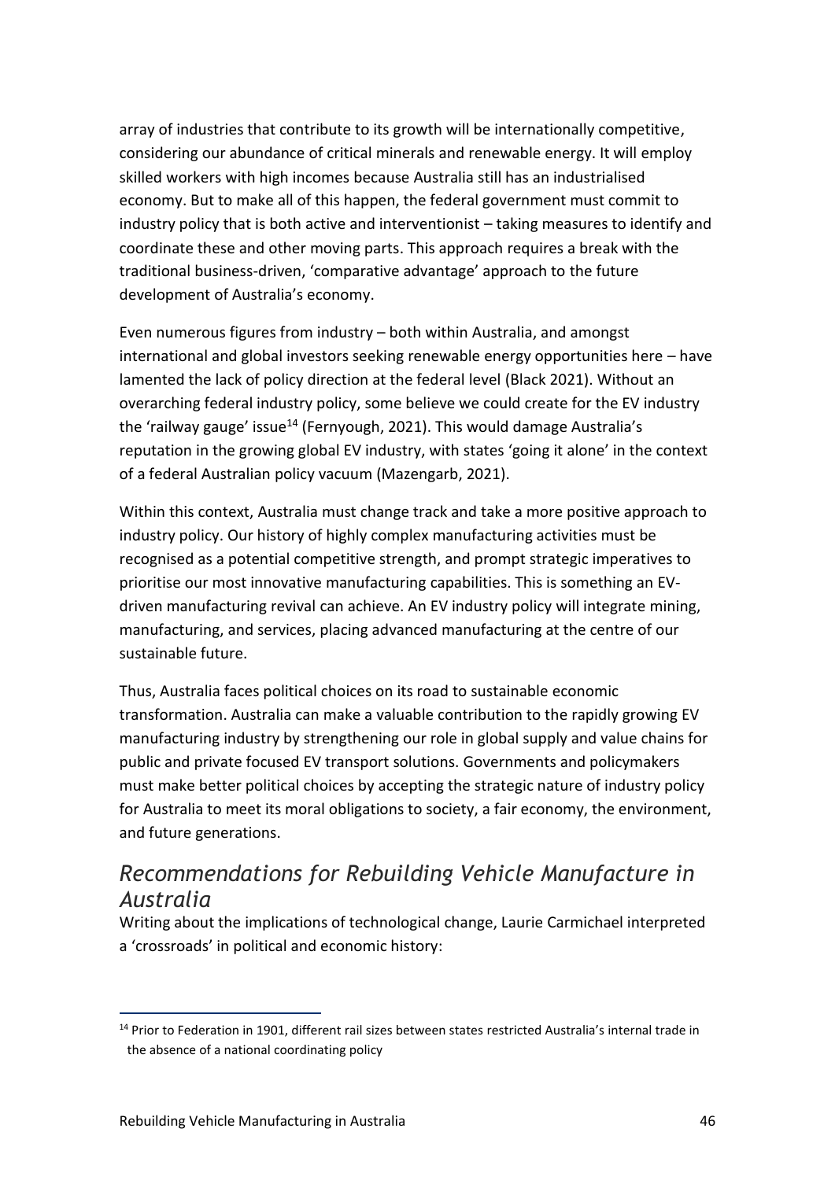array of industries that contribute to its growth will be internationally competitive, considering our abundance of critical minerals and renewable energy. It will employ skilled workers with high incomes because Australia still has an industrialised economy. But to make all of this happen, the federal government must commit to industry policy that is both active and interventionist – taking measures to identify and coordinate these and other moving parts. This approach requires a break with the traditional business-driven, 'comparative advantage' approach to the future development of Australia's economy.

Even numerous figures from industry – both within Australia, and amongst international and global investors seeking renewable energy opportunities here – have lamented the lack of policy direction at the federal level (Black 2021). Without an overarching federal industry policy, some believe we could create for the EV industry the 'railway gauge' issue[14] (Fernyough, 2021). This would damage Australia's reputation in the growing global EV industry, with states 'going it alone' in the context of a federal Australian policy vacuum (Mazengarb, 2021).

Within this context, Australia must change track and take a more positive approach to industry policy. Our history of highly complex manufacturing activities must be recognised as a potential competitive strength, and prompt strategic imperatives to prioritise our most innovative manufacturing capabilities. This is something an EV-driven manufacturing revival can achieve. An EV industry policy will integrate mining, manufacturing, and services, placing advanced manufacturing at the centre of our sustainable future.

Thus, Australia faces political choices on its road to sustainable economic transformation. Australia can make a valuable contribution to the rapidly growing EV manufacturing industry by strengthening our role in global supply and value chains for public and private focused EV transport solutions. Governments and policymakers must make better political choices by accepting the strategic nature of industry policy for Australia to meet its moral obligations to society, a fair economy, the environment, and future generations.

## *Recommendations for Rebuilding Vehicle Manufacture in Australia*

Writing about the implications of technological change, Laurie Carmichael interpreted a 'crossroads' in political and economic history:

[14] Prior to Federation in 1901, different rail sizes between states restricted Australia's internal trade in the absence of a national coordinating policy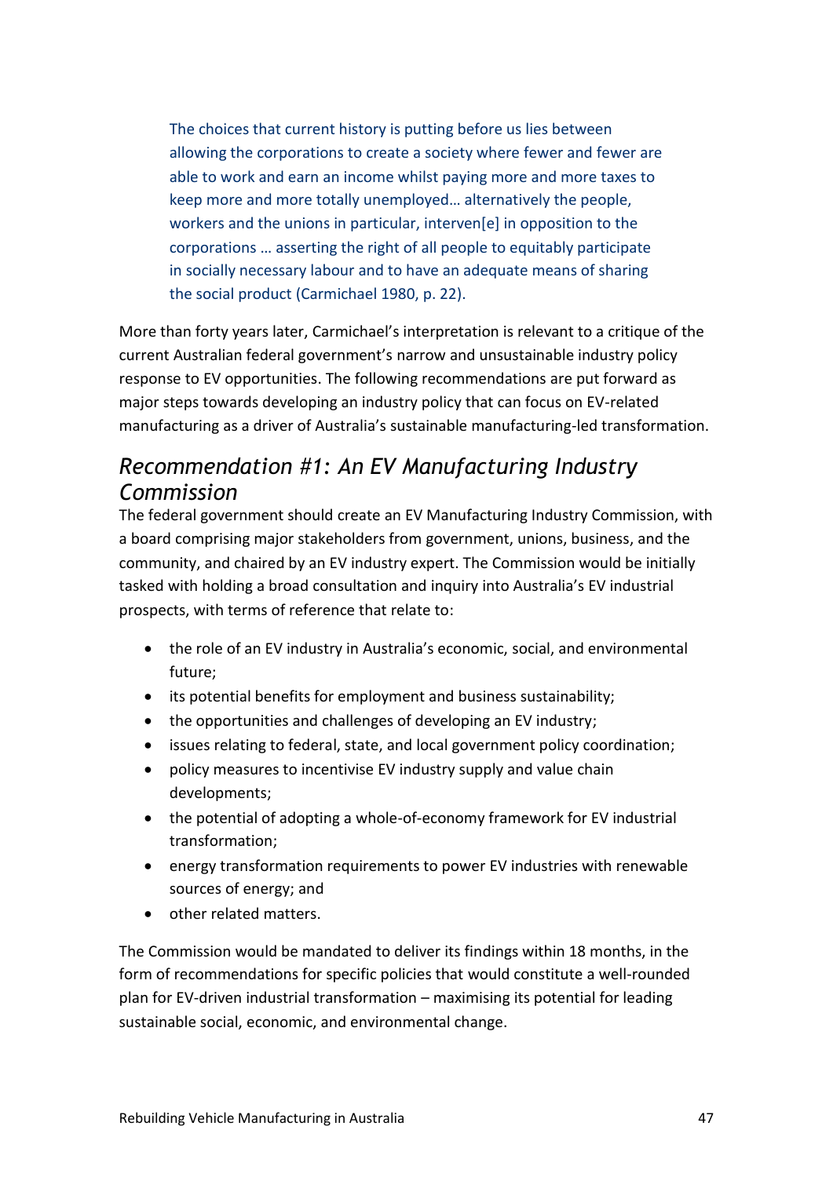> The choices that current history is putting before us lies between allowing the corporations to create a society where fewer and fewer are able to work and earn an income whilst paying more and more taxes to keep more and more totally unemployed… alternatively the people, workers and the unions in particular, interven[e] in opposition to the corporations … asserting the right of all people to equitably participate in socially necessary labour and to have an adequate means of sharing the social product (Carmichael 1980, p. 22).

More than forty years later, Carmichael's interpretation is relevant to a critique of the current Australian federal government's narrow and unsustainable industry policy response to EV opportunities. The following recommendations are put forward as major steps towards developing an industry policy that can focus on EV-related manufacturing as a driver of Australia's sustainable manufacturing-led transformation.

## *Recommendation #1: An EV Manufacturing Industry Commission*

The federal government should create an EV Manufacturing Industry Commission, with a board comprising major stakeholders from government, unions, business, and the community, and chaired by an EV industry expert. The Commission would be initially tasked with holding a broad consultation and inquiry into Australia's EV industrial prospects, with terms of reference that relate to:

- the role of an EV industry in Australia's economic, social, and environmental future;
- its potential benefits for employment and business sustainability;
- the opportunities and challenges of developing an EV industry;
- issues relating to federal, state, and local government policy coordination;
- policy measures to incentivise EV industry supply and value chain developments;
- the potential of adopting a whole-of-economy framework for EV industrial transformation;
- energy transformation requirements to power EV industries with renewable sources of energy; and
- other related matters.

The Commission would be mandated to deliver its findings within 18 months, in the form of recommendations for specific policies that would constitute a well-rounded plan for EV-driven industrial transformation – maximising its potential for leading sustainable social, economic, and environmental change.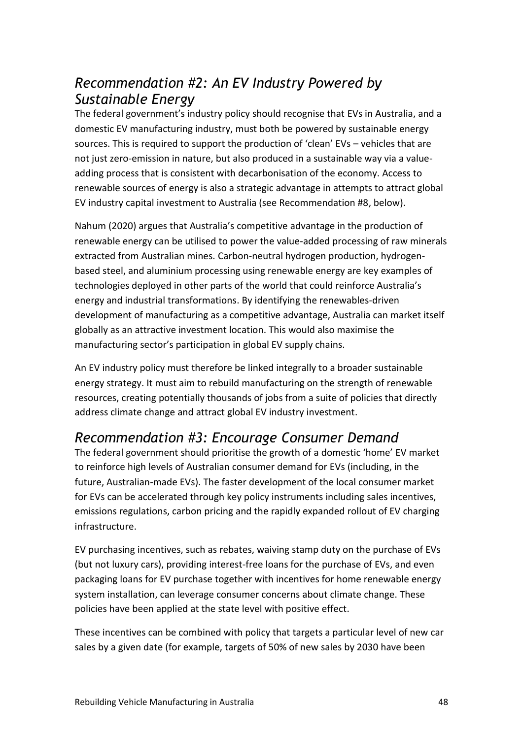## *Recommendation #2: An EV Industry Powered by Sustainable Energy*

The federal government's industry policy should recognise that EVs in Australia, and a domestic EV manufacturing industry, must both be powered by sustainable energy sources. This is required to support the production of 'clean' EVs – vehicles that are not just zero-emission in nature, but also produced in a sustainable way via a value-adding process that is consistent with decarbonisation of the economy. Access to renewable sources of energy is also a strategic advantage in attempts to attract global EV industry capital investment to Australia (see Recommendation #8, below).

Nahum (2020) argues that Australia's competitive advantage in the production of renewable energy can be utilised to power the value-added processing of raw minerals extracted from Australian mines. Carbon-neutral hydrogen production, hydrogen-based steel, and aluminium processing using renewable energy are key examples of technologies deployed in other parts of the world that could reinforce Australia's energy and industrial transformations. By identifying the renewables-driven development of manufacturing as a competitive advantage, Australia can market itself globally as an attractive investment location. This would also maximise the manufacturing sector's participation in global EV supply chains.

An EV industry policy must therefore be linked integrally to a broader sustainable energy strategy. It must aim to rebuild manufacturing on the strength of renewable resources, creating potentially thousands of jobs from a suite of policies that directly address climate change and attract global EV industry investment.

## *Recommendation #3: Encourage Consumer Demand*

The federal government should prioritise the growth of a domestic 'home' EV market to reinforce high levels of Australian consumer demand for EVs (including, in the future, Australian-made EVs). The faster development of the local consumer market for EVs can be accelerated through key policy instruments including sales incentives, emissions regulations, carbon pricing and the rapidly expanded rollout of EV charging infrastructure.

EV purchasing incentives, such as rebates, waiving stamp duty on the purchase of EVs (but not luxury cars), providing interest-free loans for the purchase of EVs, and even packaging loans for EV purchase together with incentives for home renewable energy system installation, can leverage consumer concerns about climate change. These policies have been applied at the state level with positive effect.

These incentives can be combined with policy that targets a particular level of new car sales by a given date (for example, targets of 50% of new sales by 2030 have been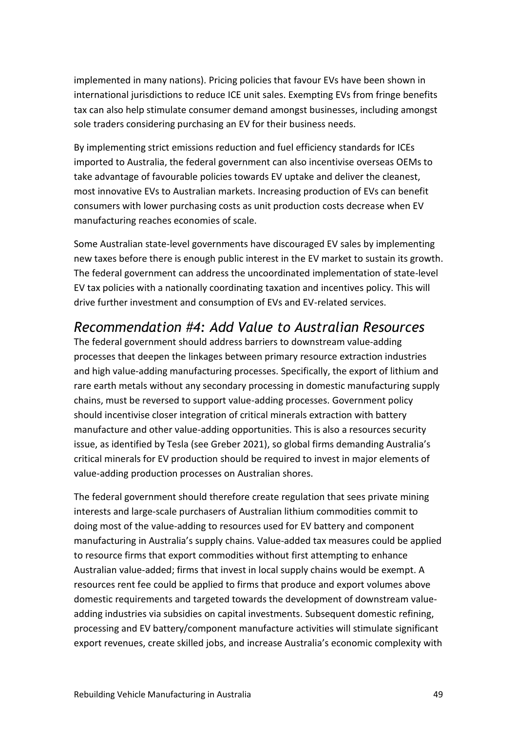implemented in many nations). Pricing policies that favour EVs have been shown in international jurisdictions to reduce ICE unit sales. Exempting EVs from fringe benefits tax can also help stimulate consumer demand amongst businesses, including amongst sole traders considering purchasing an EV for their business needs.

By implementing strict emissions reduction and fuel efficiency standards for ICEs imported to Australia, the federal government can also incentivise overseas OEMs to take advantage of favourable policies towards EV uptake and deliver the cleanest, most innovative EVs to Australian markets. Increasing production of EVs can benefit consumers with lower purchasing costs as unit production costs decrease when EV manufacturing reaches economies of scale.

Some Australian state-level governments have discouraged EV sales by implementing new taxes before there is enough public interest in the EV market to sustain its growth. The federal government can address the uncoordinated implementation of state-level EV tax policies with a nationally coordinating taxation and incentives policy. This will drive further investment and consumption of EVs and EV-related services.

## *Recommendation #4: Add Value to Australian Resources*

The federal government should address barriers to downstream value-adding processes that deepen the linkages between primary resource extraction industries and high value-adding manufacturing processes. Specifically, the export of lithium and rare earth metals without any secondary processing in domestic manufacturing supply chains, must be reversed to support value-adding processes. Government policy should incentivise closer integration of critical minerals extraction with battery manufacture and other value-adding opportunities. This is also a resources security issue, as identified by Tesla (see Greber 2021), so global firms demanding Australia's critical minerals for EV production should be required to invest in major elements of value-adding production processes on Australian shores.

The federal government should therefore create regulation that sees private mining interests and large-scale purchasers of Australian lithium commodities commit to doing most of the value-adding to resources used for EV battery and component manufacturing in Australia's supply chains. Value-added tax measures could be applied to resource firms that export commodities without first attempting to enhance Australian value-added; firms that invest in local supply chains would be exempt. A resources rent fee could be applied to firms that produce and export volumes above domestic requirements and targeted towards the development of downstream value-adding industries via subsidies on capital investments. Subsequent domestic refining, processing and EV battery/component manufacture activities will stimulate significant export revenues, create skilled jobs, and increase Australia's economic complexity with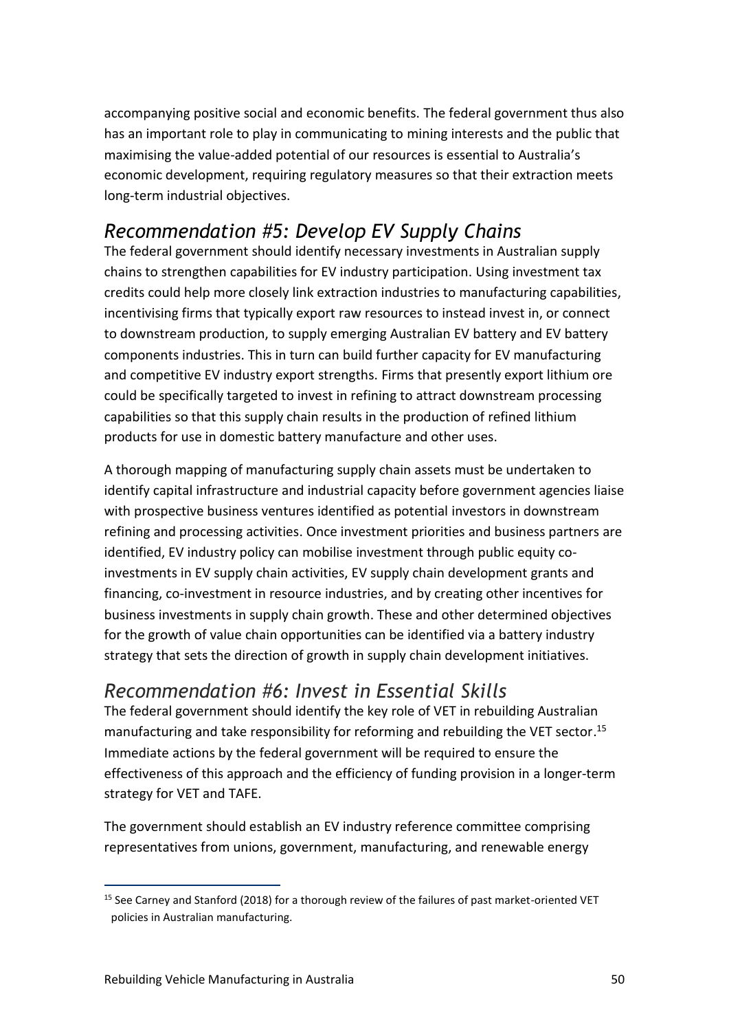accompanying positive social and economic benefits. The federal government thus also has an important role to play in communicating to mining interests and the public that maximising the value-added potential of our resources is essential to Australia's economic development, requiring regulatory measures so that their extraction meets long-term industrial objectives.

## *Recommendation #5: Develop EV Supply Chains*

The federal government should identify necessary investments in Australian supply chains to strengthen capabilities for EV industry participation. Using investment tax credits could help more closely link extraction industries to manufacturing capabilities, incentivising firms that typically export raw resources to instead invest in, or connect to downstream production, to supply emerging Australian EV battery and EV battery components industries. This in turn can build further capacity for EV manufacturing and competitive EV industry export strengths. Firms that presently export lithium ore could be specifically targeted to invest in refining to attract downstream processing capabilities so that this supply chain results in the production of refined lithium products for use in domestic battery manufacture and other uses.

A thorough mapping of manufacturing supply chain assets must be undertaken to identify capital infrastructure and industrial capacity before government agencies liaise with prospective business ventures identified as potential investors in downstream refining and processing activities. Once investment priorities and business partners are identified, EV industry policy can mobilise investment through public equity co-investments in EV supply chain activities, EV supply chain development grants and financing, co-investment in resource industries, and by creating other incentives for business investments in supply chain growth. These and other determined objectives for the growth of value chain opportunities can be identified via a battery industry strategy that sets the direction of growth in supply chain development initiatives.

## *Recommendation #6: Invest in Essential Skills*

The federal government should identify the key role of VET in rebuilding Australian manufacturing and take responsibility for reforming and rebuilding the VET sector.[15] Immediate actions by the federal government will be required to ensure the effectiveness of this approach and the efficiency of funding provision in a longer-term strategy for VET and TAFE.

The government should establish an EV industry reference committee comprising representatives from unions, government, manufacturing, and renewable energy

---

[15] See Carney and Stanford (2018) for a thorough review of the failures of past market-oriented VET policies in Australian manufacturing.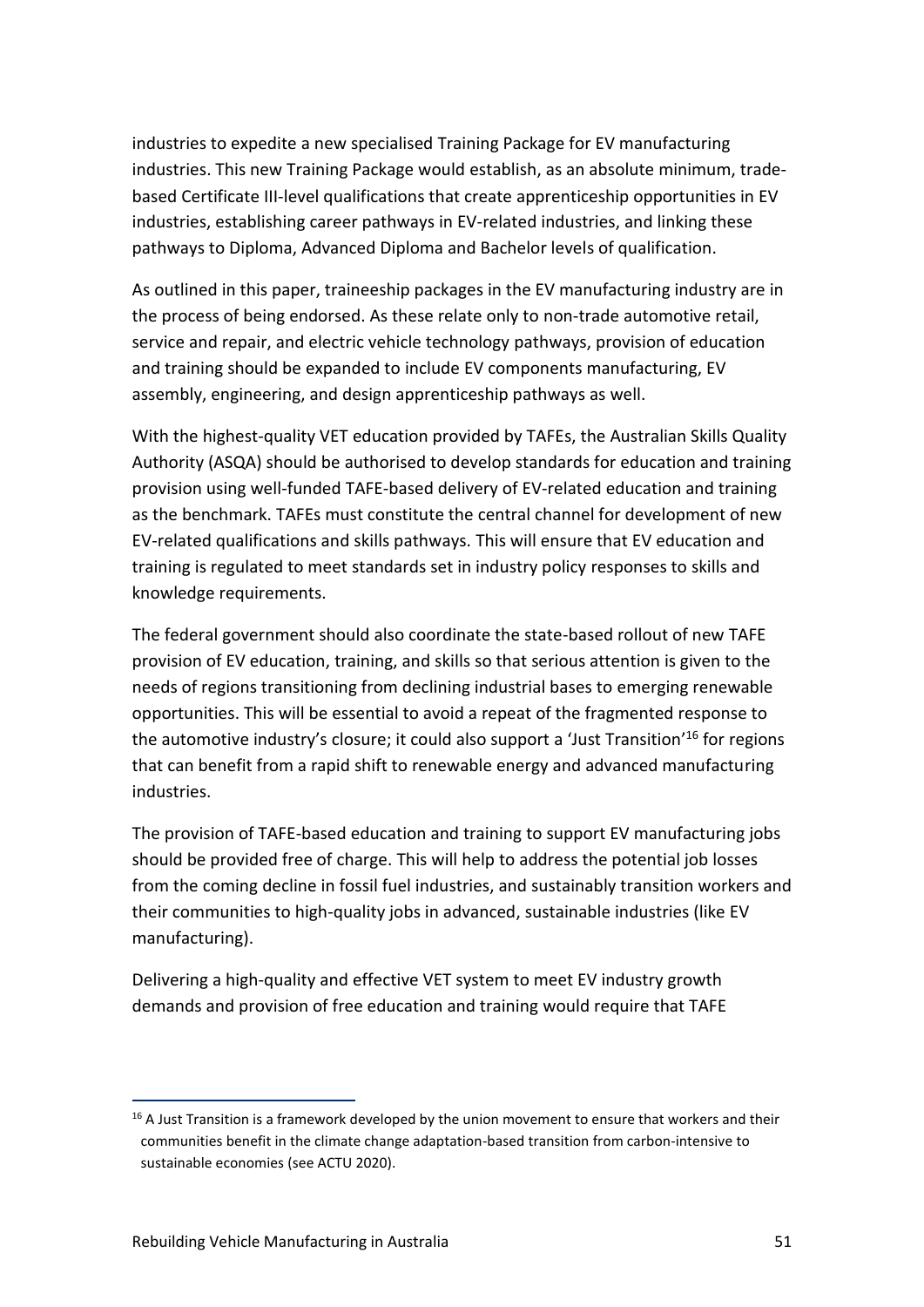industries to expedite a new specialised Training Package for EV manufacturing industries. This new Training Package would establish, as an absolute minimum, trade-based Certificate III-level qualifications that create apprenticeship opportunities in EV industries, establishing career pathways in EV-related industries, and linking these pathways to Diploma, Advanced Diploma and Bachelor levels of qualification.

As outlined in this paper, traineeship packages in the EV manufacturing industry are in the process of being endorsed. As these relate only to non-trade automotive retail, service and repair, and electric vehicle technology pathways, provision of education and training should be expanded to include EV components manufacturing, EV assembly, engineering, and design apprenticeship pathways as well.

With the highest-quality VET education provided by TAFEs, the Australian Skills Quality Authority (ASQA) should be authorised to develop standards for education and training provision using well-funded TAFE-based delivery of EV-related education and training as the benchmark. TAFEs must constitute the central channel for development of new EV-related qualifications and skills pathways. This will ensure that EV education and training is regulated to meet standards set in industry policy responses to skills and knowledge requirements.

The federal government should also coordinate the state-based rollout of new TAFE provision of EV education, training, and skills so that serious attention is given to the needs of regions transitioning from declining industrial bases to emerging renewable opportunities. This will be essential to avoid a repeat of the fragmented response to the automotive industry's closure; it could also support a 'Just Transition'[16] for regions that can benefit from a rapid shift to renewable energy and advanced manufacturing industries.

The provision of TAFE-based education and training to support EV manufacturing jobs should be provided free of charge. This will help to address the potential job losses from the coming decline in fossil fuel industries, and sustainably transition workers and their communities to high-quality jobs in advanced, sustainable industries (like EV manufacturing).

Delivering a high-quality and effective VET system to meet EV industry growth demands and provision of free education and training would require that TAFE

---

[16] A Just Transition is a framework developed by the union movement to ensure that workers and their communities benefit in the climate change adaptation-based transition from carbon-intensive to sustainable economies (see ACTU 2020).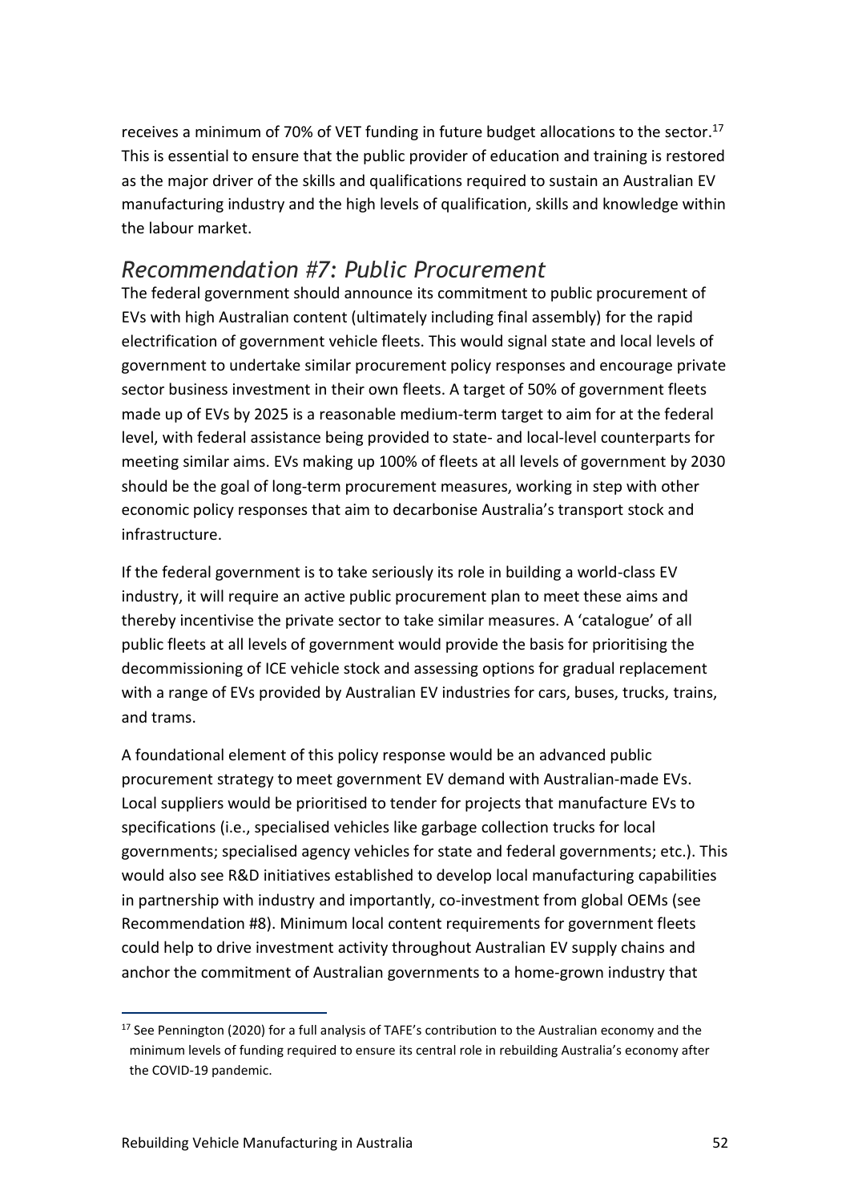receives a minimum of 70% of VET funding in future budget allocations to the sector.[17] This is essential to ensure that the public provider of education and training is restored as the major driver of the skills and qualifications required to sustain an Australian EV manufacturing industry and the high levels of qualification, skills and knowledge within the labour market.

## *Recommendation #7: Public Procurement*

The federal government should announce its commitment to public procurement of EVs with high Australian content (ultimately including final assembly) for the rapid electrification of government vehicle fleets. This would signal state and local levels of government to undertake similar procurement policy responses and encourage private sector business investment in their own fleets. A target of 50% of government fleets made up of EVs by 2025 is a reasonable medium-term target to aim for at the federal level, with federal assistance being provided to state- and local-level counterparts for meeting similar aims. EVs making up 100% of fleets at all levels of government by 2030 should be the goal of long-term procurement measures, working in step with other economic policy responses that aim to decarbonise Australia's transport stock and infrastructure.

If the federal government is to take seriously its role in building a world-class EV industry, it will require an active public procurement plan to meet these aims and thereby incentivise the private sector to take similar measures. A 'catalogue' of all public fleets at all levels of government would provide the basis for prioritising the decommissioning of ICE vehicle stock and assessing options for gradual replacement with a range of EVs provided by Australian EV industries for cars, buses, trucks, trains, and trams.

A foundational element of this policy response would be an advanced public procurement strategy to meet government EV demand with Australian-made EVs. Local suppliers would be prioritised to tender for projects that manufacture EVs to specifications (i.e., specialised vehicles like garbage collection trucks for local governments; specialised agency vehicles for state and federal governments; etc.). This would also see R&D initiatives established to develop local manufacturing capabilities in partnership with industry and importantly, co-investment from global OEMs (see Recommendation #8). Minimum local content requirements for government fleets could help to drive investment activity throughout Australian EV supply chains and anchor the commitment of Australian governments to a home-grown industry that

[17] See Pennington (2020) for a full analysis of TAFE's contribution to the Australian economy and the minimum levels of funding required to ensure its central role in rebuilding Australia's economy after the COVID-19 pandemic.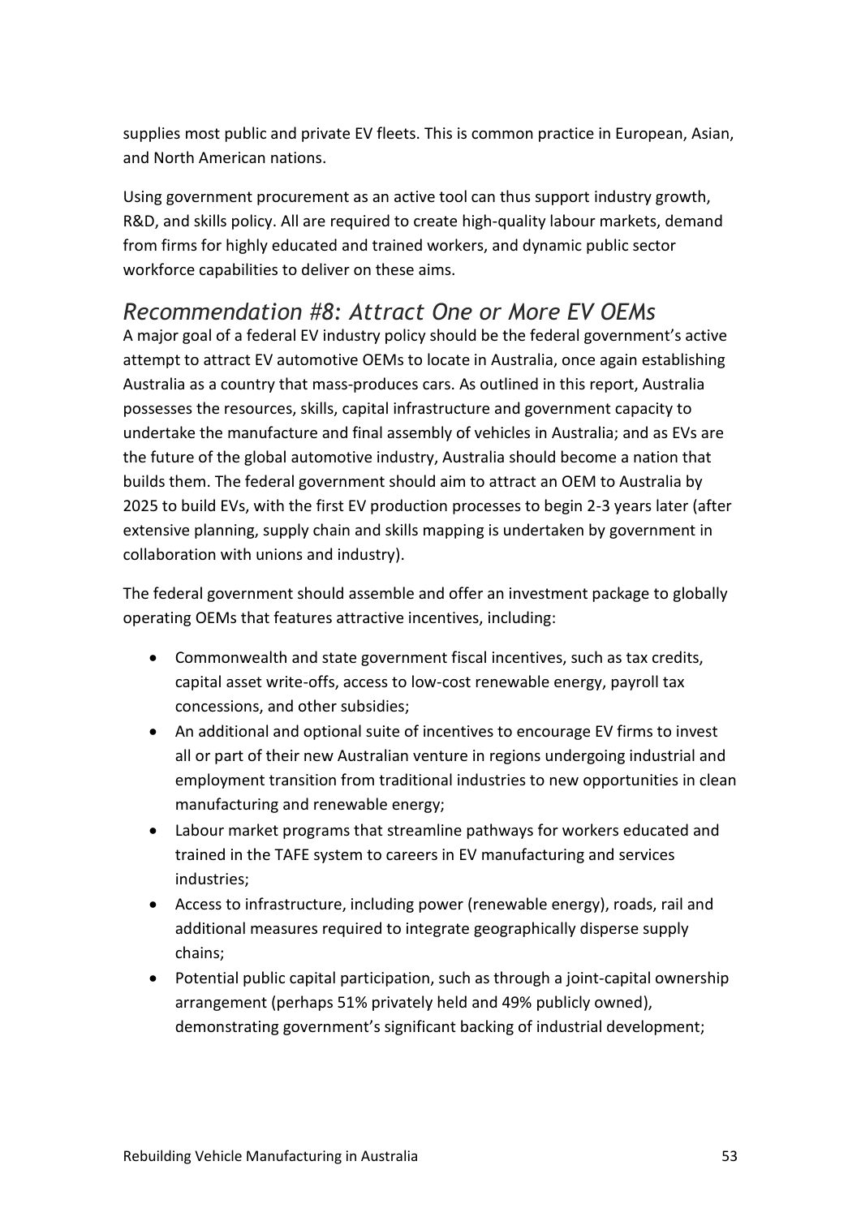supplies most public and private EV fleets. This is common practice in European, Asian, and North American nations.

Using government procurement as an active tool can thus support industry growth, R&D, and skills policy. All are required to create high-quality labour markets, demand from firms for highly educated and trained workers, and dynamic public sector workforce capabilities to deliver on these aims.

## *Recommendation #8: Attract One or More EV OEMs*

A major goal of a federal EV industry policy should be the federal government's active attempt to attract EV automotive OEMs to locate in Australia, once again establishing Australia as a country that mass-produces cars. As outlined in this report, Australia possesses the resources, skills, capital infrastructure and government capacity to undertake the manufacture and final assembly of vehicles in Australia; and as EVs are the future of the global automotive industry, Australia should become a nation that builds them. The federal government should aim to attract an OEM to Australia by 2025 to build EVs, with the first EV production processes to begin 2-3 years later (after extensive planning, supply chain and skills mapping is undertaken by government in collaboration with unions and industry).

The federal government should assemble and offer an investment package to globally operating OEMs that features attractive incentives, including:

- Commonwealth and state government fiscal incentives, such as tax credits, capital asset write-offs, access to low-cost renewable energy, payroll tax concessions, and other subsidies;
- An additional and optional suite of incentives to encourage EV firms to invest all or part of their new Australian venture in regions undergoing industrial and employment transition from traditional industries to new opportunities in clean manufacturing and renewable energy;
- Labour market programs that streamline pathways for workers educated and trained in the TAFE system to careers in EV manufacturing and services industries;
- Access to infrastructure, including power (renewable energy), roads, rail and additional measures required to integrate geographically disperse supply chains;
- Potential public capital participation, such as through a joint-capital ownership arrangement (perhaps 51% privately held and 49% publicly owned), demonstrating government's significant backing of industrial development;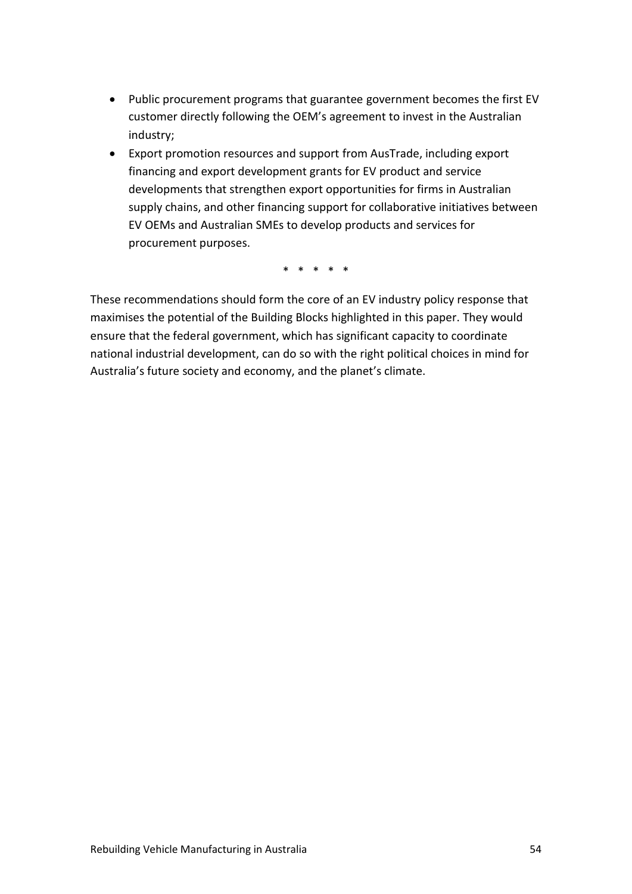- Public procurement programs that guarantee government becomes the first EV customer directly following the OEM's agreement to invest in the Australian industry;
- Export promotion resources and support from AusTrade, including export financing and export development grants for EV product and service developments that strengthen export opportunities for firms in Australian supply chains, and other financing support for collaborative initiatives between EV OEMs and Australian SMEs to develop products and services for procurement purposes.

\* \* \* \* \*

These recommendations should form the core of an EV industry policy response that maximises the potential of the Building Blocks highlighted in this paper. They would ensure that the federal government, which has significant capacity to coordinate national industrial development, can do so with the right political choices in mind for Australia's future society and economy, and the planet's climate.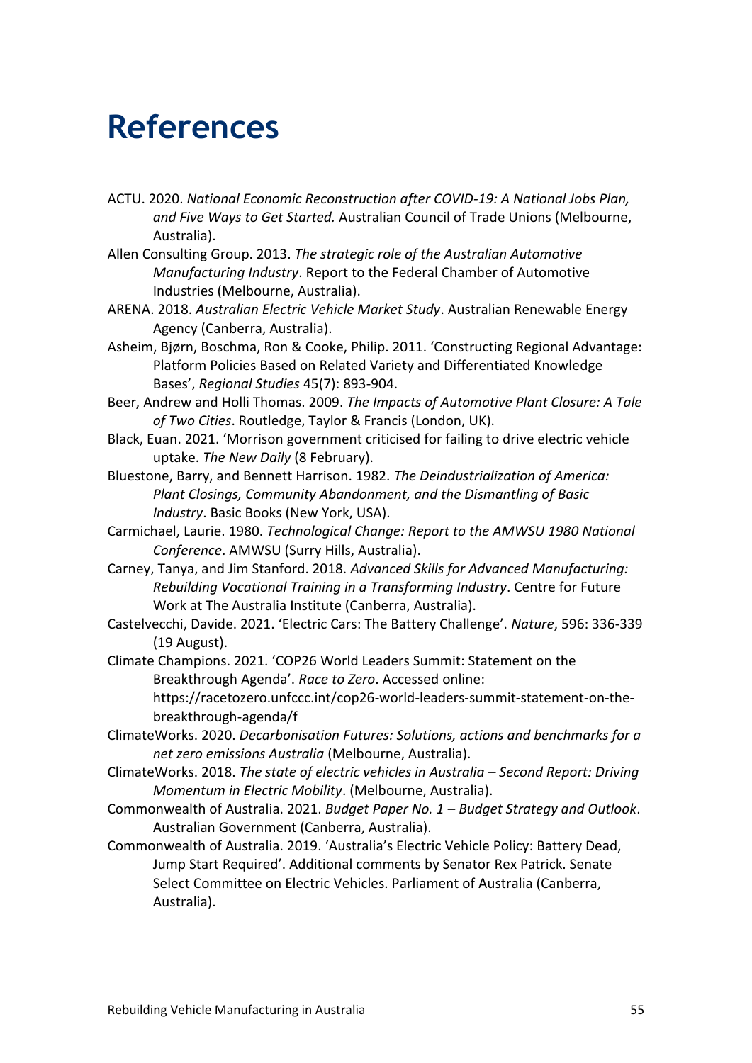# References

ACTU. 2020. *National Economic Reconstruction after COVID-19: A National Jobs Plan, and Five Ways to Get Started.* Australian Council of Trade Unions (Melbourne, Australia).

Allen Consulting Group. 2013. *The strategic role of the Australian Automotive Manufacturing Industry*. Report to the Federal Chamber of Automotive Industries (Melbourne, Australia).

ARENA. 2018. *Australian Electric Vehicle Market Study*. Australian Renewable Energy Agency (Canberra, Australia).

Asheim, Bjørn, Boschma, Ron & Cooke, Philip. 2011. 'Constructing Regional Advantage: Platform Policies Based on Related Variety and Differentiated Knowledge Bases', *Regional Studies* 45(7): 893-904.

Beer, Andrew and Holli Thomas. 2009. *The Impacts of Automotive Plant Closure: A Tale of Two Cities*. Routledge, Taylor & Francis (London, UK).

Black, Euan. 2021. 'Morrison government criticised for failing to drive electric vehicle uptake. *The New Daily* (8 February).

Bluestone, Barry, and Bennett Harrison. 1982. *The Deindustrialization of America: Plant Closings, Community Abandonment, and the Dismantling of Basic Industry*. Basic Books (New York, USA).

Carmichael, Laurie. 1980. *Technological Change: Report to the AMWSU 1980 National Conference*. AMWSU (Surry Hills, Australia).

Carney, Tanya, and Jim Stanford. 2018. *Advanced Skills for Advanced Manufacturing: Rebuilding Vocational Training in a Transforming Industry*. Centre for Future Work at The Australia Institute (Canberra, Australia).

Castelvecchi, Davide. 2021. 'Electric Cars: The Battery Challenge'. *Nature*, 596: 336-339 (19 August).

Climate Champions. 2021. 'COP26 World Leaders Summit: Statement on the Breakthrough Agenda'. *Race to Zero*. Accessed online: https://racetozero.unfccc.int/cop26-world-leaders-summit-statement-on-the-breakthrough-agenda/f

ClimateWorks. 2020. *Decarbonisation Futures: Solutions, actions and benchmarks for a net zero emissions Australia* (Melbourne, Australia).

ClimateWorks. 2018. *The state of electric vehicles in Australia – Second Report: Driving Momentum in Electric Mobility*. (Melbourne, Australia).

Commonwealth of Australia. 2021. *Budget Paper No. 1 – Budget Strategy and Outlook*. Australian Government (Canberra, Australia).

Commonwealth of Australia. 2019. 'Australia's Electric Vehicle Policy: Battery Dead, Jump Start Required'. Additional comments by Senator Rex Patrick. Senate Select Committee on Electric Vehicles. Parliament of Australia (Canberra, Australia).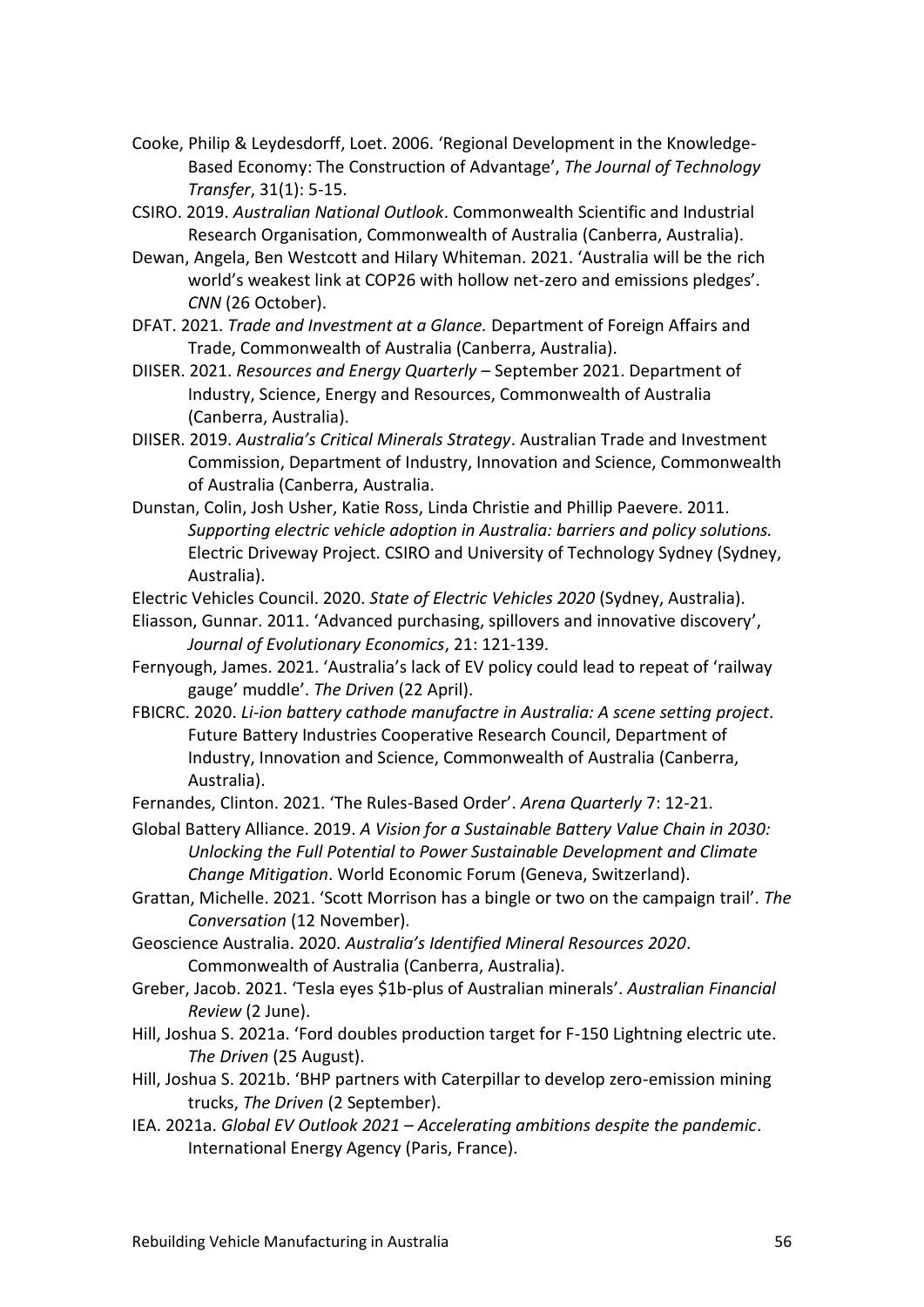Cooke, Philip & Leydesdorff, Loet. 2006. 'Regional Development in the Knowledge-Based Economy: The Construction of Advantage', *The Journal of Technology Transfer*, 31(1): 5-15.

CSIRO. 2019. *Australian National Outlook*. Commonwealth Scientific and Industrial Research Organisation, Commonwealth of Australia (Canberra, Australia).

Dewan, Angela, Ben Westcott and Hilary Whiteman. 2021. 'Australia will be the rich world's weakest link at COP26 with hollow net-zero and emissions pledges'. *CNN* (26 October).

DFAT. 2021. *Trade and Investment at a Glance.* Department of Foreign Affairs and Trade, Commonwealth of Australia (Canberra, Australia).

DIISER. 2021. *Resources and Energy Quarterly* – September 2021. Department of Industry, Science, Energy and Resources, Commonwealth of Australia (Canberra, Australia).

DIISER. 2019. *Australia's Critical Minerals Strategy*. Australian Trade and Investment Commission, Department of Industry, Innovation and Science, Commonwealth of Australia (Canberra, Australia.

Dunstan, Colin, Josh Usher, Katie Ross, Linda Christie and Phillip Paevere. 2011. *Supporting electric vehicle adoption in Australia: barriers and policy solutions.* Electric Driveway Project. CSIRO and University of Technology Sydney (Sydney, Australia).

Electric Vehicles Council. 2020. *State of Electric Vehicles 2020* (Sydney, Australia).

Eliasson, Gunnar. 2011. 'Advanced purchasing, spillovers and innovative discovery', *Journal of Evolutionary Economics*, 21: 121-139.

Fernyough, James. 2021. 'Australia's lack of EV policy could lead to repeat of 'railway gauge' muddle'. *The Driven* (22 April).

FBICRC. 2020. *Li-ion battery cathode manufactre in Australia: A scene setting project*. Future Battery Industries Cooperative Research Council, Department of Industry, Innovation and Science, Commonwealth of Australia (Canberra, Australia).

Fernandes, Clinton. 2021. 'The Rules-Based Order'. *Arena Quarterly* 7: 12-21.

Global Battery Alliance. 2019. *A Vision for a Sustainable Battery Value Chain in 2030: Unlocking the Full Potential to Power Sustainable Development and Climate Change Mitigation*. World Economic Forum (Geneva, Switzerland).

Grattan, Michelle. 2021. 'Scott Morrison has a bingle or two on the campaign trail'. *The Conversation* (12 November).

Geoscience Australia. 2020. *Australia's Identified Mineral Resources 2020*. Commonwealth of Australia (Canberra, Australia).

Greber, Jacob. 2021. 'Tesla eyes $1b-plus of Australian minerals'. *Australian Financial Review* (2 June).

Hill, Joshua S. 2021a. 'Ford doubles production target for F-150 Lightning electric ute. *The Driven* (25 August).

Hill, Joshua S. 2021b. 'BHP partners with Caterpillar to develop zero-emission mining trucks, *The Driven* (2 September).

IEA. 2021a. *Global EV Outlook 2021 – Accelerating ambitions despite the pandemic*. International Energy Agency (Paris, France).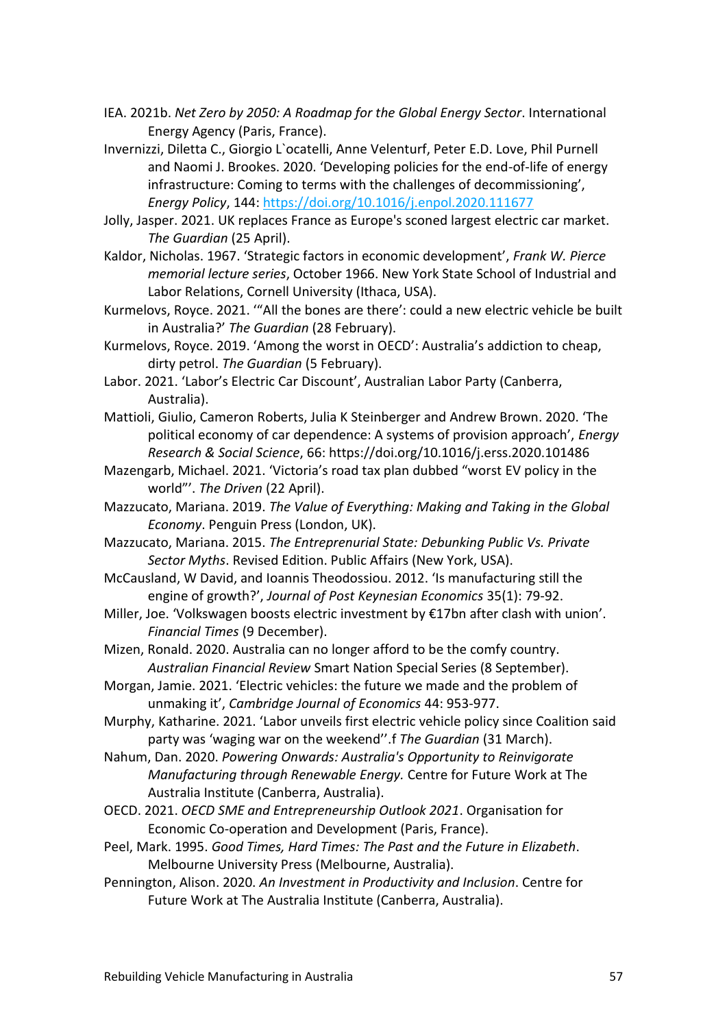IEA. 2021b. *Net Zero by 2050: A Roadmap for the Global Energy Sector*. International Energy Agency (Paris, France).

Invernizzi, Diletta C., Giorgio L`ocatelli, Anne Velenturf, Peter E.D. Love, Phil Purnell and Naomi J. Brookes. 2020. 'Developing policies for the end-of-life of energy infrastructure: Coming to terms with the challenges of decommissioning', *Energy Policy*, 144: https://doi.org/10.1016/j.enpol.2020.111677

Jolly, Jasper. 2021. UK replaces France as Europe's sconed largest electric car market. *The Guardian* (25 April).

Kaldor, Nicholas. 1967. 'Strategic factors in economic development', *Frank W. Pierce memorial lecture series*, October 1966. New York State School of Industrial and Labor Relations, Cornell University (Ithaca, USA).

Kurmelovs, Royce. 2021. '"All the bones are there': could a new electric vehicle be built in Australia?' *The Guardian* (28 February).

Kurmelovs, Royce. 2019. 'Among the worst in OECD': Australia's addiction to cheap, dirty petrol. *The Guardian* (5 February).

Labor. 2021. 'Labor's Electric Car Discount', Australian Labor Party (Canberra, Australia).

Mattioli, Giulio, Cameron Roberts, Julia K Steinberger and Andrew Brown. 2020. 'The political economy of car dependence: A systems of provision approach', *Energy Research & Social Science*, 66: https://doi.org/10.1016/j.erss.2020.101486

Mazengarb, Michael. 2021. 'Victoria's road tax plan dubbed "worst EV policy in the world"'. *The Driven* (22 April).

Mazzucato, Mariana. 2019. *The Value of Everything: Making and Taking in the Global Economy*. Penguin Press (London, UK).

Mazzucato, Mariana. 2015. *The Entreprenurial State: Debunking Public Vs. Private Sector Myths*. Revised Edition. Public Affairs (New York, USA).

McCausland, W David, and Ioannis Theodossiou. 2012. 'Is manufacturing still the engine of growth?', *Journal of Post Keynesian Economics* 35(1): 79-92.

Miller, Joe. 'Volkswagen boosts electric investment by €17bn after clash with union'. *Financial Times* (9 December).

Mizen, Ronald. 2020. Australia can no longer afford to be the comfy country. *Australian Financial Review* Smart Nation Special Series (8 September).

Morgan, Jamie. 2021. 'Electric vehicles: the future we made and the problem of unmaking it', *Cambridge Journal of Economics* 44: 953-977.

Murphy, Katharine. 2021. 'Labor unveils first electric vehicle policy since Coalition said party was 'waging war on the weekend''.f *The Guardian* (31 March).

Nahum, Dan. 2020. *Powering Onwards: Australia's Opportunity to Reinvigorate Manufacturing through Renewable Energy.* Centre for Future Work at The Australia Institute (Canberra, Australia).

OECD. 2021. *OECD SME and Entrepreneurship Outlook 2021*. Organisation for Economic Co-operation and Development (Paris, France).

Peel, Mark. 1995. *Good Times, Hard Times: The Past and the Future in Elizabeth*. Melbourne University Press (Melbourne, Australia).

Pennington, Alison. 2020. *An Investment in Productivity and Inclusion*. Centre for Future Work at The Australia Institute (Canberra, Australia).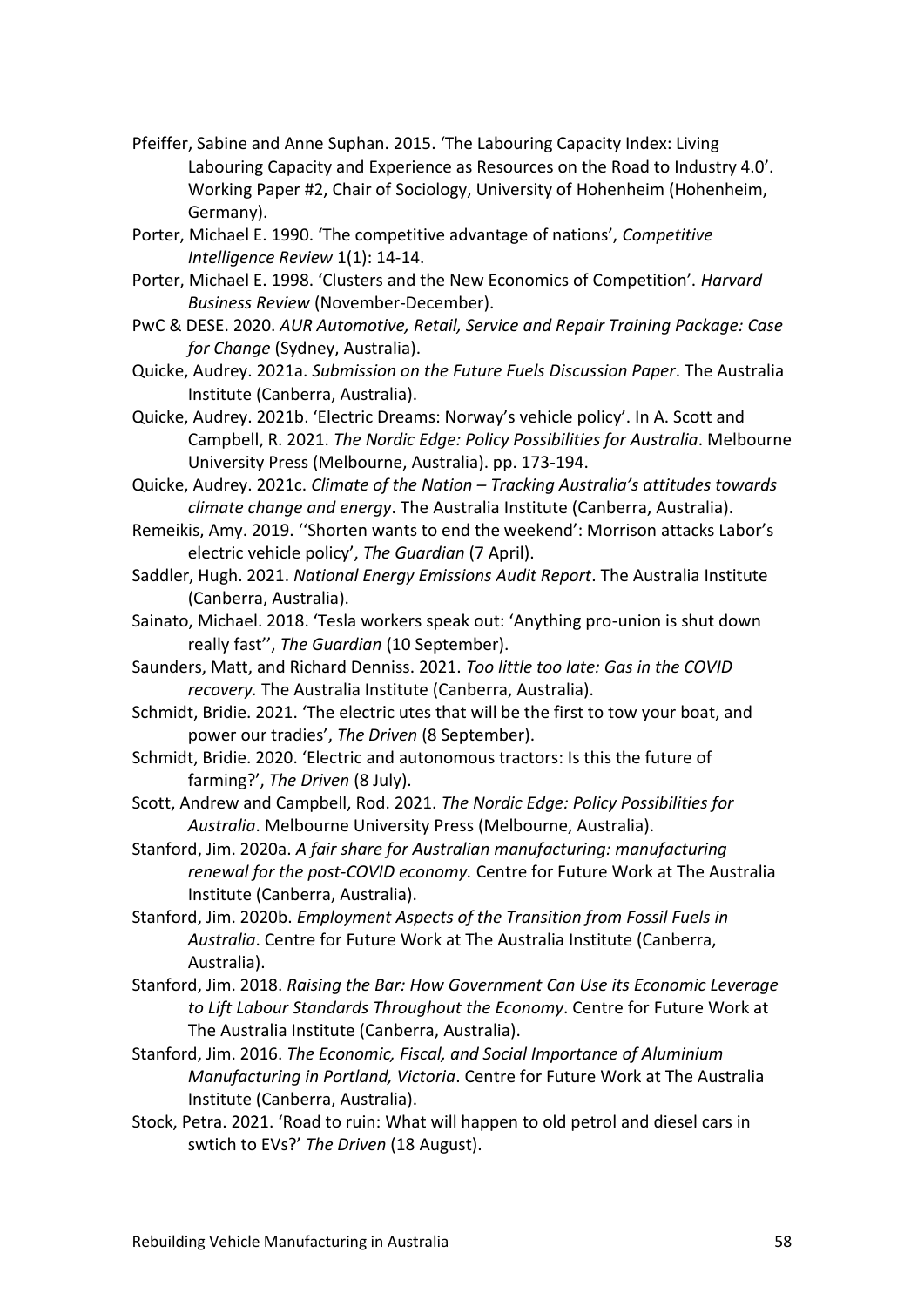Pfeiffer, Sabine and Anne Suphan. 2015. 'The Labouring Capacity Index: Living Labouring Capacity and Experience as Resources on the Road to Industry 4.0'. Working Paper #2, Chair of Sociology, University of Hohenheim (Hohenheim, Germany).

Porter, Michael E. 1990. 'The competitive advantage of nations', *Competitive Intelligence Review* 1(1): 14-14.

Porter, Michael E. 1998. 'Clusters and the New Economics of Competition'. *Harvard Business Review* (November-December).

PwC & DESE. 2020. *AUR Automotive, Retail, Service and Repair Training Package: Case for Change* (Sydney, Australia).

Quicke, Audrey. 2021a. *Submission on the Future Fuels Discussion Paper*. The Australia Institute (Canberra, Australia).

Quicke, Audrey. 2021b. 'Electric Dreams: Norway's vehicle policy'. In A. Scott and Campbell, R. 2021. *The Nordic Edge: Policy Possibilities for Australia*. Melbourne University Press (Melbourne, Australia). pp. 173-194.

Quicke, Audrey. 2021c. *Climate of the Nation – Tracking Australia's attitudes towards climate change and energy*. The Australia Institute (Canberra, Australia).

Remeikis, Amy. 2019. ''Shorten wants to end the weekend': Morrison attacks Labor's electric vehicle policy', *The Guardian* (7 April).

Saddler, Hugh. 2021. *National Energy Emissions Audit Report*. The Australia Institute (Canberra, Australia).

Sainato, Michael. 2018. 'Tesla workers speak out: 'Anything pro-union is shut down really fast'', *The Guardian* (10 September).

Saunders, Matt, and Richard Denniss. 2021. *Too little too late: Gas in the COVID recovery.* The Australia Institute (Canberra, Australia).

Schmidt, Bridie. 2021. 'The electric utes that will be the first to tow your boat, and power our tradies', *The Driven* (8 September).

Schmidt, Bridie. 2020. 'Electric and autonomous tractors: Is this the future of farming?', *The Driven* (8 July).

Scott, Andrew and Campbell, Rod. 2021. *The Nordic Edge: Policy Possibilities for Australia*. Melbourne University Press (Melbourne, Australia).

Stanford, Jim. 2020a. *A fair share for Australian manufacturing: manufacturing renewal for the post-COVID economy.* Centre for Future Work at The Australia Institute (Canberra, Australia).

Stanford, Jim. 2020b. *Employment Aspects of the Transition from Fossil Fuels in Australia*. Centre for Future Work at The Australia Institute (Canberra, Australia).

Stanford, Jim. 2018. *Raising the Bar: How Government Can Use its Economic Leverage to Lift Labour Standards Throughout the Economy*. Centre for Future Work at The Australia Institute (Canberra, Australia).

Stanford, Jim. 2016. *The Economic, Fiscal, and Social Importance of Aluminium Manufacturing in Portland, Victoria*. Centre for Future Work at The Australia Institute (Canberra, Australia).

Stock, Petra. 2021. 'Road to ruin: What will happen to old petrol and diesel cars in swtich to EVs?' *The Driven* (18 August).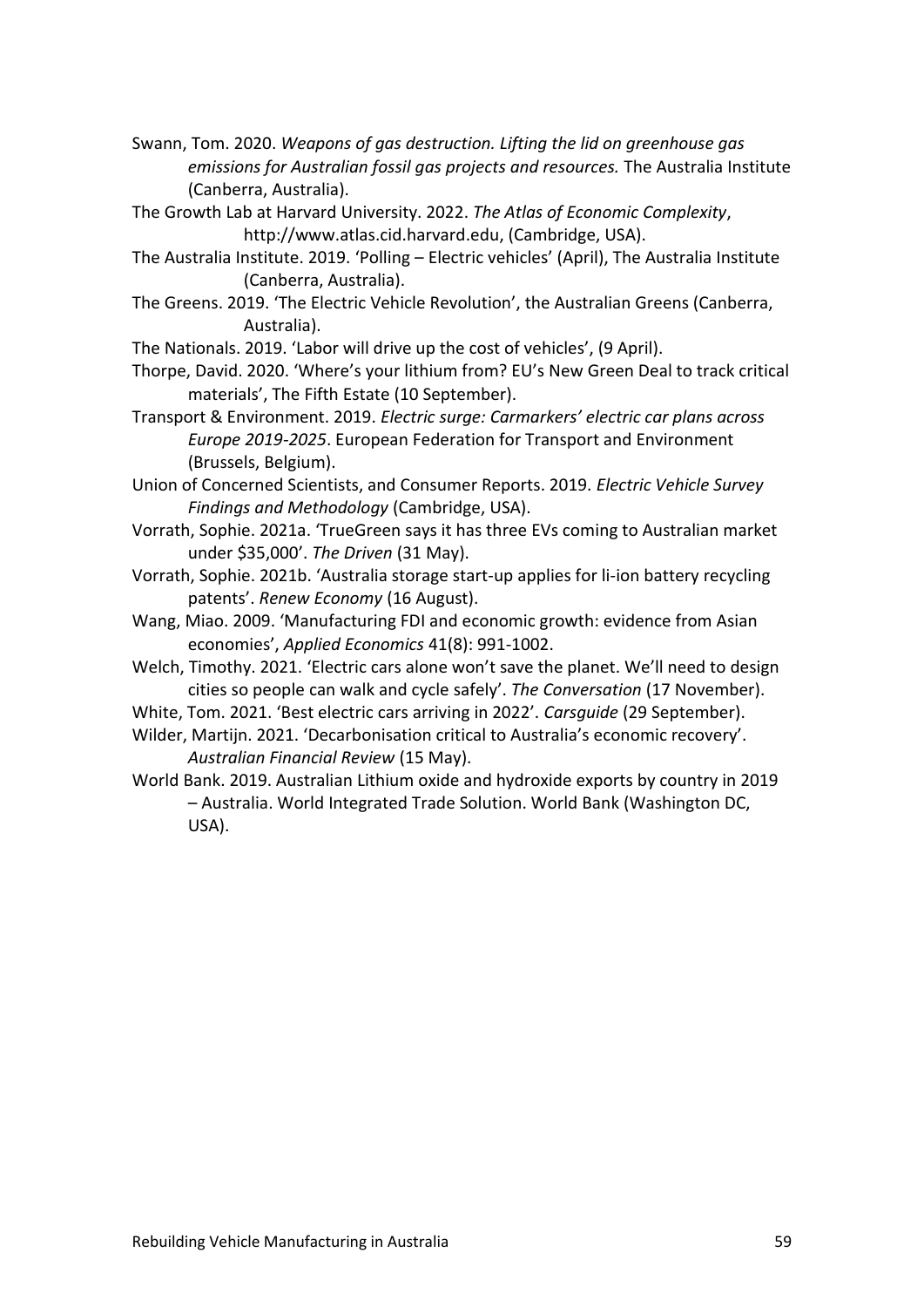Swann, Tom. 2020. *Weapons of gas destruction. Lifting the lid on greenhouse gas emissions for Australian fossil gas projects and resources.* The Australia Institute (Canberra, Australia).

The Growth Lab at Harvard University. 2022. *The Atlas of Economic Complexity*, http://www.atlas.cid.harvard.edu, (Cambridge, USA).

The Australia Institute. 2019. 'Polling – Electric vehicles' (April), The Australia Institute (Canberra, Australia).

The Greens. 2019. 'The Electric Vehicle Revolution', the Australian Greens (Canberra, Australia).

The Nationals. 2019. 'Labor will drive up the cost of vehicles', (9 April).

Thorpe, David. 2020. 'Where's your lithium from? EU's New Green Deal to track critical materials', The Fifth Estate (10 September).

Transport & Environment. 2019. *Electric surge: Carmarkers' electric car plans across Europe 2019-2025*. European Federation for Transport and Environment (Brussels, Belgium).

Union of Concerned Scientists, and Consumer Reports. 2019. *Electric Vehicle Survey Findings and Methodology* (Cambridge, USA).

Vorrath, Sophie. 2021a. 'TrueGreen says it has three EVs coming to Australian market under $35,000'. *The Driven* (31 May).

Vorrath, Sophie. 2021b. 'Australia storage start-up applies for li-ion battery recycling patents'. *Renew Economy* (16 August).

Wang, Miao. 2009. 'Manufacturing FDI and economic growth: evidence from Asian economies', *Applied Economics* 41(8): 991-1002.

Welch, Timothy. 2021. 'Electric cars alone won't save the planet. We'll need to design cities so people can walk and cycle safely'. *The Conversation* (17 November).

White, Tom. 2021. 'Best electric cars arriving in 2022'. *Carsguide* (29 September).

Wilder, Martijn. 2021. 'Decarbonisation critical to Australia's economic recovery'. *Australian Financial Review* (15 May).

World Bank. 2019. Australian Lithium oxide and hydroxide exports by country in 2019 – Australia. World Integrated Trade Solution. World Bank (Washington DC, USA).